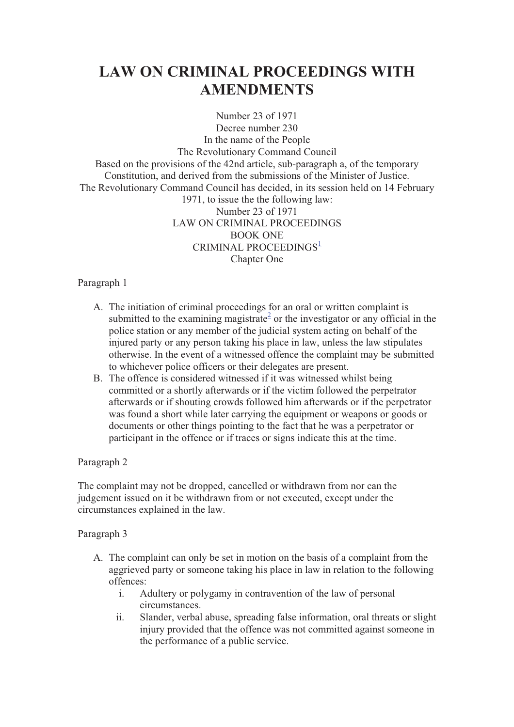# LAW ON CRIMINAL PROCEEDINGS WITH AMENDMENTS

Number 23 of 1971
Decree number 230
In the name of the People
The Revolutionary Command Council
Based on the provisions of the 42nd article, sub-paragraph a, of the temporary Constitution, and derived from the submissions of the Minister of Justice.
The Revolutionary Command Council has decided, in its session held on 14 February 1971, to issue the the following law:
Number 23 of 1971
LAW ON CRIMINAL PROCEEDINGS
BOOK ONE
CRIMINAL PROCEEDINGS[1]
Chapter One

Paragraph 1

A. The initiation of criminal proceedings for an oral or written complaint is submitted to the examining magistrate[2] or the investigator or any official in the police station or any member of the judicial system acting on behalf of the injured party or any person taking his place in law, unless the law stipulates otherwise. In the event of a witnessed offence the complaint may be submitted to whichever police officers or their delegates are present.
B. The offence is considered witnessed if it was witnessed whilst being committed or a shortly afterwards or if the victim followed the perpetrator afterwards or if shouting crowds followed him afterwards or if the perpetrator was found a short while later carrying the equipment or weapons or goods or documents or other things pointing to the fact that he was a perpetrator or participant in the offence or if traces or signs indicate this at the time.

Paragraph 2

The complaint may not be dropped, cancelled or withdrawn from nor can the judgement issued on it be withdrawn from or not executed, except under the circumstances explained in the law.

Paragraph 3

A. The complaint can only be set in motion on the basis of a complaint from the aggrieved party or someone taking his place in law in relation to the following offences:
   i. Adultery or polygamy in contravention of the law of personal circumstances.
   ii. Slander, verbal abuse, spreading false information, oral threats or slight injury provided that the offence was not committed against someone in the performance of a public service.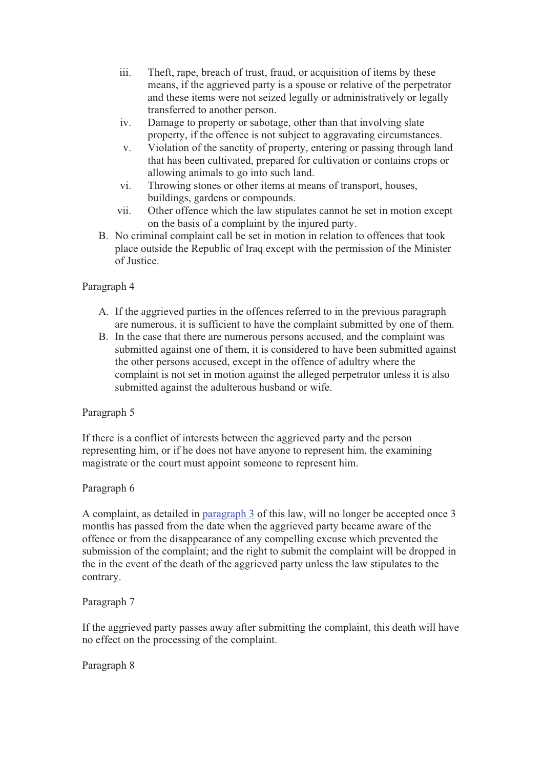iii. Theft, rape, breach of trust, fraud, or acquisition of items by these means, if the aggrieved party is a spouse or relative of the perpetrator and these items were not seized legally or administratively or legally transferred to another person.
iv. Damage to property or sabotage, other than that involving slate property, if the offence is not subject to aggravating circumstances.
v. Violation of the sanctity of property, entering or passing through land that has been cultivated, prepared for cultivation or contains crops or allowing animals to go into such land.
vi. Throwing stones or other items at means of transport, houses, buildings, gardens or compounds.
vii. Other offence which the law stipulates cannot he set in motion except on the basis of a complaint by the injured party.

B. No criminal complaint call be set in motion in relation to offences that took place outside the Republic of Iraq except with the permission of the Minister of Justice.

Paragraph 4

A. If the aggrieved parties in the offences referred to in the previous paragraph are numerous, it is sufficient to have the complaint submitted by one of them.
B. In the case that there are numerous persons accused, and the complaint was submitted against one of them, it is considered to have been submitted against the other persons accused, except in the offence of adultery where the complaint is not set in motion against the alleged perpetrator unless it is also submitted against the adulterous husband or wife.

Paragraph 5

If there is a conflict of interests between the aggrieved party and the person representing him, or if he does not have anyone to represent him, the examining magistrate or the court must appoint someone to represent him.

Paragraph 6

A complaint, as detailed in paragraph 3 of this law, will no longer be accepted once 3 months has passed from the date when the aggrieved party became aware of the offence or from the disappearance of any compelling excuse which prevented the submission of the complaint; and the right to submit the complaint will be dropped in the in the event of the death of the aggrieved party unless the law stipulates to the contrary.

Paragraph 7

If the aggrieved party passes away after submitting the complaint, this death will have no effect on the processing of the complaint.

Paragraph 8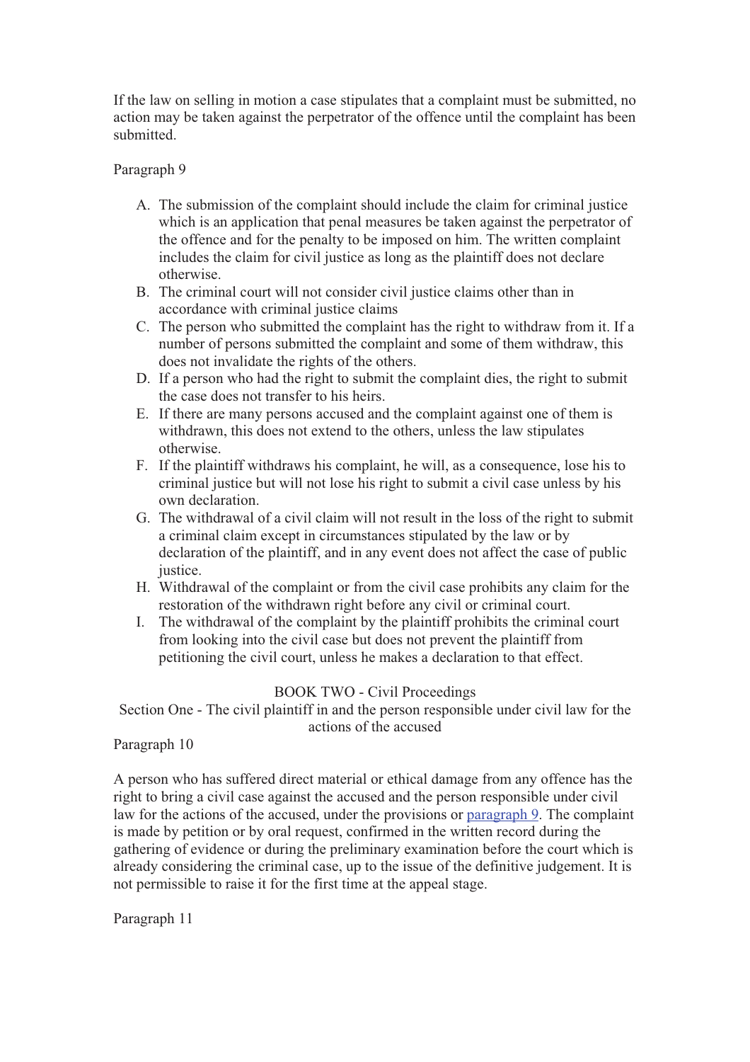If the law on selling in motion a case stipulates that a complaint must be submitted, no action may be taken against the perpetrator of the offence until the complaint has been submitted.

Paragraph 9

A. The submission of the complaint should include the claim for criminal justice which is an application that penal measures be taken against the perpetrator of the offence and for the penalty to be imposed on him. The written complaint includes the claim for civil justice as long as the plaintiff does not declare otherwise.
B. The criminal court will not consider civil justice claims other than in accordance with criminal justice claims
C. The person who submitted the complaint has the right to withdraw from it. If a number of persons submitted the complaint and some of them withdraw, this does not invalidate the rights of the others.
D. If a person who had the right to submit the complaint dies, the right to submit the case does not transfer to his heirs.
E. If there are many persons accused and the complaint against one of them is withdrawn, this does not extend to the others, unless the law stipulates otherwise.
F. If the plaintiff withdraws his complaint, he will, as a consequence, lose his to criminal justice but will not lose his right to submit a civil case unless by his own declaration.
G. The withdrawal of a civil claim will not result in the loss of the right to submit a criminal claim except in circumstances stipulated by the law or by declaration of the plaintiff, and in any event does not affect the case of public justice.
H. Withdrawal of the complaint or from the civil case prohibits any claim for the restoration of the withdrawn right before any civil or criminal court.
I. The withdrawal of the complaint by the plaintiff prohibits the criminal court from looking into the civil case but does not prevent the plaintiff from petitioning the civil court, unless he makes a declaration to that effect.

## BOOK TWO - Civil Proceedings

### Section One - The civil plaintiff in and the person responsible under civil law for the actions of the accused

Paragraph 10

A person who has suffered direct material or ethical damage from any offence has the right to bring a civil case against the accused and the person responsible under civil law for the actions of the accused, under the provisions or paragraph 9. The complaint is made by petition or by oral request, confirmed in the written record during the gathering of evidence or during the preliminary examination before the court which is already considering the criminal case, up to the issue of the definitive judgement. It is not permissible to raise it for the first time at the appeal stage.

Paragraph 11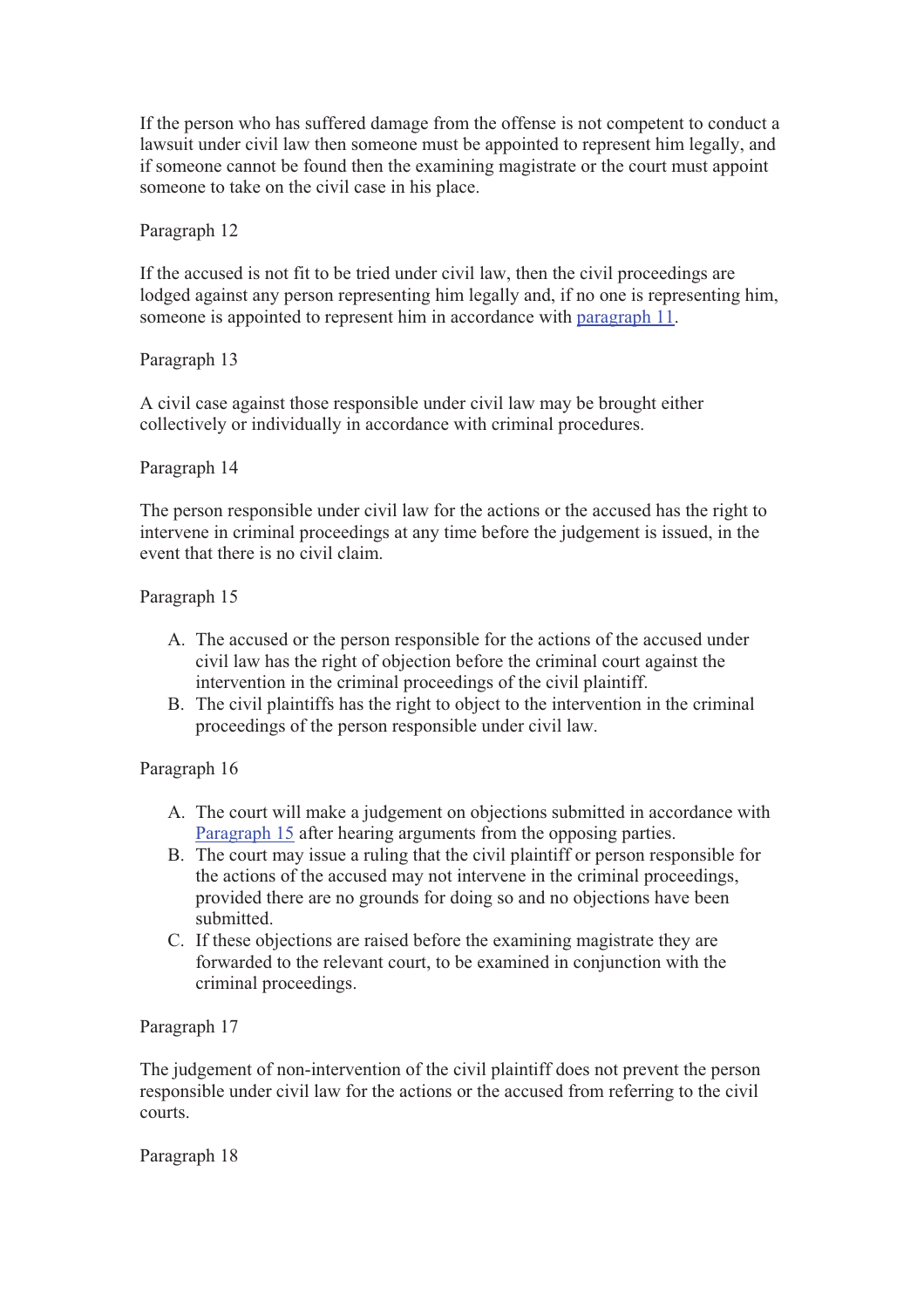If the person who has suffered damage from the offense is not competent to conduct a lawsuit under civil law then someone must be appointed to represent him legally, and if someone cannot be found then the examining magistrate or the court must appoint someone to take on the civil case in his place.

Paragraph 12

If the accused is not fit to be tried under civil law, then the civil proceedings are lodged against any person representing him legally and, if no one is representing him, someone is appointed to represent him in accordance with paragraph 11.

Paragraph 13

A civil case against those responsible under civil law may be brought either collectively or individually in accordance with criminal procedures.

Paragraph 14

The person responsible under civil law for the actions or the accused has the right to intervene in criminal proceedings at any time before the judgement is issued, in the event that there is no civil claim.

Paragraph 15

A. The accused or the person responsible for the actions of the accused under civil law has the right of objection before the criminal court against the intervention in the criminal proceedings of the civil plaintiff.
B. The civil plaintiffs has the right to object to the intervention in the criminal proceedings of the person responsible under civil law.

Paragraph 16

A. The court will make a judgement on objections submitted in accordance with Paragraph 15 after hearing arguments from the opposing parties.
B. The court may issue a ruling that the civil plaintiff or person responsible for the actions of the accused may not intervene in the criminal proceedings, provided there are no grounds for doing so and no objections have been submitted.
C. If these objections are raised before the examining magistrate they are forwarded to the relevant court, to be examined in conjunction with the criminal proceedings.

Paragraph 17

The judgement of non-intervention of the civil plaintiff does not prevent the person responsible under civil law for the actions or the accused from referring to the civil courts.

Paragraph 18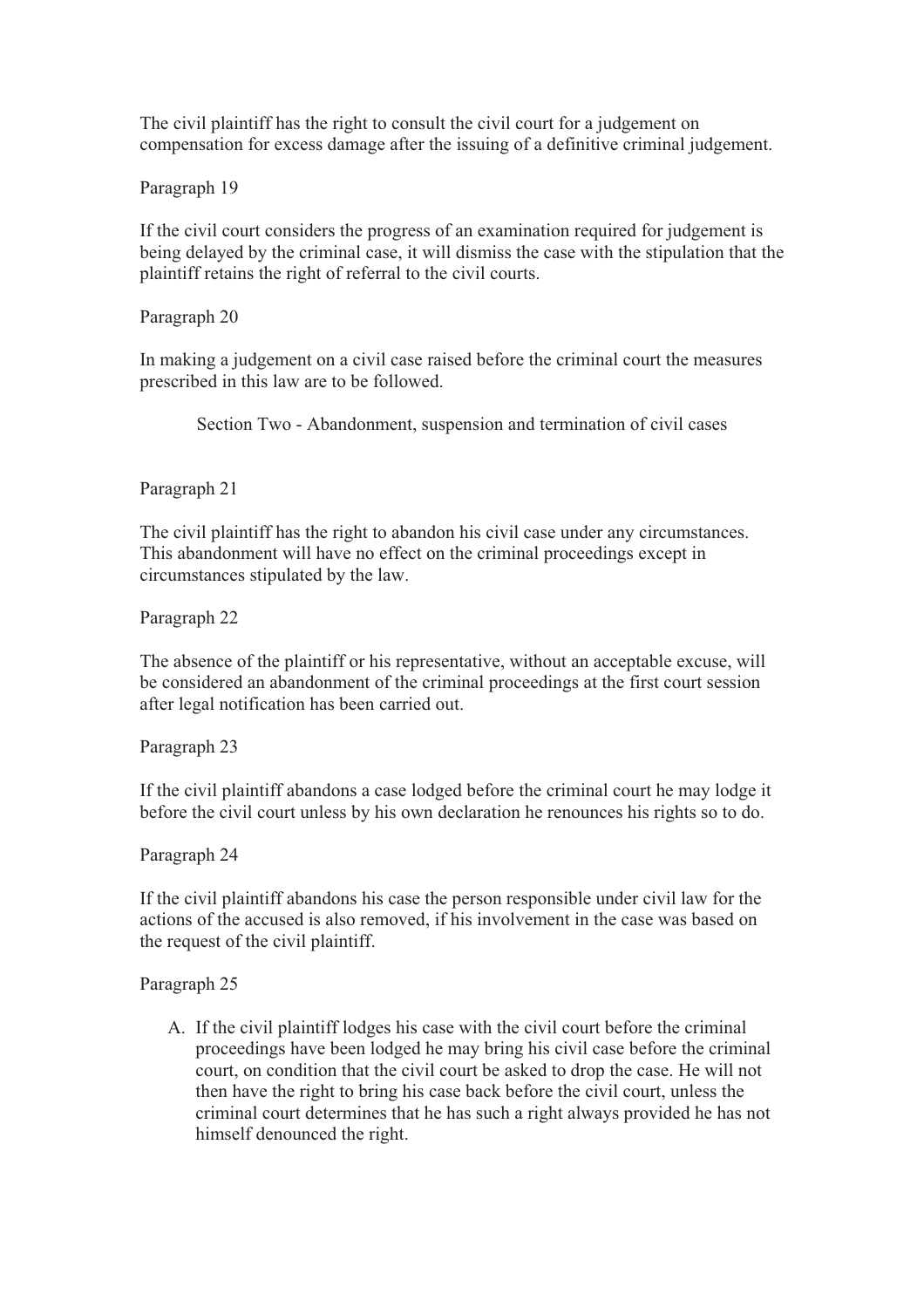The civil plaintiff has the right to consult the civil court for a judgement on compensation for excess damage after the issuing of a definitive criminal judgement.

Paragraph 19

If the civil court considers the progress of an examination required for judgement is being delayed by the criminal case, it will dismiss the case with the stipulation that the plaintiff retains the right of referral to the civil courts.

Paragraph 20

In making a judgement on a civil case raised before the criminal court the measures prescribed in this law are to be followed.

## Section Two - Abandonment, suspension and termination of civil cases

Paragraph 21

The civil plaintiff has the right to abandon his civil case under any circumstances. This abandonment will have no effect on the criminal proceedings except in circumstances stipulated by the law.

Paragraph 22

The absence of the plaintiff or his representative, without an acceptable excuse, will be considered an abandonment of the criminal proceedings at the first court session after legal notification has been carried out.

Paragraph 23

If the civil plaintiff abandons a case lodged before the criminal court he may lodge it before the civil court unless by his own declaration he renounces his rights so to do.

Paragraph 24

If the civil plaintiff abandons his case the person responsible under civil law for the actions of the accused is also removed, if his involvement in the case was based on the request of the civil plaintiff.

Paragraph 25

A. If the civil plaintiff lodges his case with the civil court before the criminal proceedings have been lodged he may bring his civil case before the criminal court, on condition that the civil court be asked to drop the case. He will not then have the right to bring his case back before the civil court, unless the criminal court determines that he has such a right always provided he has not himself denounced the right.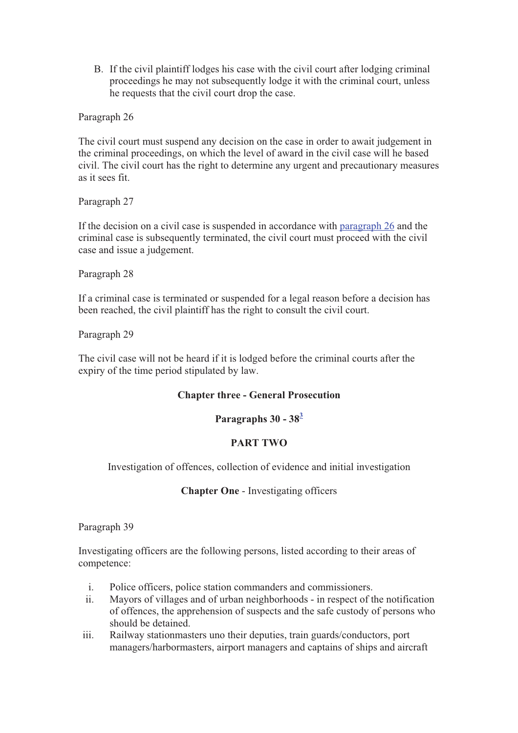B. If the civil plaintiff lodges his case with the civil court after lodging criminal proceedings he may not subsequently lodge it with the criminal court, unless he requests that the civil court drop the case.

Paragraph 26

The civil court must suspend any decision on the case in order to await judgement in the criminal proceedings, on which the level of award in the civil case will he based civil. The civil court has the right to determine any urgent and precautionary measures as it sees fit.

Paragraph 27

If the decision on a civil case is suspended in accordance with paragraph 26 and the criminal case is subsequently terminated, the civil court must proceed with the civil case and issue a judgement.

Paragraph 28

If a criminal case is terminated or suspended for a legal reason before a decision has been reached, the civil plaintiff has the right to consult the civil court.

Paragraph 29

The civil case will not be heard if it is lodged before the criminal courts after the expiry of the time period stipulated by law.

## Chapter three - General Prosecution

### Paragraphs 30 - 38[3]

## PART TWO

Investigation of offences, collection of evidence and initial investigation

### **Chapter One** - Investigating officers

Paragraph 39

Investigating officers are the following persons, listed according to their areas of competence:

i. Police officers, police station commanders and commissioners.
ii. Mayors of villages and of urban neighborhoods - in respect of the notification of offences, the apprehension of suspects and the safe custody of persons who should be detained.
iii. Railway stationmasters uno their deputies, train guards/conductors, port managers/harbormasters, airport managers and captains of ships and aircraft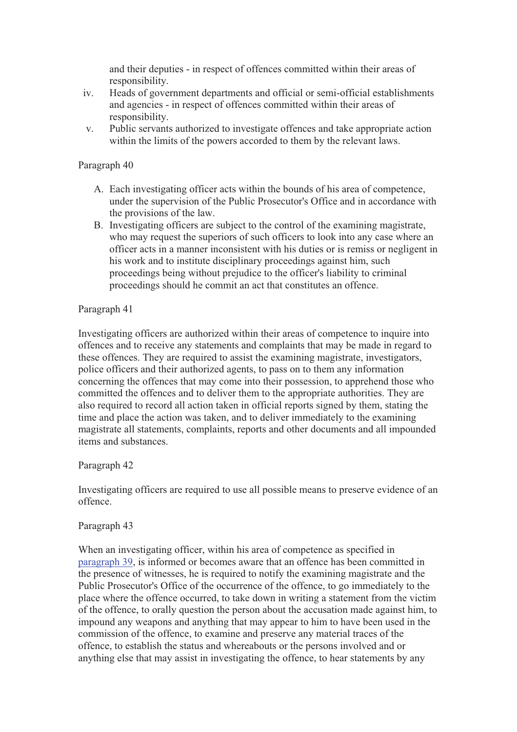and their deputies - in respect of offences committed within their areas of responsibility.

iv. Heads of government departments and official or semi-official establishments and agencies - in respect of offences committed within their areas of responsibility.

v. Public servants authorized to investigate offences and take appropriate action within the limits of the powers accorded to them by the relevant laws.

Paragraph 40

A. Each investigating officer acts within the bounds of his area of competence, under the supervision of the Public Prosecutor's Office and in accordance with the provisions of the law.

B. Investigating officers are subject to the control of the examining magistrate, who may request the superiors of such officers to look into any case where an officer acts in a manner inconsistent with his duties or is remiss or negligent in his work and to institute disciplinary proceedings against him, such proceedings being without prejudice to the officer's liability to criminal proceedings should he commit an act that constitutes an offence.

Paragraph 41

Investigating officers are authorized within their areas of competence to inquire into offences and to receive any statements and complaints that may be made in regard to these offences. They are required to assist the examining magistrate, investigators, police officers and their authorized agents, to pass on to them any information concerning the offences that may come into their possession, to apprehend those who committed the offences and to deliver them to the appropriate authorities. They are also required to record all action taken in official reports signed by them, stating the time and place the action was taken, and to deliver immediately to the examining magistrate all statements, complaints, reports and other documents and all impounded items and substances.

Paragraph 42

Investigating officers are required to use all possible means to preserve evidence of an offence.

Paragraph 43

When an investigating officer, within his area of competence as specified in paragraph 39, is informed or becomes aware that an offence has been committed in the presence of witnesses, he is required to notify the examining magistrate and the Public Prosecutor's Office of the occurrence of the offence, to go immediately to the place where the offence occurred, to take down in writing a statement from the victim of the offence, to orally question the person about the accusation made against him, to impound any weapons and anything that may appear to him to have been used in the commission of the offence, to examine and preserve any material traces of the offence, to establish the status and whereabouts or the persons involved and or anything else that may assist in investigating the offence, to hear statements by any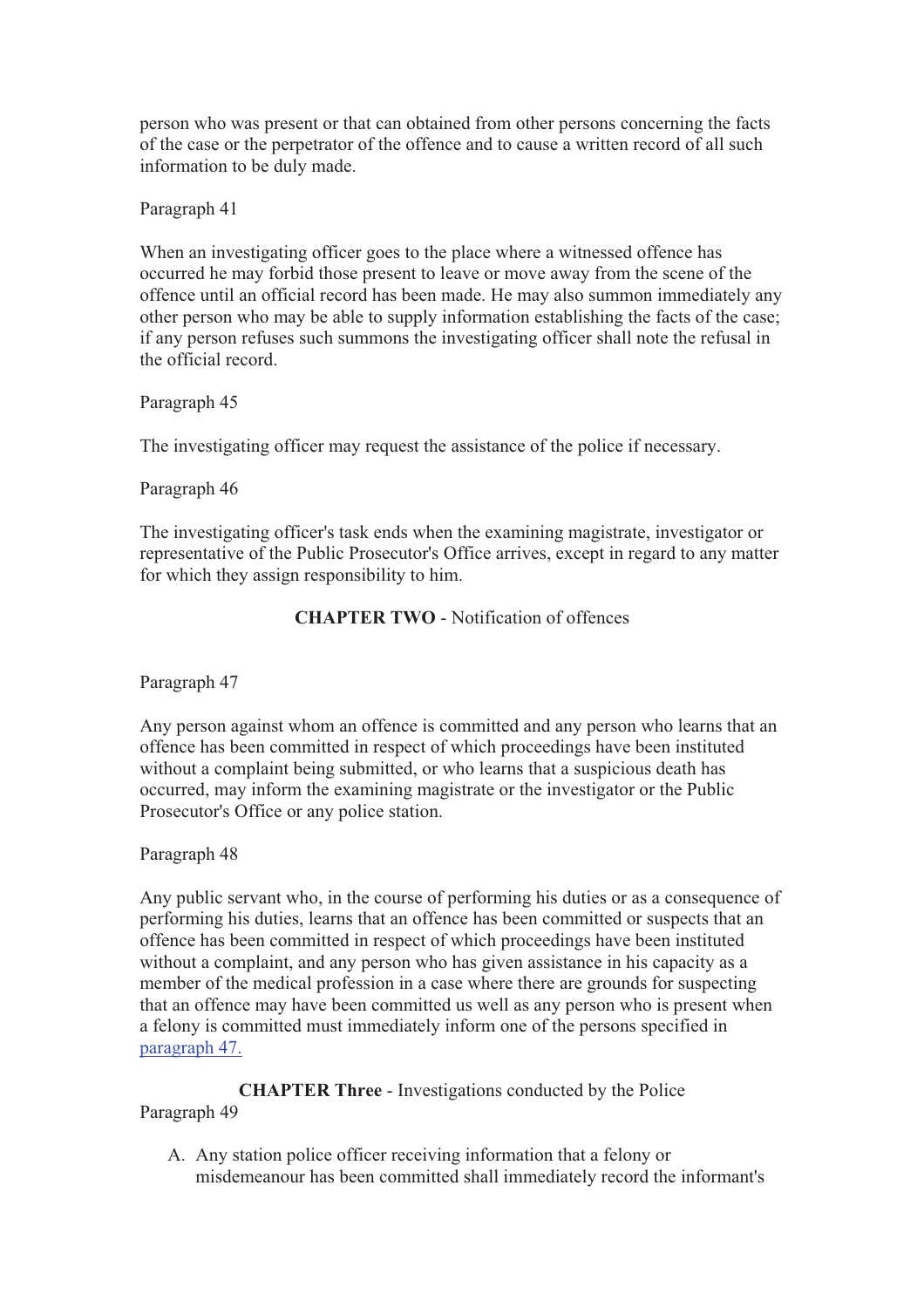person who was present or that can obtained from other persons concerning the facts of the case or the perpetrator of the offence and to cause a written record of all such information to be duly made.

Paragraph 41

When an investigating officer goes to the place where a witnessed offence has occurred he may forbid those present to leave or move away from the scene of the offence until an official record has been made. He may also summon immediately any other person who may be able to supply information establishing the facts of the case; if any person refuses such summons the investigating officer shall note the refusal in the official record.

Paragraph 45

The investigating officer may request the assistance of the police if necessary.

Paragraph 46

The investigating officer's task ends when the examining magistrate, investigator or representative of the Public Prosecutor's Office arrives, except in regard to any matter for which they assign responsibility to him.

**CHAPTER TWO** - Notification of offences

Paragraph 47

Any person against whom an offence is committed and any person who learns that an offence has been committed in respect of which proceedings have been instituted without a complaint being submitted, or who learns that a suspicious death has occurred, may inform the examining magistrate or the investigator or the Public Prosecutor's Office or any police station.

Paragraph 48

Any public servant who, in the course of performing his duties or as a consequence of performing his duties, learns that an offence has been committed or suspects that an offence has been committed in respect of which proceedings have been instituted without a complaint, and any person who has given assistance in his capacity as a member of the medical profession in a case where there are grounds for suspecting that an offence may have been committed us well as any person who is present when a felony is committed must immediately inform one of the persons specified in paragraph 47.

**CHAPTER Three** - Investigations conducted by the Police

Paragraph 49

A. Any station police officer receiving information that a felony or misdemeanour has been committed shall immediately record the informant's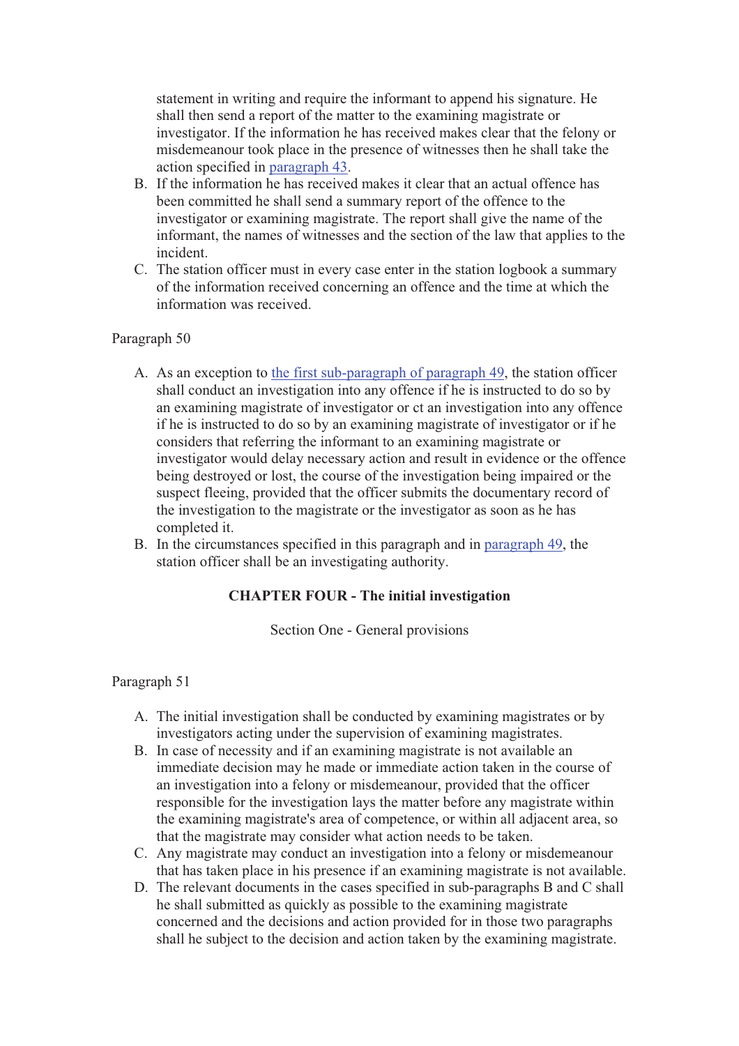statement in writing and require the informant to append his signature. He shall then send a report of the matter to the examining magistrate or investigator. If the information he has received makes clear that the felony or misdemeanour took place in the presence of witnesses then he shall take the action specified in paragraph 43.

B. If the information he has received makes it clear that an actual offence has been committed he shall send a summary report of the offence to the investigator or examining magistrate. The report shall give the name of the informant, the names of witnesses and the section of the law that applies to the incident.
C. The station officer must in every case enter in the station logbook a summary of the information received concerning an offence and the time at which the information was received.

Paragraph 50

A. As an exception to the first sub-paragraph of paragraph 49, the station officer shall conduct an investigation into any offence if he is instructed to do so by an examining magistrate of investigator or ct an investigation into any offence if he is instructed to do so by an examining magistrate of investigator or if he considers that referring the informant to an examining magistrate or investigator would delay necessary action and result in evidence or the offence being destroyed or lost, the course of the investigation being impaired or the suspect fleeing, provided that the officer submits the documentary record of the investigation to the magistrate or the investigator as soon as he has completed it.
B. In the circumstances specified in this paragraph and in paragraph 49, the station officer shall be an investigating authority.

## CHAPTER FOUR - The initial investigation

### Section One - General provisions

Paragraph 51

A. The initial investigation shall be conducted by examining magistrates or by investigators acting under the supervision of examining magistrates.
B. In case of necessity and if an examining magistrate is not available an immediate decision may he made or immediate action taken in the course of an investigation into a felony or misdemeanour, provided that the officer responsible for the investigation lays the matter before any magistrate within the examining magistrate's area of competence, or within all adjacent area, so that the magistrate may consider what action needs to be taken.
C. Any magistrate may conduct an investigation into a felony or misdemeanour that has taken place in his presence if an examining magistrate is not available.
D. The relevant documents in the cases specified in sub-paragraphs B and C shall he shall submitted as quickly as possible to the examining magistrate concerned and the decisions and action provided for in those two paragraphs shall he subject to the decision and action taken by the examining magistrate.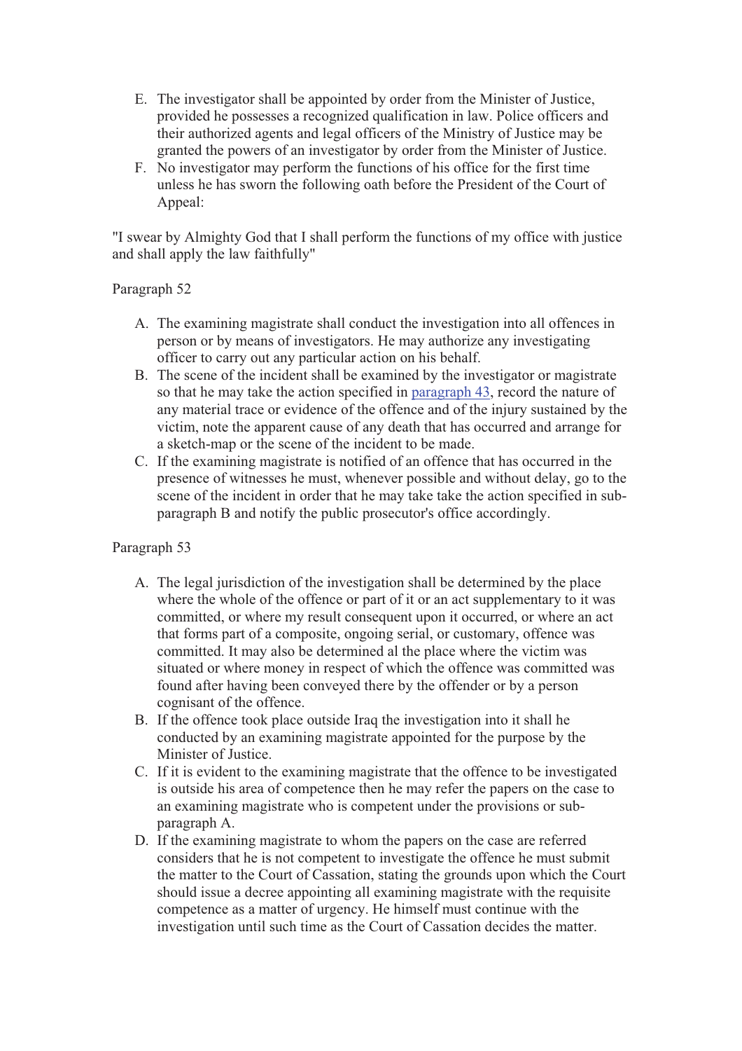E. The investigator shall be appointed by order from the Minister of Justice, provided he possesses a recognized qualification in law. Police officers and their authorized agents and legal officers of the Ministry of Justice may be granted the powers of an investigator by order from the Minister of Justice.
F. No investigator may perform the functions of his office for the first time unless he has sworn the following oath before the President of the Court of Appeal:

"I swear by Almighty God that I shall perform the functions of my office with justice and shall apply the law faithfully"

Paragraph 52

A. The examining magistrate shall conduct the investigation into all offences in person or by means of investigators. He may authorize any investigating officer to carry out any particular action on his behalf.
B. The scene of the incident shall be examined by the investigator or magistrate so that he may take the action specified in paragraph 43, record the nature of any material trace or evidence of the offence and of the injury sustained by the victim, note the apparent cause of any death that has occurred and arrange for a sketch-map or the scene of the incident to be made.
C. If the examining magistrate is notified of an offence that has occurred in the presence of witnesses he must, whenever possible and without delay, go to the scene of the incident in order that he may take take the action specified in sub-paragraph B and notify the public prosecutor's office accordingly.

Paragraph 53

A. The legal jurisdiction of the investigation shall be determined by the place where the whole of the offence or part of it or an act supplementary to it was committed, or where my result consequent upon it occurred, or where an act that forms part of a composite, ongoing serial, or customary, offence was committed. It may also be determined al the place where the victim was situated or where money in respect of which the offence was committed was found after having been conveyed there by the offender or by a person cognisant of the offence.
B. If the offence took place outside Iraq the investigation into it shall he conducted by an examining magistrate appointed for the purpose by the Minister of Justice.
C. If it is evident to the examining magistrate that the offence to be investigated is outside his area of competence then he may refer the papers on the case to an examining magistrate who is competent under the provisions or sub-paragraph A.
D. If the examining magistrate to whom the papers on the case are referred considers that he is not competent to investigate the offence he must submit the matter to the Court of Cassation, stating the grounds upon which the Court should issue a decree appointing all examining magistrate with the requisite competence as a matter of urgency. He himself must continue with the investigation until such time as the Court of Cassation decides the matter.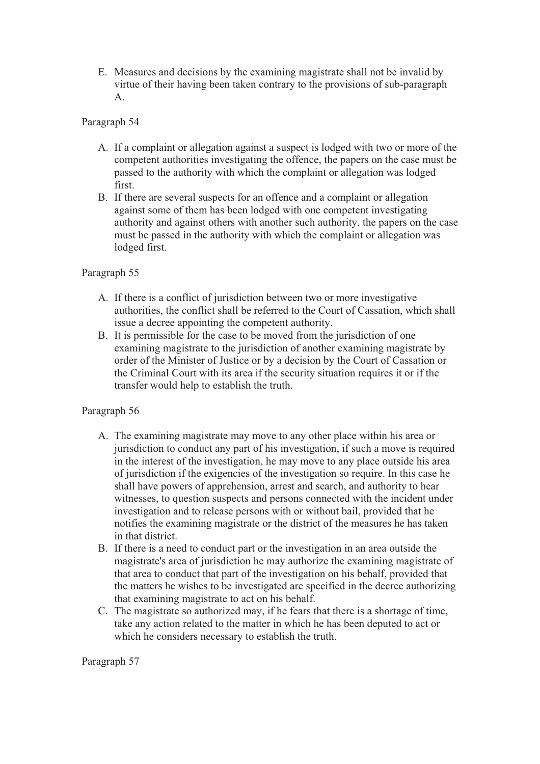E. Measures and decisions by the examining magistrate shall not be invalid by virtue of their having been taken contrary to the provisions of sub-paragraph A.

Paragraph 54

A. If a complaint or allegation against a suspect is lodged with two or more of the competent authorities investigating the offence, the papers on the case must be passed to the authority with which the complaint or allegation was lodged first.
B. If there are several suspects for an offence and a complaint or allegation against some of them has been lodged with one competent investigating authority and against others with another such authority, the papers on the case must be passed in the authority with which the complaint or allegation was lodged first.

Paragraph 55

A. If there is a conflict of jurisdiction between two or more investigative authorities, the conflict shall be referred to the Court of Cassation, which shall issue a decree appointing the competent authority.
B. It is permissible for the case to be moved from the jurisdiction of one examining magistrate to the jurisdiction of another examining magistrate by order of the Minister of Justice or by a decision by the Court of Cassation or the Criminal Court with its area if the security situation requires it or if the transfer would help to establish the truth.

Paragraph 56

A. The examining magistrate may move to any other place within his area or jurisdiction to conduct any part of his investigation, if such a move is required in the interest of the investigation, he may move to any place outside his area of jurisdiction if the exigencies of the investigation so require. In this case he shall have powers of apprehension, arrest and search, and authority to hear witnesses, to question suspects and persons connected with the incident under investigation and to release persons with or without bail, provided that he notifies the examining magistrate or the district of the measures he has taken in that district.
B. If there is a need to conduct part or the investigation in an area outside the magistrate's area of jurisdiction he may authorize the examining magistrate of that area to conduct that part of the investigation on his behalf, provided that the matters he wishes to be investigated are specified in the decree authorizing that examining magistrate to act on his behalf.
C. The magistrate so authorized may, if he fears that there is a shortage of time, take any action related to the matter in which he has been deputed to act or which he considers necessary to establish the truth.

Paragraph 57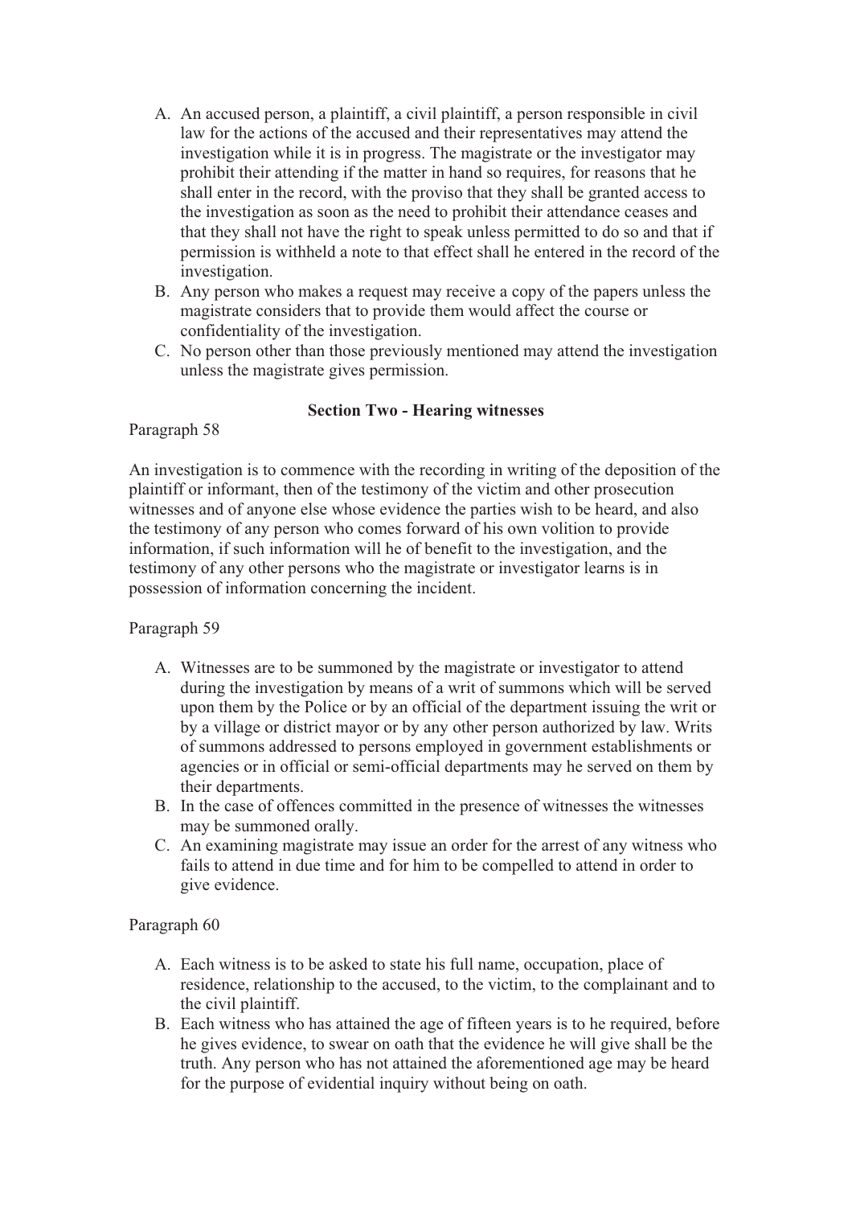A. An accused person, a plaintiff, a civil plaintiff, a person responsible in civil law for the actions of the accused and their representatives may attend the investigation while it is in progress. The magistrate or the investigator may prohibit their attending if the matter in hand so requires, for reasons that he shall enter in the record, with the proviso that they shall be granted access to the investigation as soon as the need to prohibit their attendance ceases and that they shall not have the right to speak unless permitted to do so and that if permission is withheld a note to that effect shall he entered in the record of the investigation.
B. Any person who makes a request may receive a copy of the papers unless the magistrate considers that to provide them would affect the course or confidentiality of the investigation.
C. No person other than those previously mentioned may attend the investigation unless the magistrate gives permission.

**Section Two - Hearing witnesses**

Paragraph 58

An investigation is to commence with the recording in writing of the deposition of the plaintiff or informant, then of the testimony of the victim and other prosecution witnesses and of anyone else whose evidence the parties wish to be heard, and also the testimony of any person who comes forward of his own volition to provide information, if such information will he of benefit to the investigation, and the testimony of any other persons who the magistrate or investigator learns is in possession of information concerning the incident.

Paragraph 59

A. Witnesses are to be summoned by the magistrate or investigator to attend during the investigation by means of a writ of summons which will be served upon them by the Police or by an official of the department issuing the writ or by a village or district mayor or by any other person authorized by law. Writs of summons addressed to persons employed in government establishments or agencies or in official or semi-official departments may he served on them by their departments.
B. In the case of offences committed in the presence of witnesses the witnesses may be summoned orally.
C. An examining magistrate may issue an order for the arrest of any witness who fails to attend in due time and for him to be compelled to attend in order to give evidence.

Paragraph 60

A. Each witness is to be asked to state his full name, occupation, place of residence, relationship to the accused, to the victim, to the complainant and to the civil plaintiff.
B. Each witness who has attained the age of fifteen years is to he required, before he gives evidence, to swear on oath that the evidence he will give shall be the truth. Any person who has not attained the aforementioned age may be heard for the purpose of evidential inquiry without being on oath.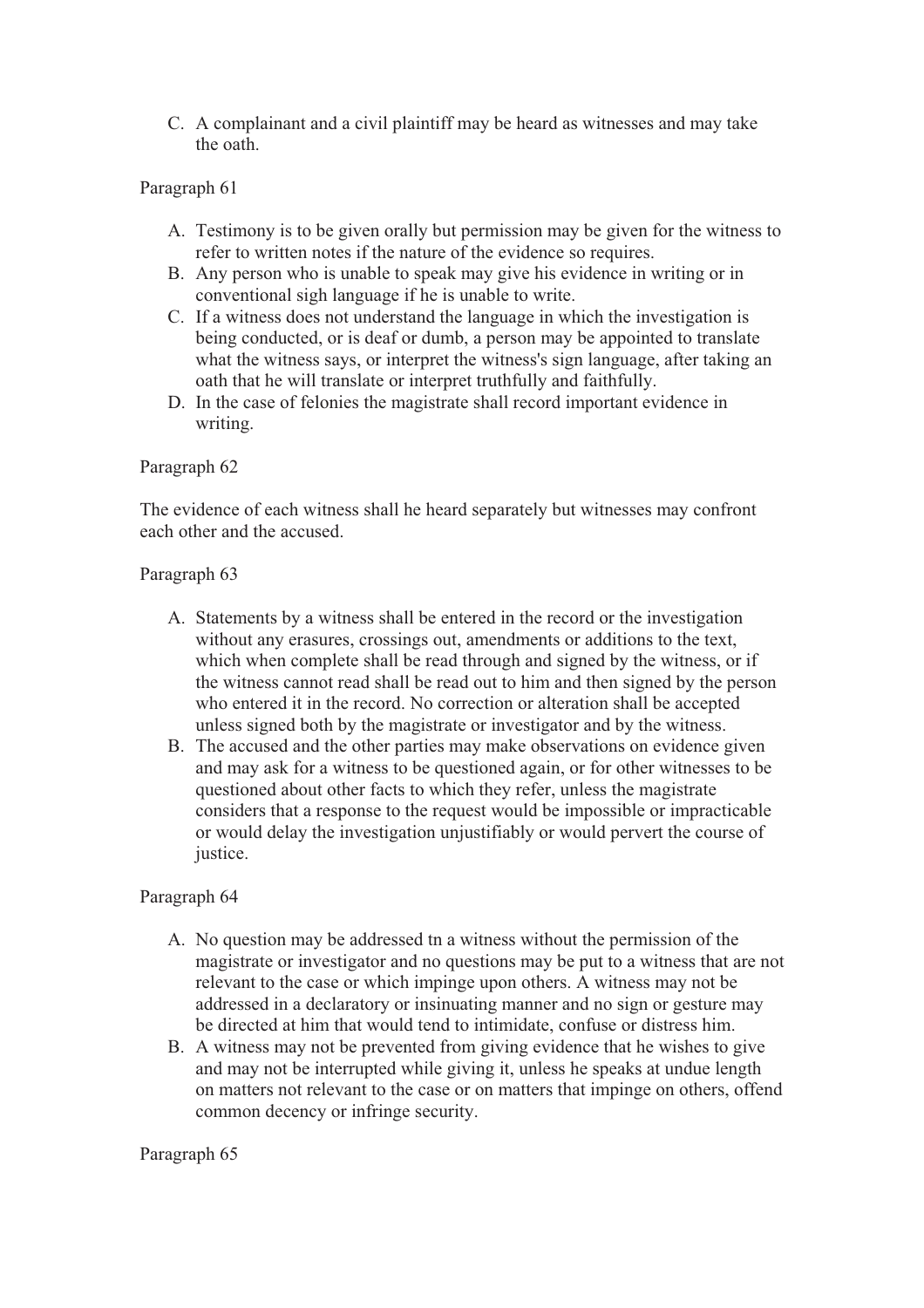C. A complainant and a civil plaintiff may be heard as witnesses and may take the oath.

Paragraph 61

A. Testimony is to be given orally but permission may be given for the witness to refer to written notes if the nature of the evidence so requires.
B. Any person who is unable to speak may give his evidence in writing or in conventional sigh language if he is unable to write.
C. If a witness does not understand the language in which the investigation is being conducted, or is deaf or dumb, a person may be appointed to translate what the witness says, or interpret the witness's sign language, after taking an oath that he will translate or interpret truthfully and faithfully.
D. In the case of felonies the magistrate shall record important evidence in writing.

Paragraph 62

The evidence of each witness shall he heard separately but witnesses may confront each other and the accused.

Paragraph 63

A. Statements by a witness shall be entered in the record or the investigation without any erasures, crossings out, amendments or additions to the text, which when complete shall be read through and signed by the witness, or if the witness cannot read shall be read out to him and then signed by the person who entered it in the record. No correction or alteration shall be accepted unless signed both by the magistrate or investigator and by the witness.
B. The accused and the other parties may make observations on evidence given and may ask for a witness to be questioned again, or for other witnesses to be questioned about other facts to which they refer, unless the magistrate considers that a response to the request would be impossible or impracticable or would delay the investigation unjustifiably or would pervert the course of justice.

Paragraph 64

A. No question may be addressed tn a witness without the permission of the magistrate or investigator and no questions may be put to a witness that are not relevant to the case or which impinge upon others. A witness may not be addressed in a declaratory or insinuating manner and no sign or gesture may be directed at him that would tend to intimidate, confuse or distress him.
B. A witness may not be prevented from giving evidence that he wishes to give and may not be interrupted while giving it, unless he speaks at undue length on matters not relevant to the case or on matters that impinge on others, offend common decency or infringe security.

Paragraph 65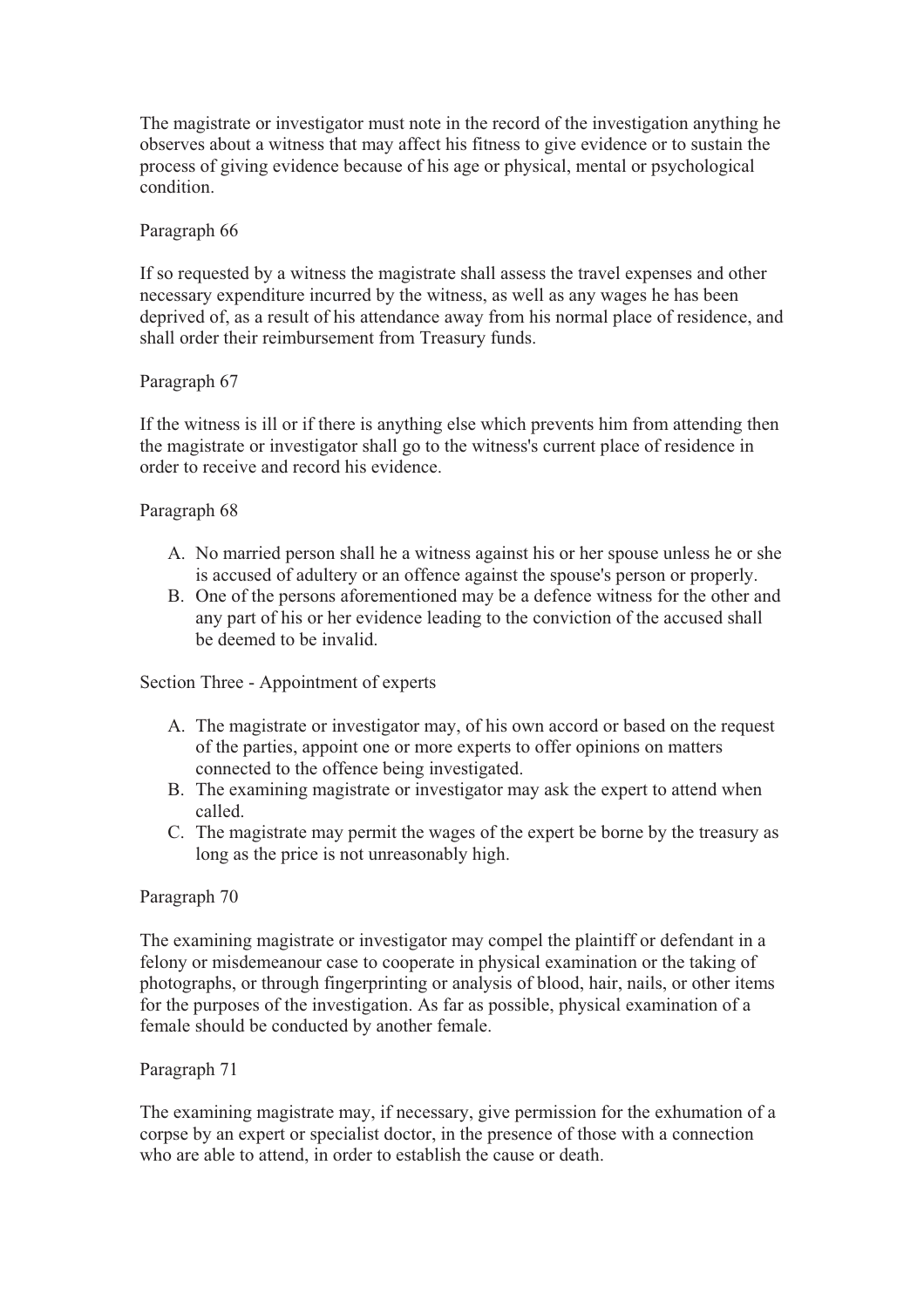The magistrate or investigator must note in the record of the investigation anything he observes about a witness that may affect his fitness to give evidence or to sustain the process of giving evidence because of his age or physical, mental or psychological condition.

Paragraph 66

If so requested by a witness the magistrate shall assess the travel expenses and other necessary expenditure incurred by the witness, as well as any wages he has been deprived of, as a result of his attendance away from his normal place of residence, and shall order their reimbursement from Treasury funds.

Paragraph 67

If the witness is ill or if there is anything else which prevents him from attending then the magistrate or investigator shall go to the witness's current place of residence in order to receive and record his evidence.

Paragraph 68

A. No married person shall he a witness against his or her spouse unless he or she is accused of adultery or an offence against the spouse's person or properly.
B. One of the persons aforementioned may be a defence witness for the other and any part of his or her evidence leading to the conviction of the accused shall be deemed to be invalid.

Section Three - Appointment of experts

A. The magistrate or investigator may, of his own accord or based on the request of the parties, appoint one or more experts to offer opinions on matters connected to the offence being investigated.
B. The examining magistrate or investigator may ask the expert to attend when called.
C. The magistrate may permit the wages of the expert be borne by the treasury as long as the price is not unreasonably high.

Paragraph 70

The examining magistrate or investigator may compel the plaintiff or defendant in a felony or misdemeanour case to cooperate in physical examination or the taking of photographs, or through fingerprinting or analysis of blood, hair, nails, or other items for the purposes of the investigation. As far as possible, physical examination of a female should be conducted by another female.

Paragraph 71

The examining magistrate may, if necessary, give permission for the exhumation of a corpse by an expert or specialist doctor, in the presence of those with a connection who are able to attend, in order to establish the cause or death.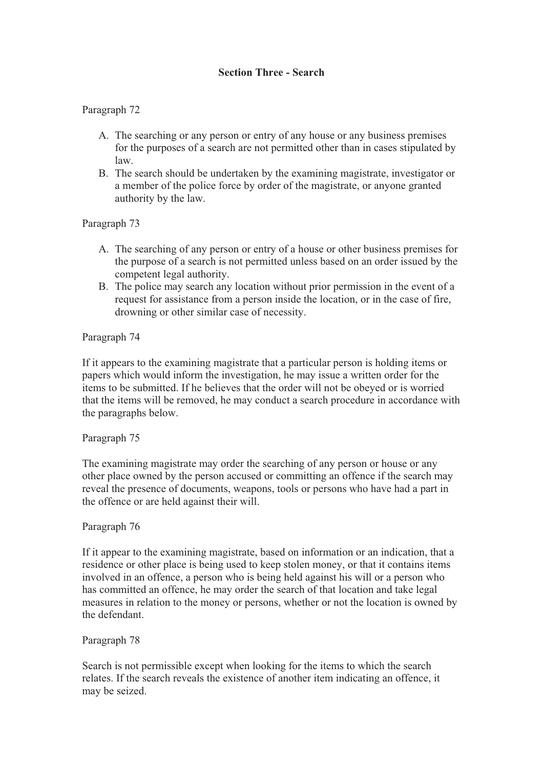## Section Three - Search

Paragraph 72

A. The searching or any person or entry of any house or any business premises for the purposes of a search are not permitted other than in cases stipulated by law.
B. The search should be undertaken by the examining magistrate, investigator or a member of the police force by order of the magistrate, or anyone granted authority by the law.

Paragraph 73

A. The searching of any person or entry of a house or other business premises for the purpose of a search is not permitted unless based on an order issued by the competent legal authority.
B. The police may search any location without prior permission in the event of a request for assistance from a person inside the location, or in the case of fire, drowning or other similar case of necessity.

Paragraph 74

If it appears to the examining magistrate that a particular person is holding items or papers which would inform the investigation, he may issue a written order for the items to be submitted. If he believes that the order will not be obeyed or is worried that the items will be removed, he may conduct a search procedure in accordance with the paragraphs below.

Paragraph 75

The examining magistrate may order the searching of any person or house or any other place owned by the person accused or committing an offence if the search may reveal the presence of documents, weapons, tools or persons who have had a part in the offence or are held against their will.

Paragraph 76

If it appear to the examining magistrate, based on information or an indication, that a residence or other place is being used to keep stolen money, or that it contains items involved in an offence, a person who is being held against his will or a person who has committed an offence, he may order the search of that location and take legal measures in relation to the money or persons, whether or not the location is owned by the defendant.

Paragraph 78

Search is not permissible except when looking for the items to which the search relates. If the search reveals the existence of another item indicating an offence, it may be seized.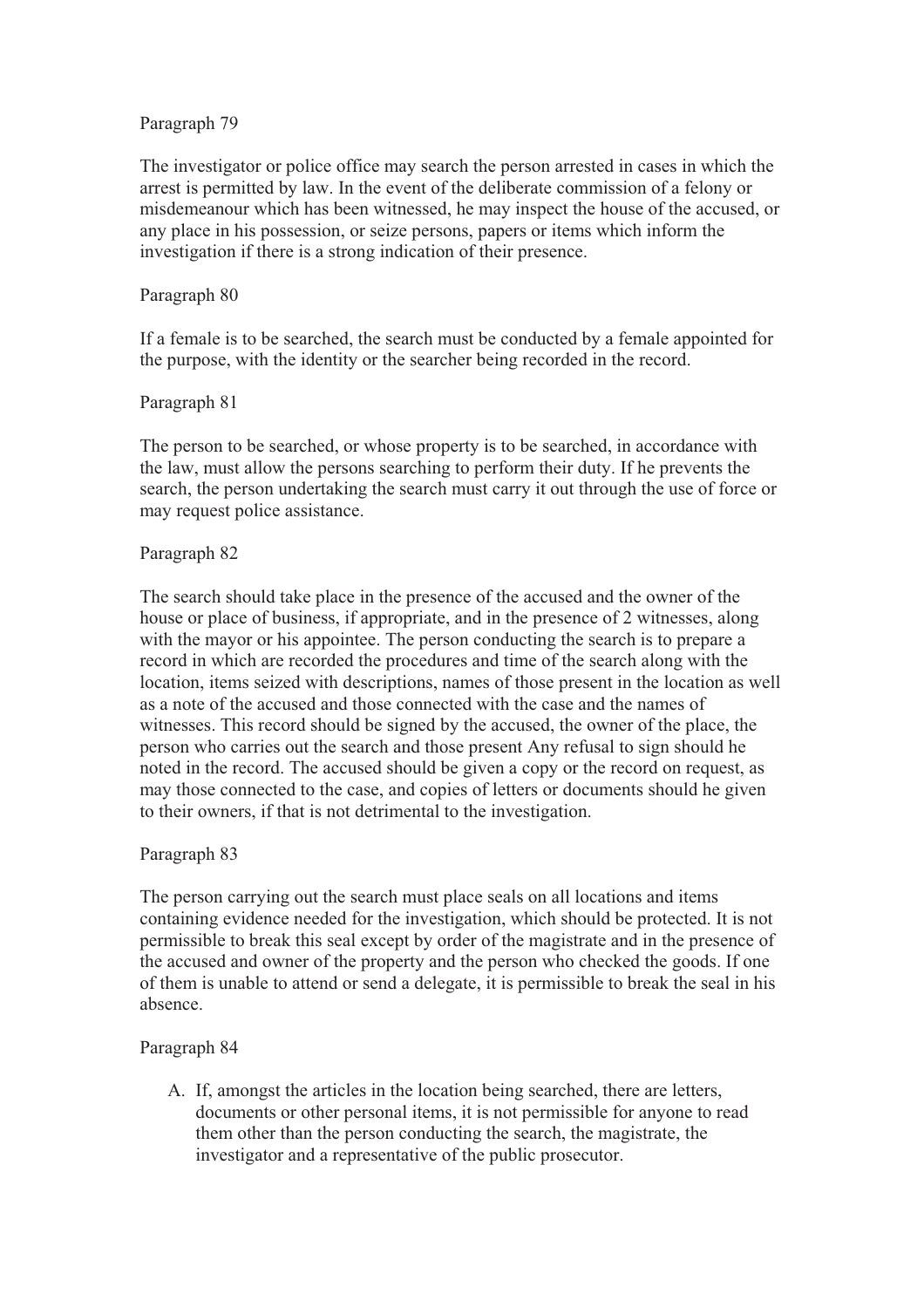Paragraph 79

The investigator or police office may search the person arrested in cases in which the arrest is permitted by law. In the event of the deliberate commission of a felony or misdemeanour which has been witnessed, he may inspect the house of the accused, or any place in his possession, or seize persons, papers or items which inform the investigation if there is a strong indication of their presence.

Paragraph 80

If a female is to be searched, the search must be conducted by a female appointed for the purpose, with the identity or the searcher being recorded in the record.

Paragraph 81

The person to be searched, or whose property is to be searched, in accordance with the law, must allow the persons searching to perform their duty. If he prevents the search, the person undertaking the search must carry it out through the use of force or may request police assistance.

Paragraph 82

The search should take place in the presence of the accused and the owner of the house or place of business, if appropriate, and in the presence of 2 witnesses, along with the mayor or his appointee. The person conducting the search is to prepare a record in which are recorded the procedures and time of the search along with the location, items seized with descriptions, names of those present in the location as well as a note of the accused and those connected with the case and the names of witnesses. This record should be signed by the accused, the owner of the place, the person who carries out the search and those present Any refusal to sign should he noted in the record. The accused should be given a copy or the record on request, as may those connected to the case, and copies of letters or documents should he given to their owners, if that is not detrimental to the investigation.

Paragraph 83

The person carrying out the search must place seals on all locations and items containing evidence needed for the investigation, which should be protected. It is not permissible to break this seal except by order of the magistrate and in the presence of the accused and owner of the property and the person who checked the goods. If one of them is unable to attend or send a delegate, it is permissible to break the seal in his absence.

Paragraph 84

A. If, amongst the articles in the location being searched, there are letters, documents or other personal items, it is not permissible for anyone to read them other than the person conducting the search, the magistrate, the investigator and a representative of the public prosecutor.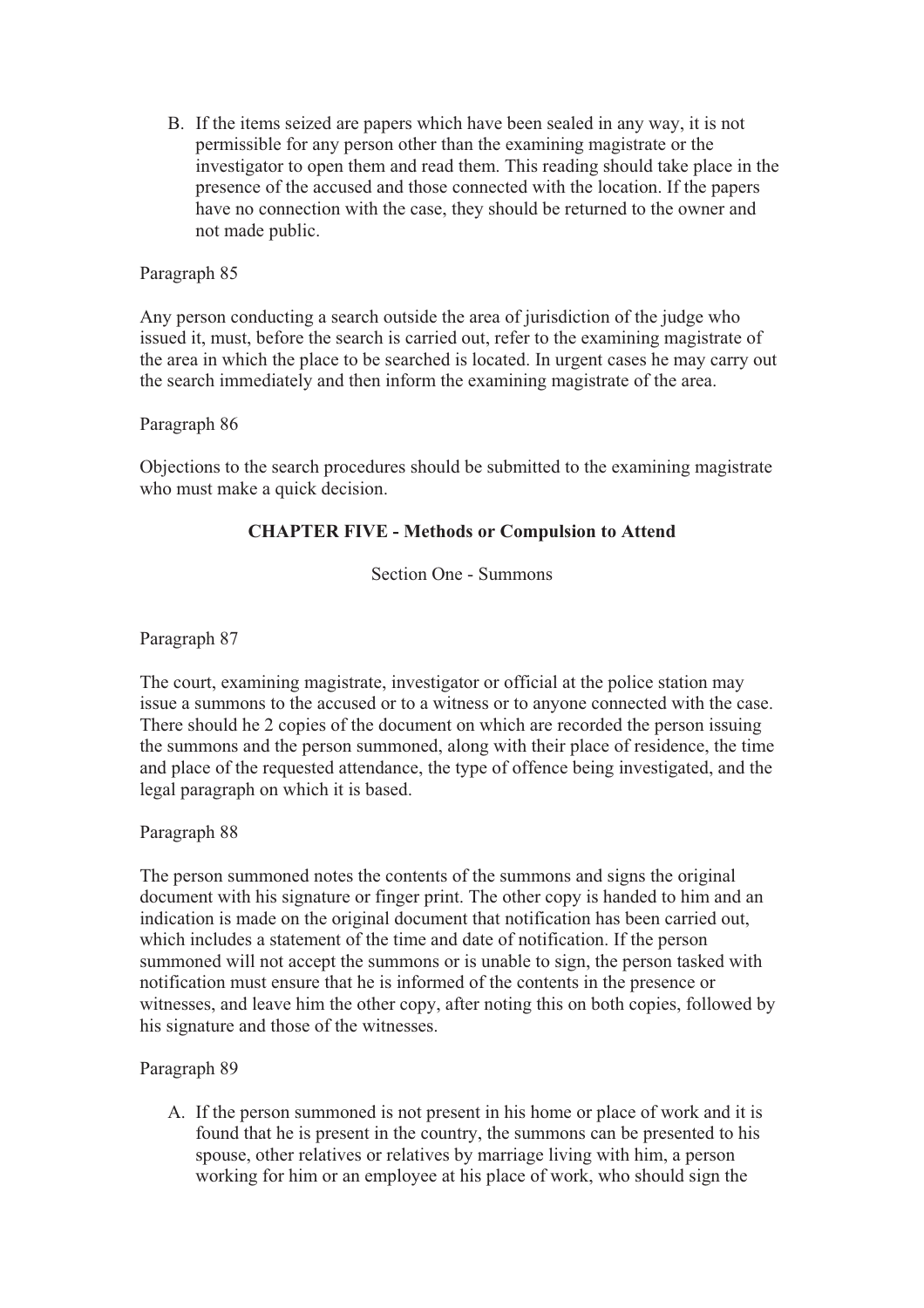B. If the items seized are papers which have been sealed in any way, it is not permissible for any person other than the examining magistrate or the investigator to open them and read them. This reading should take place in the presence of the accused and those connected with the location. If the papers have no connection with the case, they should be returned to the owner and not made public.

Paragraph 85

Any person conducting a search outside the area of jurisdiction of the judge who issued it, must, before the search is carried out, refer to the examining magistrate of the area in which the place to be searched is located. In urgent cases he may carry out the search immediately and then inform the examining magistrate of the area.

Paragraph 86

Objections to the search procedures should be submitted to the examining magistrate who must make a quick decision.

## CHAPTER FIVE - Methods or Compulsion to Attend

### Section One - Summons

Paragraph 87

The court, examining magistrate, investigator or official at the police station may issue a summons to the accused or to a witness or to anyone connected with the case. There should he 2 copies of the document on which are recorded the person issuing the summons and the person summoned, along with their place of residence, the time and place of the requested attendance, the type of offence being investigated, and the legal paragraph on which it is based.

Paragraph 88

The person summoned notes the contents of the summons and signs the original document with his signature or finger print. The other copy is handed to him and an indication is made on the original document that notification has been carried out, which includes a statement of the time and date of notification. If the person summoned will not accept the summons or is unable to sign, the person tasked with notification must ensure that he is informed of the contents in the presence or witnesses, and leave him the other copy, after noting this on both copies, followed by his signature and those of the witnesses.

Paragraph 89

A. If the person summoned is not present in his home or place of work and it is found that he is present in the country, the summons can be presented to his spouse, other relatives or relatives by marriage living with him, a person working for him or an employee at his place of work, who should sign the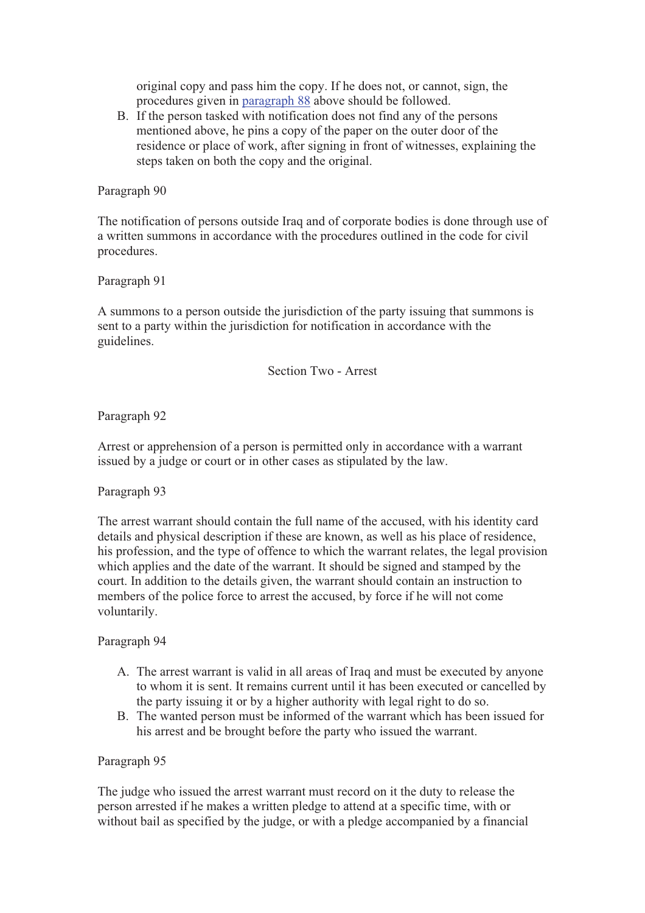original copy and pass him the copy. If he does not, or cannot, sign, the procedures given in paragraph 88 above should be followed.

B. If the person tasked with notification does not find any of the persons mentioned above, he pins a copy of the paper on the outer door of the residence or place of work, after signing in front of witnesses, explaining the steps taken on both the copy and the original.

Paragraph 90

The notification of persons outside Iraq and of corporate bodies is done through use of a written summons in accordance with the procedures outlined in the code for civil procedures.

Paragraph 91

A summons to a person outside the jurisdiction of the party issuing that summons is sent to a party within the jurisdiction for notification in accordance with the guidelines.

## Section Two - Arrest

Paragraph 92

Arrest or apprehension of a person is permitted only in accordance with a warrant issued by a judge or court or in other cases as stipulated by the law.

Paragraph 93

The arrest warrant should contain the full name of the accused, with his identity card details and physical description if these are known, as well as his place of residence, his profession, and the type of offence to which the warrant relates, the legal provision which applies and the date of the warrant. It should be signed and stamped by the court. In addition to the details given, the warrant should contain an instruction to members of the police force to arrest the accused, by force if he will not come voluntarily.

Paragraph 94

A. The arrest warrant is valid in all areas of Iraq and must be executed by anyone to whom it is sent. It remains current until it has been executed or cancelled by the party issuing it or by a higher authority with legal right to do so.
B. The wanted person must be informed of the warrant which has been issued for his arrest and be brought before the party who issued the warrant.

Paragraph 95

The judge who issued the arrest warrant must record on it the duty to release the person arrested if he makes a written pledge to attend at a specific time, with or without bail as specified by the judge, or with a pledge accompanied by a financial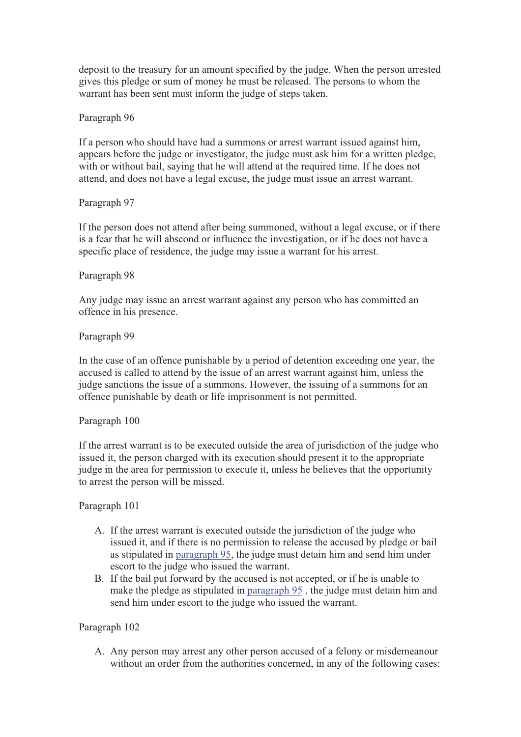deposit to the treasury for an amount specified by the judge. When the person arrested gives this pledge or sum of money he must be released. The persons to whom the warrant has been sent must inform the judge of steps taken.

Paragraph 96

If a person who should have had a summons or arrest warrant issued against him, appears before the judge or investigator, the judge must ask him for a written pledge, with or without bail, saying that he will attend at the required time. If he does not attend, and does not have a legal excuse, the judge must issue an arrest warrant.

Paragraph 97

If the person does not attend after being summoned, without a legal excuse, or if there is a fear that he will abscond or influence the investigation, or if he does not have a specific place of residence, the judge may issue a warrant for his arrest.

Paragraph 98

Any judge may issue an arrest warrant against any person who has committed an offence in his presence.

Paragraph 99

In the case of an offence punishable by a period of detention exceeding one year, the accused is called to attend by the issue of an arrest warrant against him, unless the judge sanctions the issue of a summons. However, the issuing of a summons for an offence punishable by death or life imprisonment is not permitted.

Paragraph 100

If the arrest warrant is to be executed outside the area of jurisdiction of the judge who issued it, the person charged with its execution should present it to the appropriate judge in the area for permission to execute it, unless he believes that the opportunity to arrest the person will be missed.

Paragraph 101

A. If the arrest warrant is executed outside the jurisdiction of the judge who issued it, and if there is no permission to release the accused by pledge or bail as stipulated in paragraph 95, the judge must detain him and send him under escort to the judge who issued the warrant.
B. If the bail put forward by the accused is not accepted, or if he is unable to make the pledge as stipulated in paragraph 95 , the judge must detain him and send him under escort to the judge who issued the warrant.

Paragraph 102

A. Any person may arrest any other person accused of a felony or misdemeanour without an order from the authorities concerned, in any of the following cases: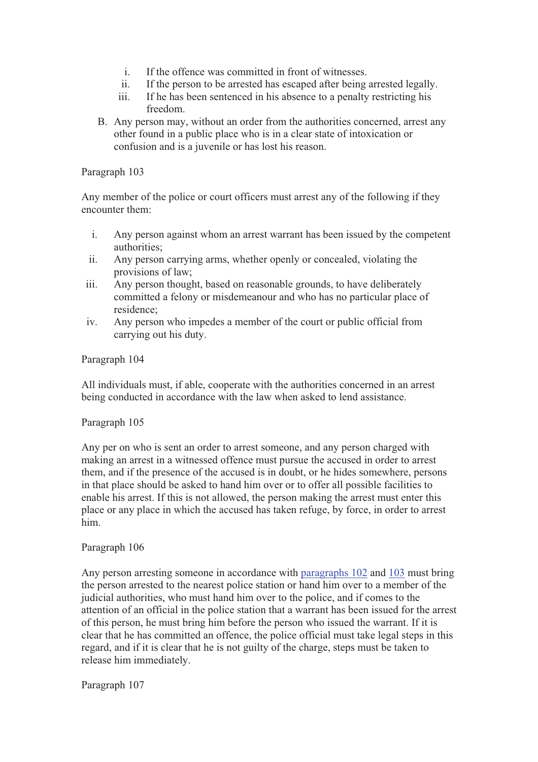i. If the offence was committed in front of witnesses.
ii. If the person to be arrested has escaped after being arrested legally.
iii. If he has been sentenced in his absence to a penalty restricting his freedom.

B. Any person may, without an order from the authorities concerned, arrest any other found in a public place who is in a clear state of intoxication or confusion and is a juvenile or has lost his reason.

Paragraph 103

Any member of the police or court officers must arrest any of the following if they encounter them:

i. Any person against whom an arrest warrant has been issued by the competent authorities;
ii. Any person carrying arms, whether openly or concealed, violating the provisions of law;
iii. Any person thought, based on reasonable grounds, to have deliberately committed a felony or misdemeanour and who has no particular place of residence;
iv. Any person who impedes a member of the court or public official from carrying out his duty.

Paragraph 104

All individuals must, if able, cooperate with the authorities concerned in an arrest being conducted in accordance with the law when asked to lend assistance.

Paragraph 105

Any per on who is sent an order to arrest someone, and any person charged with making an arrest in a witnessed offence must pursue the accused in order to arrest them, and if the presence of the accused is in doubt, or he hides somewhere, persons in that place should be asked to hand him over or to offer all possible facilities to enable his arrest. If this is not allowed, the person making the arrest must enter this place or any place in which the accused has taken refuge, by force, in order to arrest him.

Paragraph 106

Any person arresting someone in accordance with paragraphs 102 and 103 must bring the person arrested to the nearest police station or hand him over to a member of the judicial authorities, who must hand him over to the police, and if comes to the attention of an official in the police station that a warrant has been issued for the arrest of this person, he must bring him before the person who issued the warrant. If it is clear that he has committed an offence, the police official must take legal steps in this regard, and if it is clear that he is not guilty of the charge, steps must be taken to release him immediately.

Paragraph 107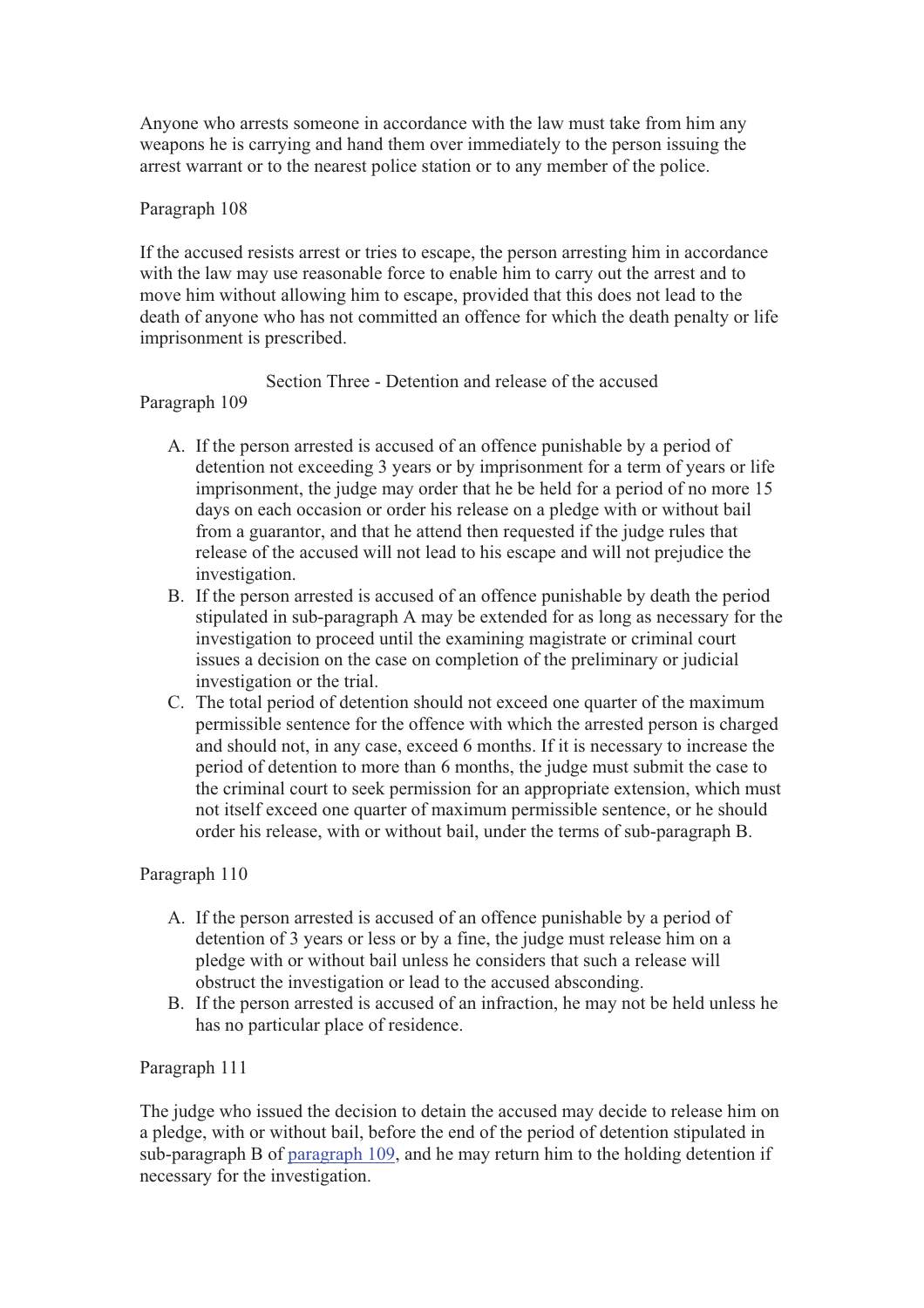Anyone who arrests someone in accordance with the law must take from him any weapons he is carrying and hand them over immediately to the person issuing the arrest warrant or to the nearest police station or to any member of the police.

Paragraph 108

If the accused resists arrest or tries to escape, the person arresting him in accordance with the law may use reasonable force to enable him to carry out the arrest and to move him without allowing him to escape, provided that this does not lead to the death of anyone who has not committed an offence for which the death penalty or life imprisonment is prescribed.

## Section Three - Detention and release of the accused

Paragraph 109

A. If the person arrested is accused of an offence punishable by a period of detention not exceeding 3 years or by imprisonment for a term of years or life imprisonment, the judge may order that he be held for a period of no more 15 days on each occasion or order his release on a pledge with or without bail from a guarantor, and that he attend then requested if the judge rules that release of the accused will not lead to his escape and will not prejudice the investigation.
B. If the person arrested is accused of an offence punishable by death the period stipulated in sub-paragraph A may be extended for as long as necessary for the investigation to proceed until the examining magistrate or criminal court issues a decision on the case on completion of the preliminary or judicial investigation or the trial.
C. The total period of detention should not exceed one quarter of the maximum permissible sentence for the offence with which the arrested person is charged and should not, in any case, exceed 6 months. If it is necessary to increase the period of detention to more than 6 months, the judge must submit the case to the criminal court to seek permission for an appropriate extension, which must not itself exceed one quarter of maximum permissible sentence, or he should order his release, with or without bail, under the terms of sub-paragraph B.

Paragraph 110

A. If the person arrested is accused of an offence punishable by a period of detention of 3 years or less or by a fine, the judge must release him on a pledge with or without bail unless he considers that such a release will obstruct the investigation or lead to the accused absconding.
B. If the person arrested is accused of an infraction, he may not be held unless he has no particular place of residence.

Paragraph 111

The judge who issued the decision to detain the accused may decide to release him on a pledge, with or without bail, before the end of the period of detention stipulated in sub-paragraph B of paragraph 109, and he may return him to the holding detention if necessary for the investigation.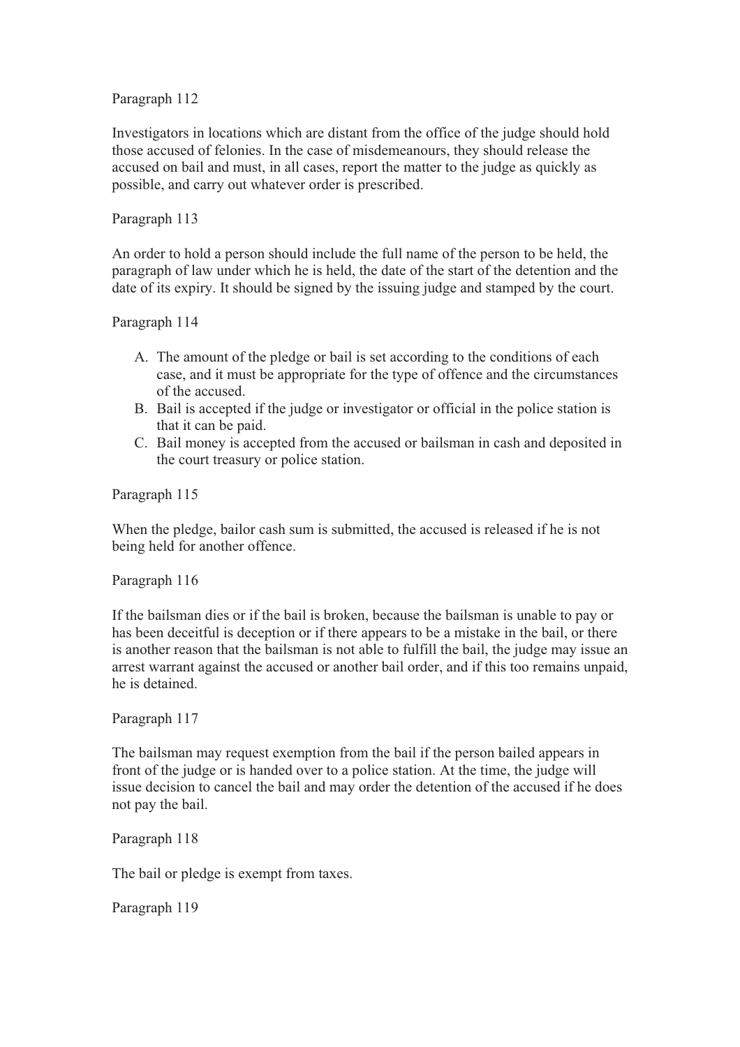Paragraph 112

Investigators in locations which are distant from the office of the judge should hold those accused of felonies. In the case of misdemeanours, they should release the accused on bail and must, in all cases, report the matter to the judge as quickly as possible, and carry out whatever order is prescribed.

Paragraph 113

An order to hold a person should include the full name of the person to be held, the paragraph of law under which he is held, the date of the start of the detention and the date of its expiry. It should be signed by the issuing judge and stamped by the court.

Paragraph 114

A. The amount of the pledge or bail is set according to the conditions of each case, and it must be appropriate for the type of offence and the circumstances of the accused.
B. Bail is accepted if the judge or investigator or official in the police station is that it can be paid.
C. Bail money is accepted from the accused or bailsman in cash and deposited in the court treasury or police station.

Paragraph 115

When the pledge, bailor cash sum is submitted, the accused is released if he is not being held for another offence.

Paragraph 116

If the bailsman dies or if the bail is broken, because the bailsman is unable to pay or has been deceitful is deception or if there appears to be a mistake in the bail, or there is another reason that the bailsman is not able to fulfill the bail, the judge may issue an arrest warrant against the accused or another bail order, and if this too remains unpaid, he is detained.

Paragraph 117

The bailsman may request exemption from the bail if the person bailed appears in front of the judge or is handed over to a police station. At the time, the judge will issue decision to cancel the bail and may order the detention of the accused if he does not pay the bail.

Paragraph 118

The bail or pledge is exempt from taxes.

Paragraph 119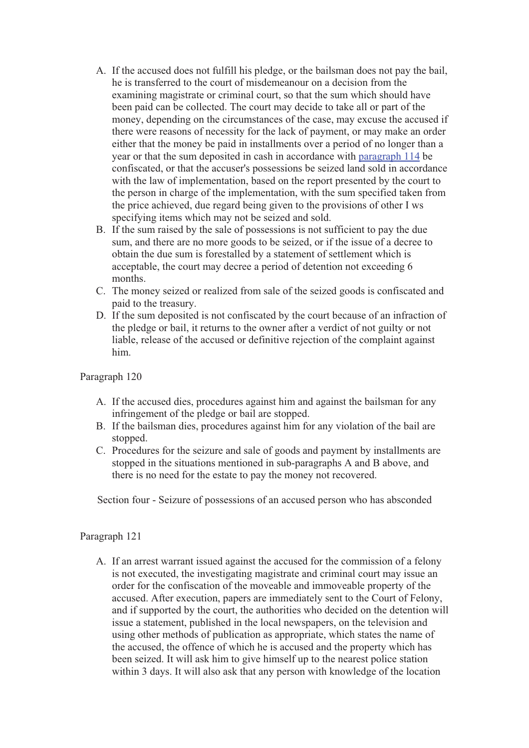A. If the accused does not fulfill his pledge, or the bailsman does not pay the bail, he is transferred to the court of misdemeanour on a decision from the examining magistrate or criminal court, so that the sum which should have been paid can be collected. The court may decide to take all or part of the money, depending on the circumstances of the case, may excuse the accused if there were reasons of necessity for the lack of payment, or may make an order either that the money be paid in installments over a period of no longer than a year or that the sum deposited in cash in accordance with paragraph 114 be confiscated, or that the accuser's possessions be seized land sold in accordance with the law of implementation, based on the report presented by the court to the person in charge of the implementation, with the sum specified taken from the price achieved, due regard being given to the provisions of other I ws specifying items which may not be seized and sold.
B. If the sum raised by the sale of possessions is not sufficient to pay the due sum, and there are no more goods to be seized, or if the issue of a decree to obtain the due sum is forestalled by a statement of settlement which is acceptable, the court may decree a period of detention not exceeding 6 months.
C. The money seized or realized from sale of the seized goods is confiscated and paid to the treasury.
D. If the sum deposited is not confiscated by the court because of an infraction of the pledge or bail, it returns to the owner after a verdict of not guilty or not liable, release of the accused or definitive rejection of the complaint against him.

Paragraph 120

A. If the accused dies, procedures against him and against the bailsman for any infringement of the pledge or bail are stopped.
B. If the bailsman dies, procedures against him for any violation of the bail are stopped.
C. Procedures for the seizure and sale of goods and payment by installments are stopped in the situations mentioned in sub-paragraphs A and B above, and there is no need for the estate to pay the money not recovered.

Section four - Seizure of possessions of an accused person who has absconded

Paragraph 121

A. If an arrest warrant issued against the accused for the commission of a felony is not executed, the investigating magistrate and criminal court may issue an order for the confiscation of the moveable and immoveable property of the accused. After execution, papers are immediately sent to the Court of Felony, and if supported by the court, the authorities who decided on the detention will issue a statement, published in the local newspapers, on the television and using other methods of publication as appropriate, which states the name of the accused, the offence of which he is accused and the property which has been seized. It will ask him to give himself up to the nearest police station within 3 days. It will also ask that any person with knowledge of the location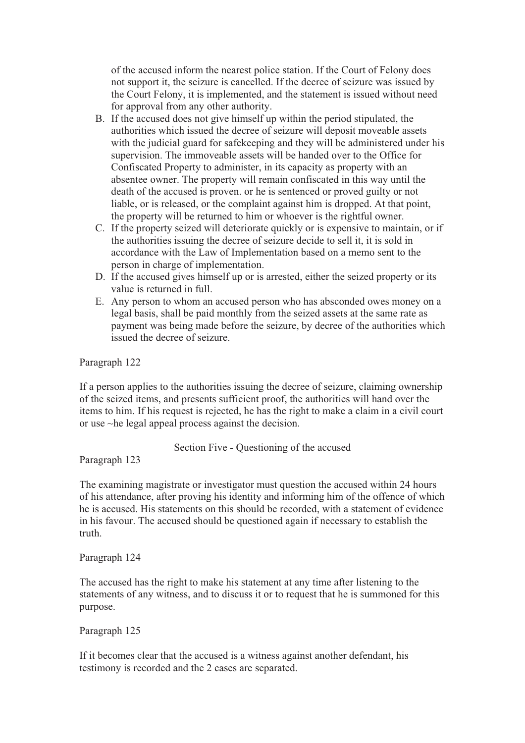of the accused inform the nearest police station. If the Court of Felony does not support it, the seizure is cancelled. If the decree of seizure was issued by the Court Felony, it is implemented, and the statement is issued without need for approval from any other authority.

B. If the accused does not give himself up within the period stipulated, the authorities which issued the decree of seizure will deposit moveable assets with the judicial guard for safekeeping and they will be administered under his supervision. The immoveable assets will be handed over to the Office for Confiscated Property to administer, in its capacity as property with an absentee owner. The property will remain confiscated in this way until the death of the accused is proven. or he is sentenced or proved guilty or not liable, or is released, or the complaint against him is dropped. At that point, the property will be returned to him or whoever is the rightful owner.
C. If the property seized will deteriorate quickly or is expensive to maintain, or if the authorities issuing the decree of seizure decide to sell it, it is sold in accordance with the Law of Implementation based on a memo sent to the person in charge of implementation.
D. If the accused gives himself up or is arrested, either the seized property or its value is returned in full.
E. Any person to whom an accused person who has absconded owes money on a legal basis, shall be paid monthly from the seized assets at the same rate as payment was being made before the seizure, by decree of the authorities which issued the decree of seizure.

Paragraph 122

If a person applies to the authorities issuing the decree of seizure, claiming ownership of the seized items, and presents sufficient proof, the authorities will hand over the items to him. If his request is rejected, he has the right to make a claim in a civil court or use ~he legal appeal process against the decision.

## Section Five - Questioning of the accused

Paragraph 123

The examining magistrate or investigator must question the accused within 24 hours of his attendance, after proving his identity and informing him of the offence of which he is accused. His statements on this should be recorded, with a statement of evidence in his favour. The accused should be questioned again if necessary to establish the truth.

Paragraph 124

The accused has the right to make his statement at any time after listening to the statements of any witness, and to discuss it or to request that he is summoned for this purpose.

Paragraph 125

If it becomes clear that the accused is a witness against another defendant, his testimony is recorded and the 2 cases are separated.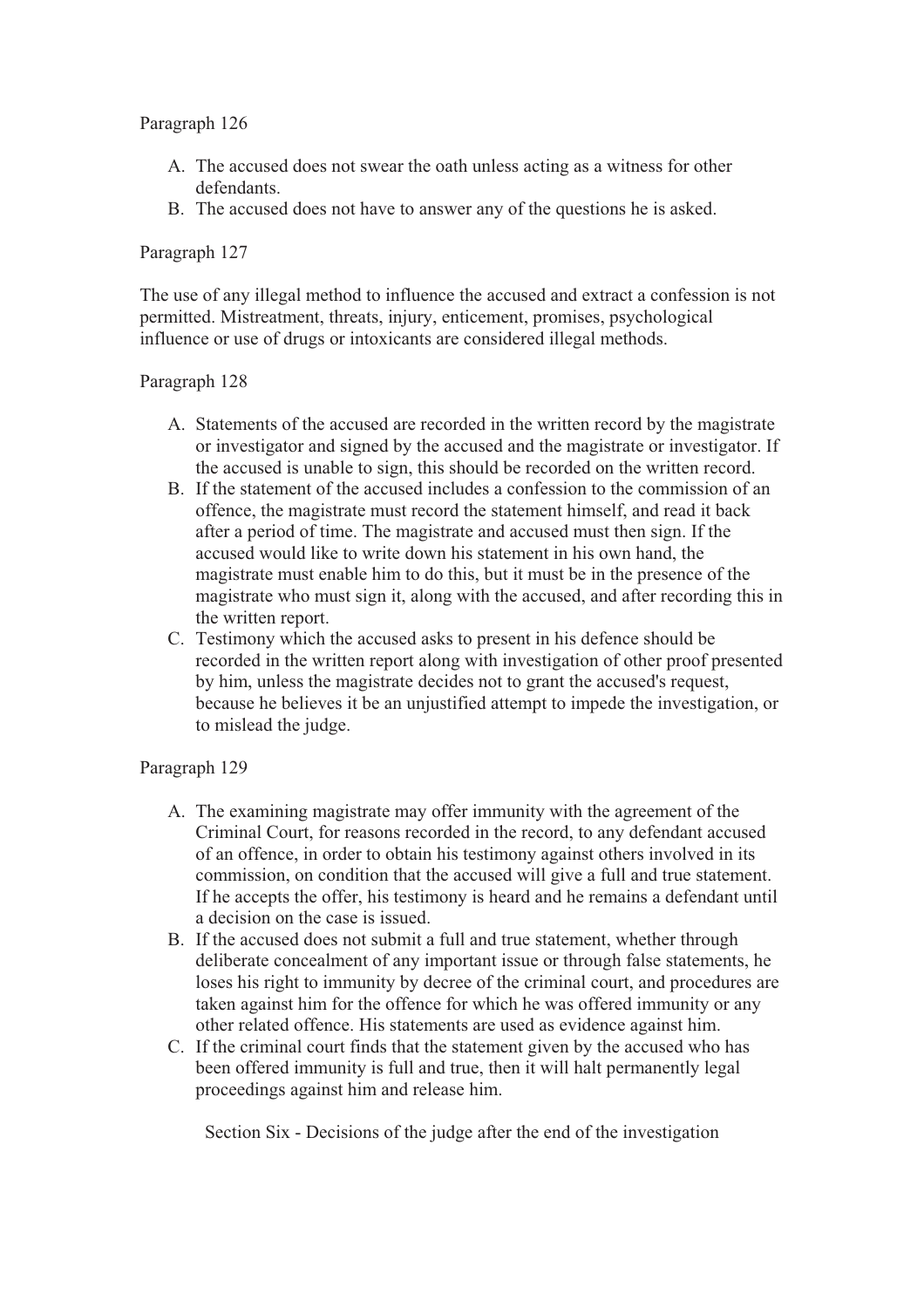Paragraph 126

A. The accused does not swear the oath unless acting as a witness for other defendants.
B. The accused does not have to answer any of the questions he is asked.

Paragraph 127

The use of any illegal method to influence the accused and extract a confession is not permitted. Mistreatment, threats, injury, enticement, promises, psychological influence or use of drugs or intoxicants are considered illegal methods.

Paragraph 128

A. Statements of the accused are recorded in the written record by the magistrate or investigator and signed by the accused and the magistrate or investigator. If the accused is unable to sign, this should be recorded on the written record.
B. If the statement of the accused includes a confession to the commission of an offence, the magistrate must record the statement himself, and read it back after a period of time. The magistrate and accused must then sign. If the accused would like to write down his statement in his own hand, the magistrate must enable him to do this, but it must be in the presence of the magistrate who must sign it, along with the accused, and after recording this in the written report.
C. Testimony which the accused asks to present in his defence should be recorded in the written report along with investigation of other proof presented by him, unless the magistrate decides not to grant the accused's request, because he believes it be an unjustified attempt to impede the investigation, or to mislead the judge.

Paragraph 129

A. The examining magistrate may offer immunity with the agreement of the Criminal Court, for reasons recorded in the record, to any defendant accused of an offence, in order to obtain his testimony against others involved in its commission, on condition that the accused will give a full and true statement. If he accepts the offer, his testimony is heard and he remains a defendant until a decision on the case is issued.
B. If the accused does not submit a full and true statement, whether through deliberate concealment of any important issue or through false statements, he loses his right to immunity by decree of the criminal court, and procedures are taken against him for the offence for which he was offered immunity or any other related offence. His statements are used as evidence against him.
C. If the criminal court finds that the statement given by the accused who has been offered immunity is full and true, then it will halt permanently legal proceedings against him and release him.

## Section Six - Decisions of the judge after the end of the investigation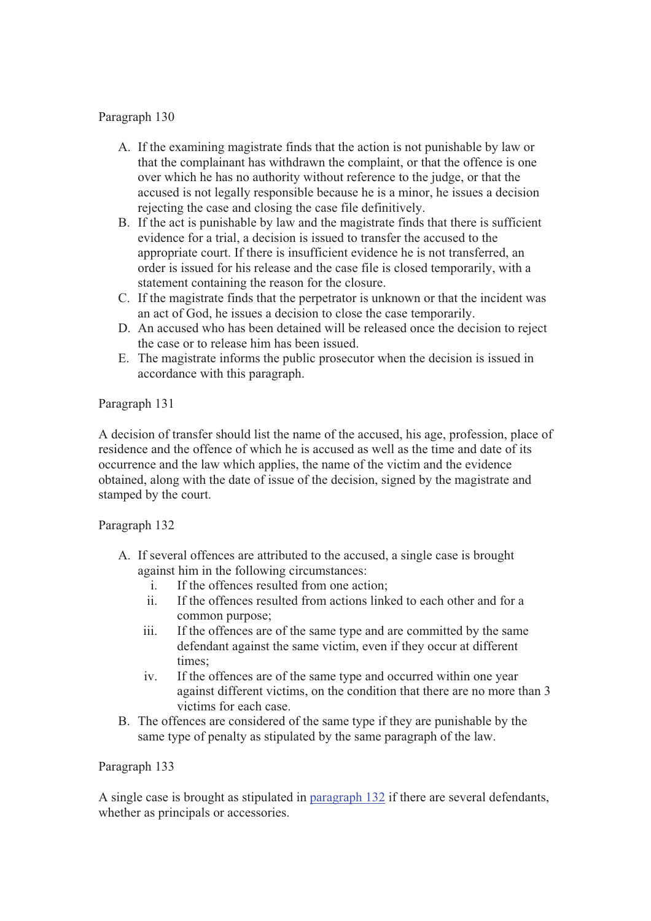Paragraph 130

A. If the examining magistrate finds that the action is not punishable by law or that the complainant has withdrawn the complaint, or that the offence is one over which he has no authority without reference to the judge, or that the accused is not legally responsible because he is a minor, he issues a decision rejecting the case and closing the case file definitively.
B. If the act is punishable by law and the magistrate finds that there is sufficient evidence for a trial, a decision is issued to transfer the accused to the appropriate court. If there is insufficient evidence he is not transferred, an order is issued for his release and the case file is closed temporarily, with a statement containing the reason for the closure.
C. If the magistrate finds that the perpetrator is unknown or that the incident was an act of God, he issues a decision to close the case temporarily.
D. An accused who has been detained will be released once the decision to reject the case or to release him has been issued.
E. The magistrate informs the public prosecutor when the decision is issued in accordance with this paragraph.

Paragraph 131

A decision of transfer should list the name of the accused, his age, profession, place of residence and the offence of which he is accused as well as the time and date of its occurrence and the law which applies, the name of the victim and the evidence obtained, along with the date of issue of the decision, signed by the magistrate and stamped by the court.

Paragraph 132

A. If several offences are attributed to the accused, a single case is brought against him in the following circumstances:
   i. If the offences resulted from one action;
   ii. If the offences resulted from actions linked to each other and for a common purpose;
   iii. If the offences are of the same type and are committed by the same defendant against the same victim, even if they occur at different times;
   iv. If the offences are of the same type and occurred within one year against different victims, on the condition that there are no more than 3 victims for each case.
B. The offences are considered of the same type if they are punishable by the same type of penalty as stipulated by the same paragraph of the law.

Paragraph 133

A single case is brought as stipulated in paragraph 132 if there are several defendants, whether as principals or accessories.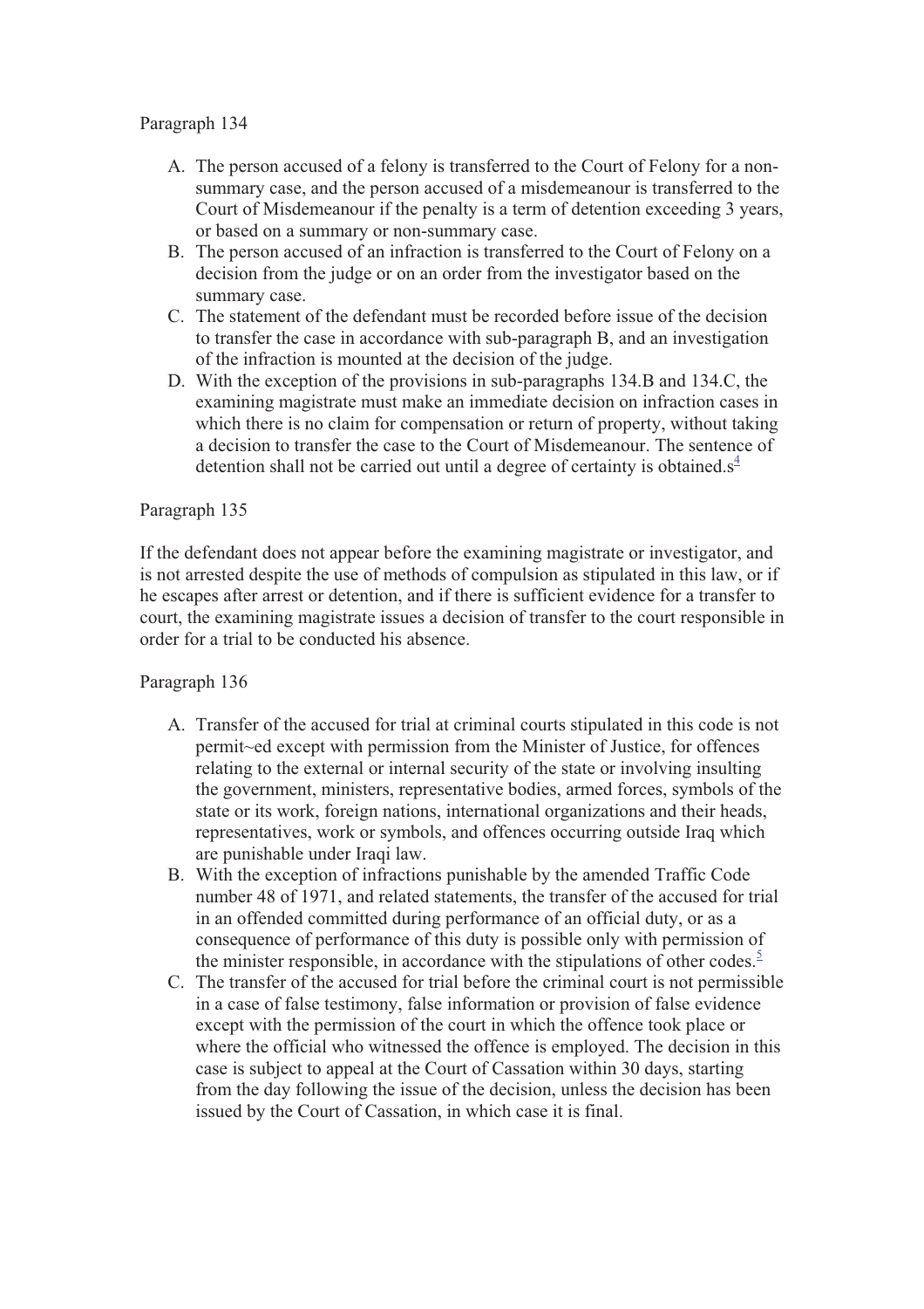Paragraph 134

A. The person accused of a felony is transferred to the Court of Felony for a non-summary case, and the person accused of a misdemeanour is transferred to the Court of Misdemeanour if the penalty is a term of detention exceeding 3 years, or based on a summary or non-summary case.
B. The person accused of an infraction is transferred to the Court of Felony on a decision from the judge or on an order from the investigator based on the summary case.
C. The statement of the defendant must be recorded before issue of the decision to transfer the case in accordance with sub-paragraph B, and an investigation of the infraction is mounted at the decision of the judge.
D. With the exception of the provisions in sub-paragraphs 134.B and 134.C, the examining magistrate must make an immediate decision on infraction cases in which there is no claim for compensation or return of property, without taking a decision to transfer the case to the Court of Misdemeanour. The sentence of detention shall not be carried out until a degree of certainty is obtained.s[4]

Paragraph 135

If the defendant does not appear before the examining magistrate or investigator, and is not arrested despite the use of methods of compulsion as stipulated in this law, or if he escapes after arrest or detention, and if there is sufficient evidence for a transfer to court, the examining magistrate issues a decision of transfer to the court responsible in order for a trial to be conducted his absence.

Paragraph 136

A. Transfer of the accused for trial at criminal courts stipulated in this code is not permit~ed except with permission from the Minister of Justice, for offences relating to the external or internal security of the state or involving insulting the government, ministers, representative bodies, armed forces, symbols of the state or its work, foreign nations, international organizations and their heads, representatives, work or symbols, and offences occurring outside Iraq which are punishable under Iraqi law.
B. With the exception of infractions punishable by the amended Traffic Code number 48 of 1971, and related statements, the transfer of the accused for trial in an offended committed during performance of an official duty, or as a consequence of performance of this duty is possible only with permission of the minister responsible, in accordance with the stipulations of other codes.[5]
C. The transfer of the accused for trial before the criminal court is not permissible in a case of false testimony, false information or provision of false evidence except with the permission of the court in which the offence took place or where the official who witnessed the offence is employed. The decision in this case is subject to appeal at the Court of Cassation within 30 days, starting from the day following the issue of the decision, unless the decision has been issued by the Court of Cassation, in which case it is final.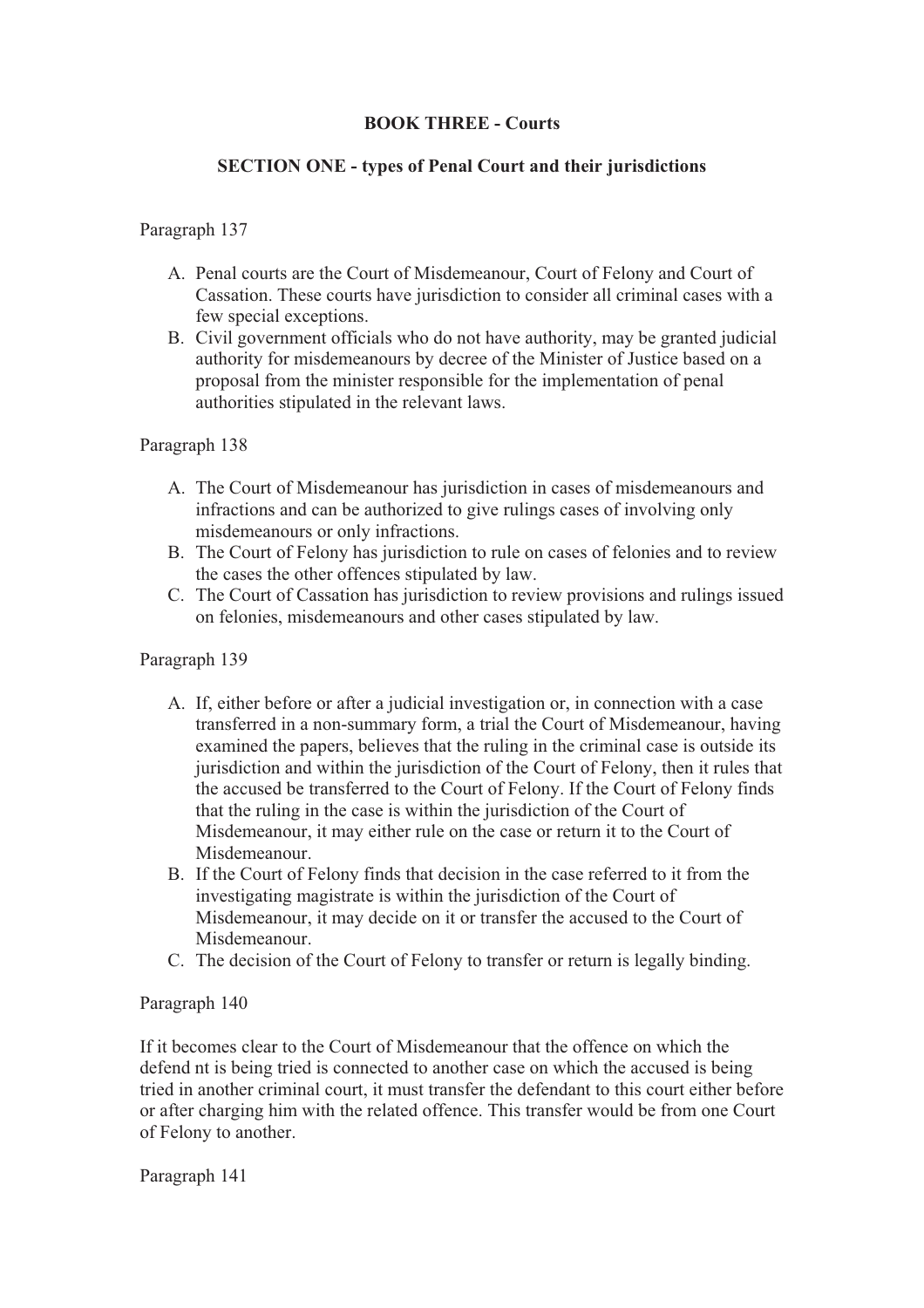**BOOK THREE - Courts**

**SECTION ONE - types of Penal Court and their jurisdictions**

Paragraph 137

A. Penal courts are the Court of Misdemeanour, Court of Felony and Court of Cassation. These courts have jurisdiction to consider all criminal cases with a few special exceptions.
B. Civil government officials who do not have authority, may be granted judicial authority for misdemeanours by decree of the Minister of Justice based on a proposal from the minister responsible for the implementation of penal authorities stipulated in the relevant laws.

Paragraph 138

A. The Court of Misdemeanour has jurisdiction in cases of misdemeanours and infractions and can be authorized to give rulings cases of involving only misdemeanours or only infractions.
B. The Court of Felony has jurisdiction to rule on cases of felonies and to review the cases the other offences stipulated by law.
C. The Court of Cassation has jurisdiction to review provisions and rulings issued on felonies, misdemeanours and other cases stipulated by law.

Paragraph 139

A. If, either before or after a judicial investigation or, in connection with a case transferred in a non-summary form, a trial the Court of Misdemeanour, having examined the papers, believes that the ruling in the criminal case is outside its jurisdiction and within the jurisdiction of the Court of Felony, then it rules that the accused be transferred to the Court of Felony. If the Court of Felony finds that the ruling in the case is within the jurisdiction of the Court of Misdemeanour, it may either rule on the case or return it to the Court of Misdemeanour.
B. If the Court of Felony finds that decision in the case referred to it from the investigating magistrate is within the jurisdiction of the Court of Misdemeanour, it may decide on it or transfer the accused to the Court of Misdemeanour.
C. The decision of the Court of Felony to transfer or return is legally binding.

Paragraph 140

If it becomes clear to the Court of Misdemeanour that the offence on which the defend nt is being tried is connected to another case on which the accused is being tried in another criminal court, it must transfer the defendant to this court either before or after charging him with the related offence. This transfer would be from one Court of Felony to another.

Paragraph 141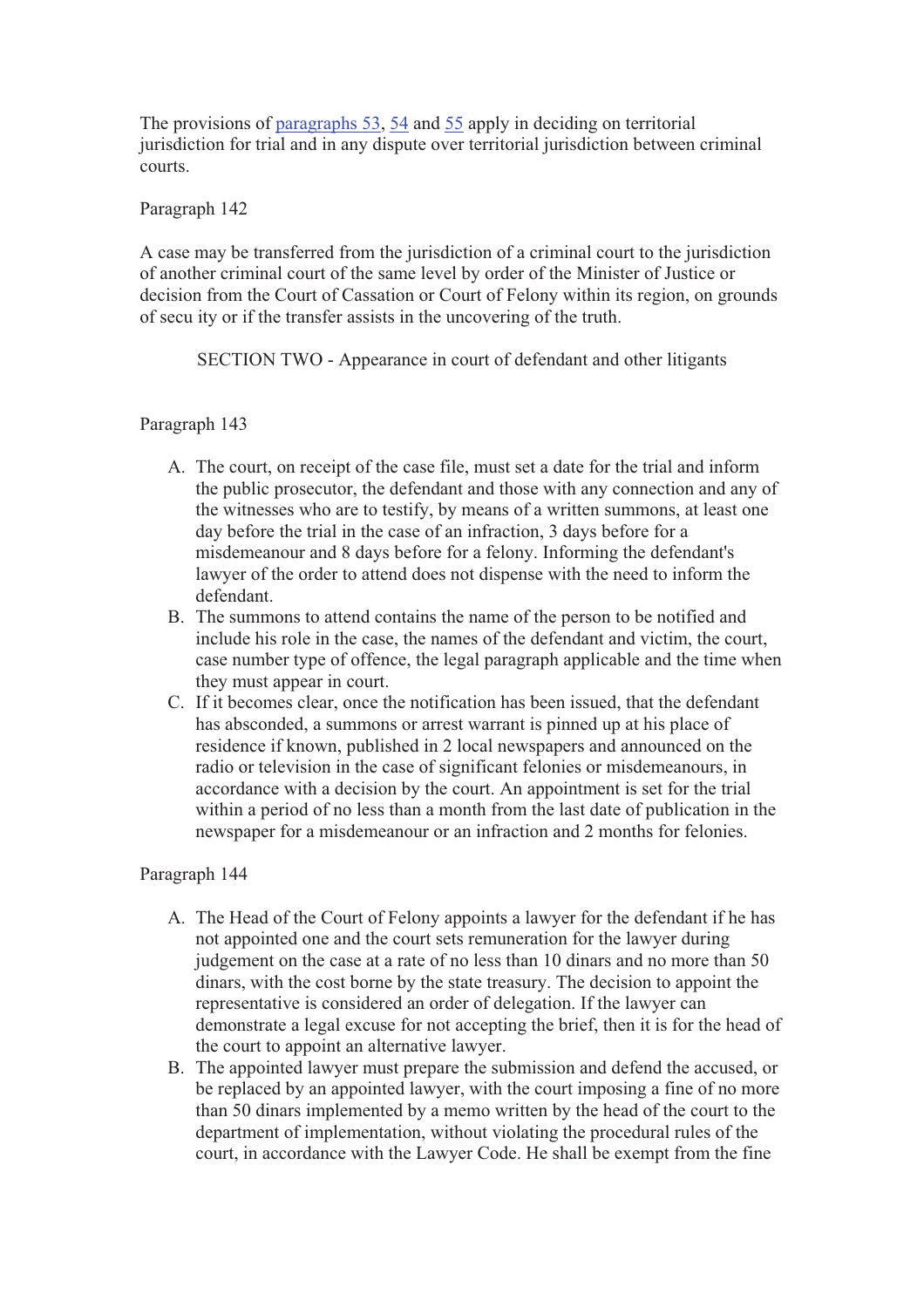The provisions of paragraphs 53, 54 and 55 apply in deciding on territorial jurisdiction for trial and in any dispute over territorial jurisdiction between criminal courts.

Paragraph 142

A case may be transferred from the jurisdiction of a criminal court to the jurisdiction of another criminal court of the same level by order of the Minister of Justice or decision from the Court of Cassation or Court of Felony within its region, on grounds of secu ity or if the transfer assists in the uncovering of the truth.

SECTION TWO - Appearance in court of defendant and other litigants

Paragraph 143

A. The court, on receipt of the case file, must set a date for the trial and inform the public prosecutor, the defendant and those with any connection and any of the witnesses who are to testify, by means of a written summons, at least one day before the trial in the case of an infraction, 3 days before for a misdemeanour and 8 days before for a felony. Informing the defendant's lawyer of the order to attend does not dispense with the need to inform the defendant.
B. The summons to attend contains the name of the person to be notified and include his role in the case, the names of the defendant and victim, the court, case number type of offence, the legal paragraph applicable and the time when they must appear in court.
C. If it becomes clear, once the notification has been issued, that the defendant has absconded, a summons or arrest warrant is pinned up at his place of residence if known, published in 2 local newspapers and announced on the radio or television in the case of significant felonies or misdemeanours, in accordance with a decision by the court. An appointment is set for the trial within a period of no less than a month from the last date of publication in the newspaper for a misdemeanour or an infraction and 2 months for felonies.

Paragraph 144

A. The Head of the Court of Felony appoints a lawyer for the defendant if he has not appointed one and the court sets remuneration for the lawyer during judgement on the case at a rate of no less than 10 dinars and no more than 50 dinars, with the cost borne by the state treasury. The decision to appoint the representative is considered an order of delegation. If the lawyer can demonstrate a legal excuse for not accepting the brief, then it is for the head of the court to appoint an alternative lawyer.
B. The appointed lawyer must prepare the submission and defend the accused, or be replaced by an appointed lawyer, with the court imposing a fine of no more than 50 dinars implemented by a memo written by the head of the court to the department of implementation, without violating the procedural rules of the court, in accordance with the Lawyer Code. He shall be exempt from the fine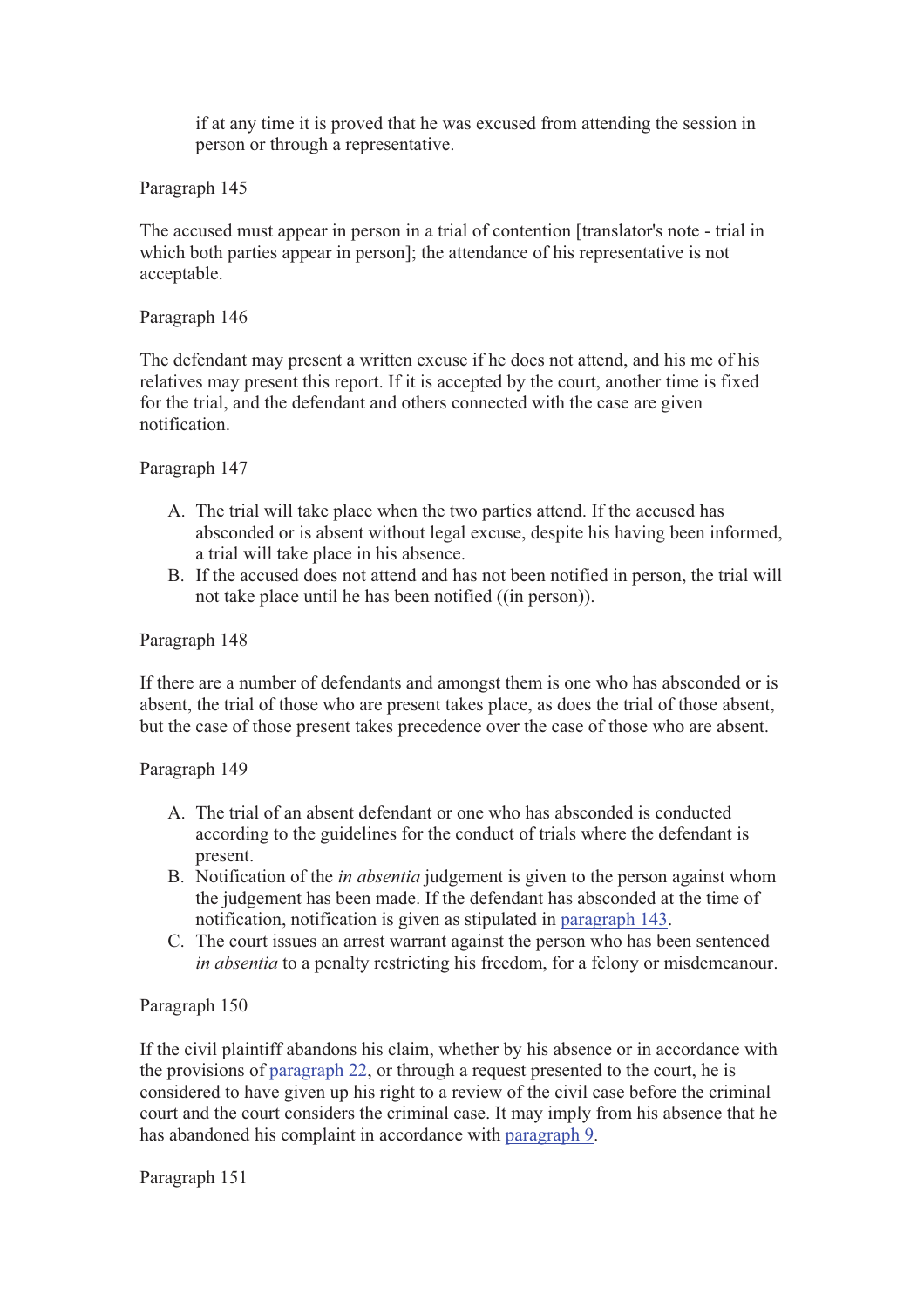if at any time it is proved that he was excused from attending the session in person or through a representative.

Paragraph 145

The accused must appear in person in a trial of contention [translator's note - trial in which both parties appear in person]; the attendance of his representative is not acceptable.

Paragraph 146

The defendant may present a written excuse if he does not attend, and his me of his relatives may present this report. If it is accepted by the court, another time is fixed for the trial, and the defendant and others connected with the case are given notification.

Paragraph 147

A. The trial will take place when the two parties attend. If the accused has absconded or is absent without legal excuse, despite his having been informed, a trial will take place in his absence.
B. If the accused does not attend and has not been notified in person, the trial will not take place until he has been notified ((in person)).

Paragraph 148

If there are a number of defendants and amongst them is one who has absconded or is absent, the trial of those who are present takes place, as does the trial of those absent, but the case of those present takes precedence over the case of those who are absent.

Paragraph 149

A. The trial of an absent defendant or one who has absconded is conducted according to the guidelines for the conduct of trials where the defendant is present.
B. Notification of the *in absentia* judgement is given to the person against whom the judgement has been made. If the defendant has absconded at the time of notification, notification is given as stipulated in paragraph 143.
C. The court issues an arrest warrant against the person who has been sentenced *in absentia* to a penalty restricting his freedom, for a felony or misdemeanour.

Paragraph 150

If the civil plaintiff abandons his claim, whether by his absence or in accordance with the provisions of paragraph 22, or through a request presented to the court, he is considered to have given up his right to a review of the civil case before the criminal court and the court considers the criminal case. It may imply from his absence that he has abandoned his complaint in accordance with paragraph 9.

Paragraph 151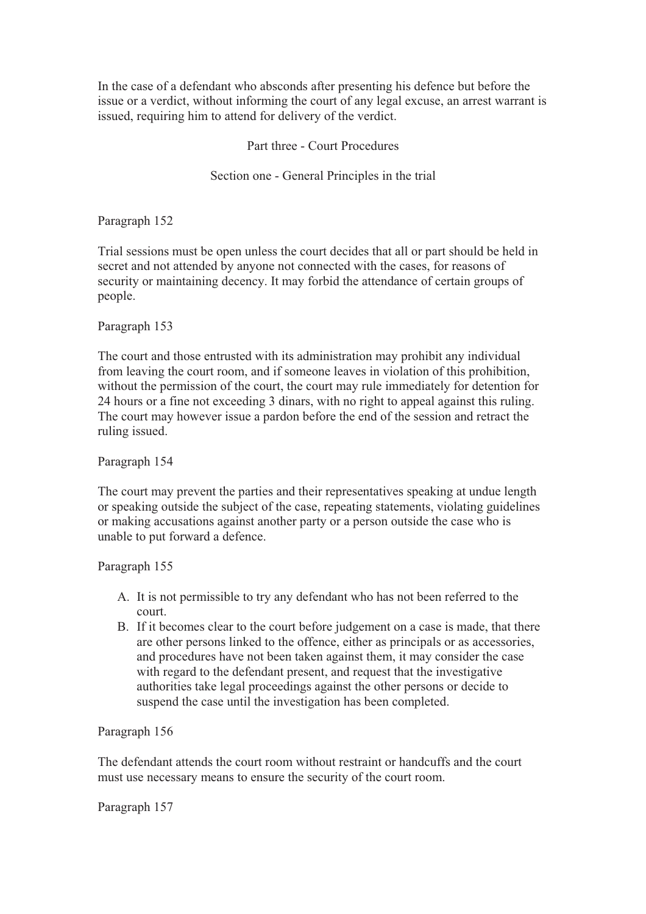In the case of a defendant who absconds after presenting his defence but before the issue or a verdict, without informing the court of any legal excuse, an arrest warrant is issued, requiring him to attend for delivery of the verdict.

## Part three - Court Procedures

### Section one - General Principles in the trial

Paragraph 152

Trial sessions must be open unless the court decides that all or part should be held in secret and not attended by anyone not connected with the cases, for reasons of security or maintaining decency. It may forbid the attendance of certain groups of people.

Paragraph 153

The court and those entrusted with its administration may prohibit any individual from leaving the court room, and if someone leaves in violation of this prohibition, without the permission of the court, the court may rule immediately for detention for 24 hours or a fine not exceeding 3 dinars, with no right to appeal against this ruling. The court may however issue a pardon before the end of the session and retract the ruling issued.

Paragraph 154

The court may prevent the parties and their representatives speaking at undue length or speaking outside the subject of the case, repeating statements, violating guidelines or making accusations against another party or a person outside the case who is unable to put forward a defence.

Paragraph 155

A. It is not permissible to try any defendant who has not been referred to the court.
B. If it becomes clear to the court before judgement on a case is made, that there are other persons linked to the offence, either as principals or as accessories, and procedures have not been taken against them, it may consider the case with regard to the defendant present, and request that the investigative authorities take legal proceedings against the other persons or decide to suspend the case until the investigation has been completed.

Paragraph 156

The defendant attends the court room without restraint or handcuffs and the court must use necessary means to ensure the security of the court room.

Paragraph 157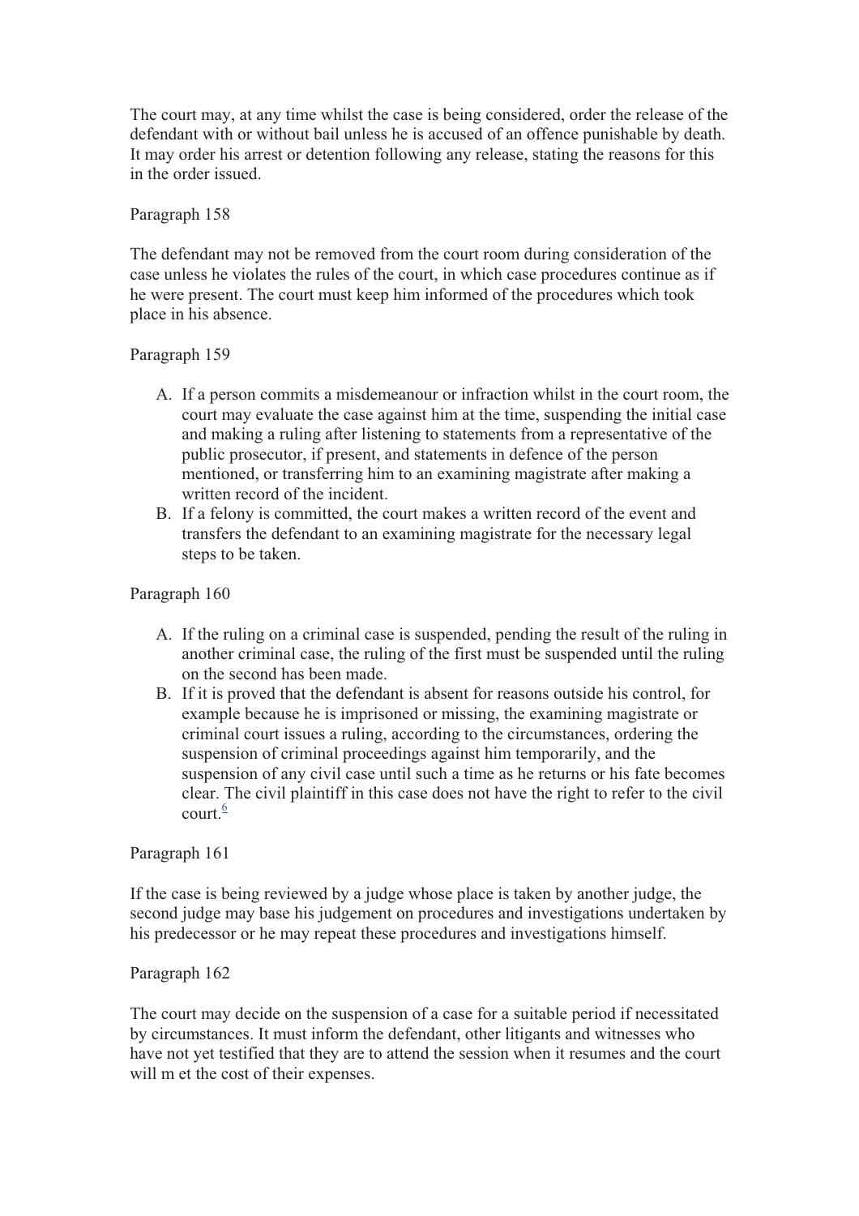The court may, at any time whilst the case is being considered, order the release of the defendant with or without bail unless he is accused of an offence punishable by death. It may order his arrest or detention following any release, stating the reasons for this in the order issued.

Paragraph 158

The defendant may not be removed from the court room during consideration of the case unless he violates the rules of the court, in which case procedures continue as if he were present. The court must keep him informed of the procedures which took place in his absence.

Paragraph 159

A. If a person commits a misdemeanour or infraction whilst in the court room, the court may evaluate the case against him at the time, suspending the initial case and making a ruling after listening to statements from a representative of the public prosecutor, if present, and statements in defence of the person mentioned, or transferring him to an examining magistrate after making a written record of the incident.
B. If a felony is committed, the court makes a written record of the event and transfers the defendant to an examining magistrate for the necessary legal steps to be taken.

Paragraph 160

A. If the ruling on a criminal case is suspended, pending the result of the ruling in another criminal case, the ruling of the first must be suspended until the ruling on the second has been made.
B. If it is proved that the defendant is absent for reasons outside his control, for example because he is imprisoned or missing, the examining magistrate or criminal court issues a ruling, according to the circumstances, ordering the suspension of criminal proceedings against him temporarily, and the suspension of any civil case until such a time as he returns or his fate becomes clear. The civil plaintiff in this case does not have the right to refer to the civil court.[6]

Paragraph 161

If the case is being reviewed by a judge whose place is taken by another judge, the second judge may base his judgement on procedures and investigations undertaken by his predecessor or he may repeat these procedures and investigations himself.

Paragraph 162

The court may decide on the suspension of a case for a suitable period if necessitated by circumstances. It must inform the defendant, other litigants and witnesses who have not yet testified that they are to attend the session when it resumes and the court will m et the cost of their expenses.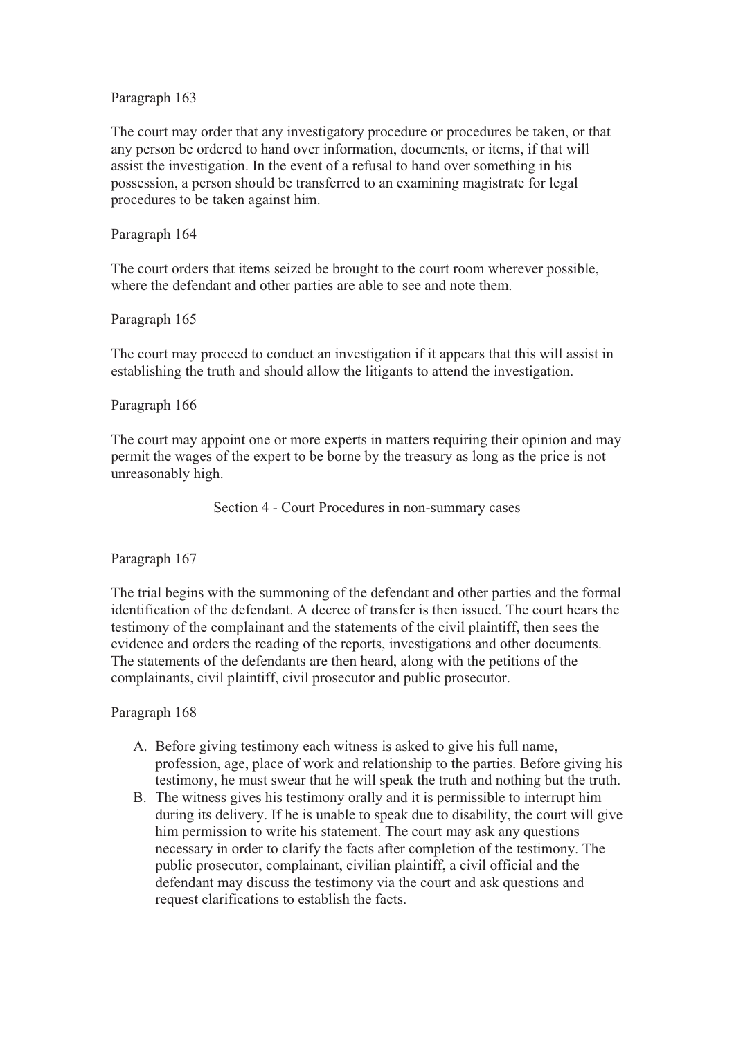Paragraph 163

The court may order that any investigatory procedure or procedures be taken, or that any person be ordered to hand over information, documents, or items, if that will assist the investigation. In the event of a refusal to hand over something in his possession, a person should be transferred to an examining magistrate for legal procedures to be taken against him.

Paragraph 164

The court orders that items seized be brought to the court room wherever possible, where the defendant and other parties are able to see and note them.

Paragraph 165

The court may proceed to conduct an investigation if it appears that this will assist in establishing the truth and should allow the litigants to attend the investigation.

Paragraph 166

The court may appoint one or more experts in matters requiring their opinion and may permit the wages of the expert to be borne by the treasury as long as the price is not unreasonably high.

## Section 4 - Court Procedures in non-summary cases

Paragraph 167

The trial begins with the summoning of the defendant and other parties and the formal identification of the defendant. A decree of transfer is then issued. The court hears the testimony of the complainant and the statements of the civil plaintiff, then sees the evidence and orders the reading of the reports, investigations and other documents. The statements of the defendants are then heard, along with the petitions of the complainants, civil plaintiff, civil prosecutor and public prosecutor.

Paragraph 168

A. Before giving testimony each witness is asked to give his full name, profession, age, place of work and relationship to the parties. Before giving his testimony, he must swear that he will speak the truth and nothing but the truth.
B. The witness gives his testimony orally and it is permissible to interrupt him during its delivery. If he is unable to speak due to disability, the court will give him permission to write his statement. The court may ask any questions necessary in order to clarify the facts after completion of the testimony. The public prosecutor, complainant, civilian plaintiff, a civil official and the defendant may discuss the testimony via the court and ask questions and request clarifications to establish the facts.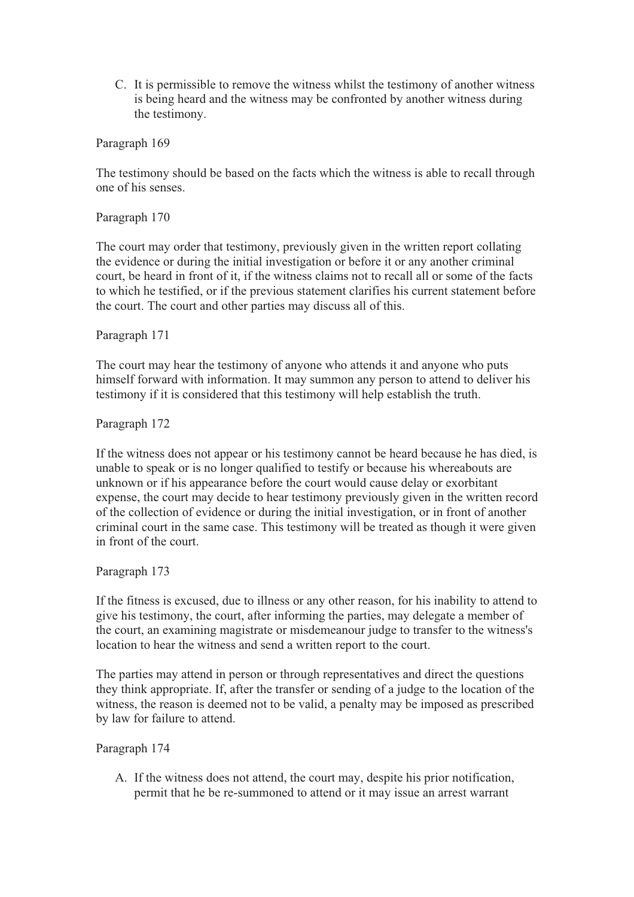C. It is permissible to remove the witness whilst the testimony of another witness is being heard and the witness may be confronted by another witness during the testimony.

Paragraph 169

The testimony should be based on the facts which the witness is able to recall through one of his senses.

Paragraph 170

The court may order that testimony, previously given in the written report collating the evidence or during the initial investigation or before it or any another criminal court, be heard in front of it, if the witness claims not to recall all or some of the facts to which he testified, or if the previous statement clarifies his current statement before the court. The court and other parties may discuss all of this.

Paragraph 171

The court may hear the testimony of anyone who attends it and anyone who puts himself forward with information. It may summon any person to attend to deliver his testimony if it is considered that this testimony will help establish the truth.

Paragraph 172

If the witness does not appear or his testimony cannot be heard because he has died, is unable to speak or is no longer qualified to testify or because his whereabouts are unknown or if his appearance before the court would cause delay or exorbitant expense, the court may decide to hear testimony previously given in the written record of the collection of evidence or during the initial investigation, or in front of another criminal court in the same case. This testimony will be treated as though it were given in front of the court.

Paragraph 173

If the fitness is excused, due to illness or any other reason, for his inability to attend to give his testimony, the court, after informing the parties, may delegate a member of the court, an examining magistrate or misdemeanour judge to transfer to the witness's location to hear the witness and send a written report to the court.

The parties may attend in person or through representatives and direct the questions they think appropriate. If, after the transfer or sending of a judge to the location of the witness, the reason is deemed not to be valid, a penalty may be imposed as prescribed by law for failure to attend.

Paragraph 174

A. If the witness does not attend, the court may, despite his prior notification, permit that he be re-summoned to attend or it may issue an arrest warrant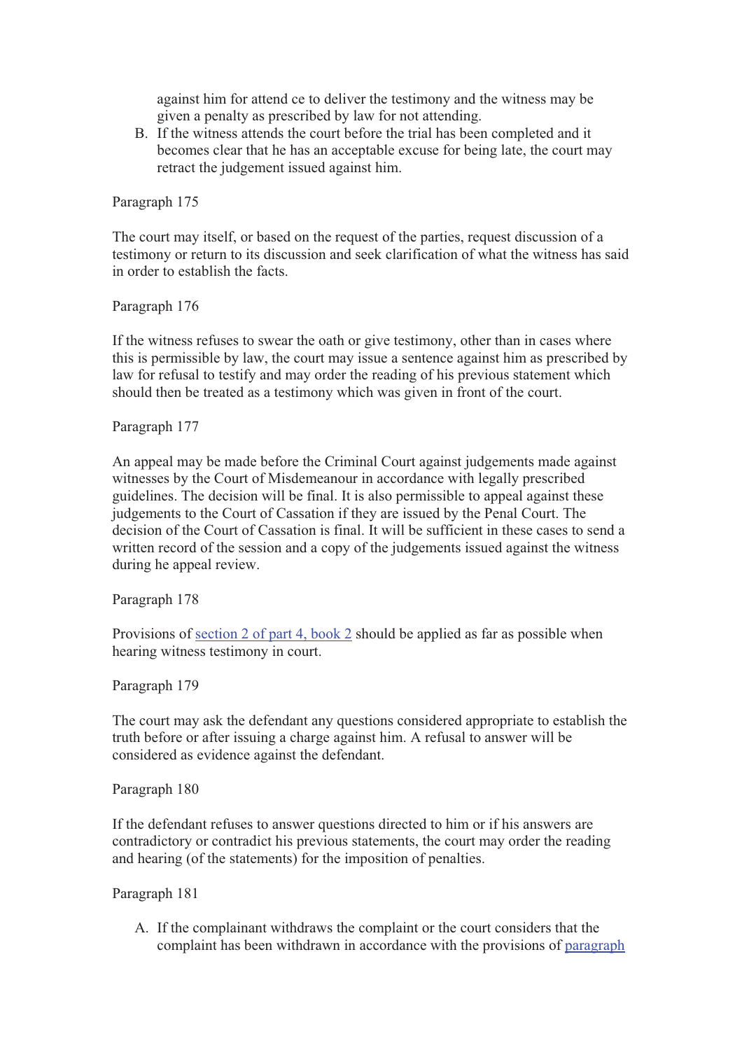against him for attend ce to deliver the testimony and the witness may be given a penalty as prescribed by law for not attending.

B. If the witness attends the court before the trial has been completed and it becomes clear that he has an acceptable excuse for being late, the court may retract the judgement issued against him.

Paragraph 175

The court may itself, or based on the request of the parties, request discussion of a testimony or return to its discussion and seek clarification of what the witness has said in order to establish the facts.

Paragraph 176

If the witness refuses to swear the oath or give testimony, other than in cases where this is permissible by law, the court may issue a sentence against him as prescribed by law for refusal to testify and may order the reading of his previous statement which should then be treated as a testimony which was given in front of the court.

Paragraph 177

An appeal may be made before the Criminal Court against judgements made against witnesses by the Court of Misdemeanour in accordance with legally prescribed guidelines. The decision will be final. It is also permissible to appeal against these judgements to the Court of Cassation if they are issued by the Penal Court. The decision of the Court of Cassation is final. It will be sufficient in these cases to send a written record of the session and a copy of the judgements issued against the witness during he appeal review.

Paragraph 178

Provisions of section 2 of part 4, book 2 should be applied as far as possible when hearing witness testimony in court.

Paragraph 179

The court may ask the defendant any questions considered appropriate to establish the truth before or after issuing a charge against him. A refusal to answer will be considered as evidence against the defendant.

Paragraph 180

If the defendant refuses to answer questions directed to him or if his answers are contradictory or contradict his previous statements, the court may order the reading and hearing (of the statements) for the imposition of penalties.

Paragraph 181

A. If the complainant withdraws the complaint or the court considers that the complaint has been withdrawn in accordance with the provisions of paragraph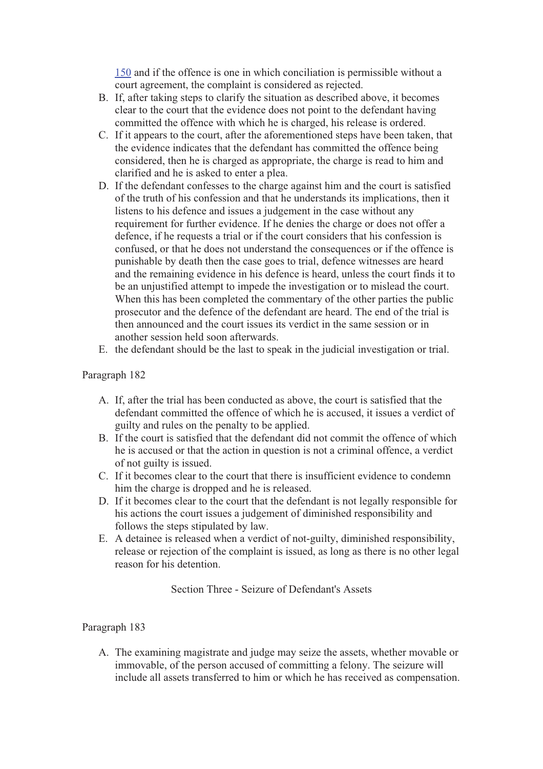150 and if the offence is one in which conciliation is permissible without a court agreement, the complaint is considered as rejected.

B. If, after taking steps to clarify the situation as described above, it becomes clear to the court that the evidence does not point to the defendant having committed the offence with which he is charged, his release is ordered.
C. If it appears to the court, after the aforementioned steps have been taken, that the evidence indicates that the defendant has committed the offence being considered, then he is charged as appropriate, the charge is read to him and clarified and he is asked to enter a plea.
D. If the defendant confesses to the charge against him and the court is satisfied of the truth of his confession and that he understands its implications, then it listens to his defence and issues a judgement in the case without any requirement for further evidence. If he denies the charge or does not offer a defence, if he requests a trial or if the court considers that his confession is confused, or that he does not understand the consequences or if the offence is punishable by death then the case goes to trial, defence witnesses are heard and the remaining evidence in his defence is heard, unless the court finds it to be an unjustified attempt to impede the investigation or to mislead the court. When this has been completed the commentary of the other parties the public prosecutor and the defence of the defendant are heard. The end of the trial is then announced and the court issues its verdict in the same session or in another session held soon afterwards.
E. the defendant should be the last to speak in the judicial investigation or trial.

Paragraph 182

A. If, after the trial has been conducted as above, the court is satisfied that the defendant committed the offence of which he is accused, it issues a verdict of guilty and rules on the penalty to be applied.
B. If the court is satisfied that the defendant did not commit the offence of which he is accused or that the action in question is not a criminal offence, a verdict of not guilty is issued.
C. If it becomes clear to the court that there is insufficient evidence to condemn him the charge is dropped and he is released.
D. If it becomes clear to the court that the defendant is not legally responsible for his actions the court issues a judgement of diminished responsibility and follows the steps stipulated by law.
E. A detainee is released when a verdict of not-guilty, diminished responsibility, release or rejection of the complaint is issued, as long as there is no other legal reason for his detention.

## Section Three - Seizure of Defendant's Assets

Paragraph 183

A. The examining magistrate and judge may seize the assets, whether movable or immovable, of the person accused of committing a felony. The seizure will include all assets transferred to him or which he has received as compensation.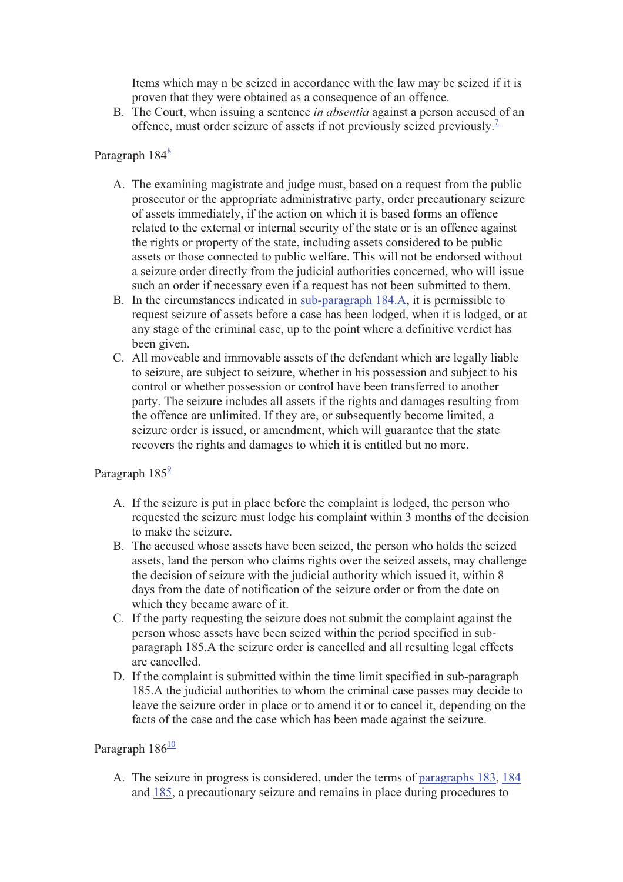Items which may n be seized in accordance with the law may be seized if it is proven that they were obtained as a consequence of an offence.

B. The Court, when issuing a sentence *in absentia* against a person accused of an offence, must order seizure of assets if not previously seized previously.[7]

Paragraph 184[8]

A. The examining magistrate and judge must, based on a request from the public prosecutor or the appropriate administrative party, order precautionary seizure of assets immediately, if the action on which it is based forms an offence related to the external or internal security of the state or is an offence against the rights or property of the state, including assets considered to be public assets or those connected to public welfare. This will not be endorsed without a seizure order directly from the judicial authorities concerned, who will issue such an order if necessary even if a request has not been submitted to them.
B. In the circumstances indicated in sub-paragraph 184.A, it is permissible to request seizure of assets before a case has been lodged, when it is lodged, or at any stage of the criminal case, up to the point where a definitive verdict has been given.
C. All moveable and immovable assets of the defendant which are legally liable to seizure, are subject to seizure, whether in his possession and subject to his control or whether possession or control have been transferred to another party. The seizure includes all assets if the rights and damages resulting from the offence are unlimited. If they are, or subsequently become limited, a seizure order is issued, or amendment, which will guarantee that the state recovers the rights and damages to which it is entitled but no more.

Paragraph 185[9]

A. If the seizure is put in place before the complaint is lodged, the person who requested the seizure must lodge his complaint within 3 months of the decision to make the seizure.
B. The accused whose assets have been seized, the person who holds the seized assets, land the person who claims rights over the seized assets, may challenge the decision of seizure with the judicial authority which issued it, within 8 days from the date of notification of the seizure order or from the date on which they became aware of it.
C. If the party requesting the seizure does not submit the complaint against the person whose assets have been seized within the period specified in sub-paragraph 185.A the seizure order is cancelled and all resulting legal effects are cancelled.
D. If the complaint is submitted within the time limit specified in sub-paragraph 185.A the judicial authorities to whom the criminal case passes may decide to leave the seizure order in place or to amend it or to cancel it, depending on the facts of the case and the case which has been made against the seizure.

Paragraph 186[10]

A. The seizure in progress is considered, under the terms of paragraphs 183, 184 and 185, a precautionary seizure and remains in place during procedures to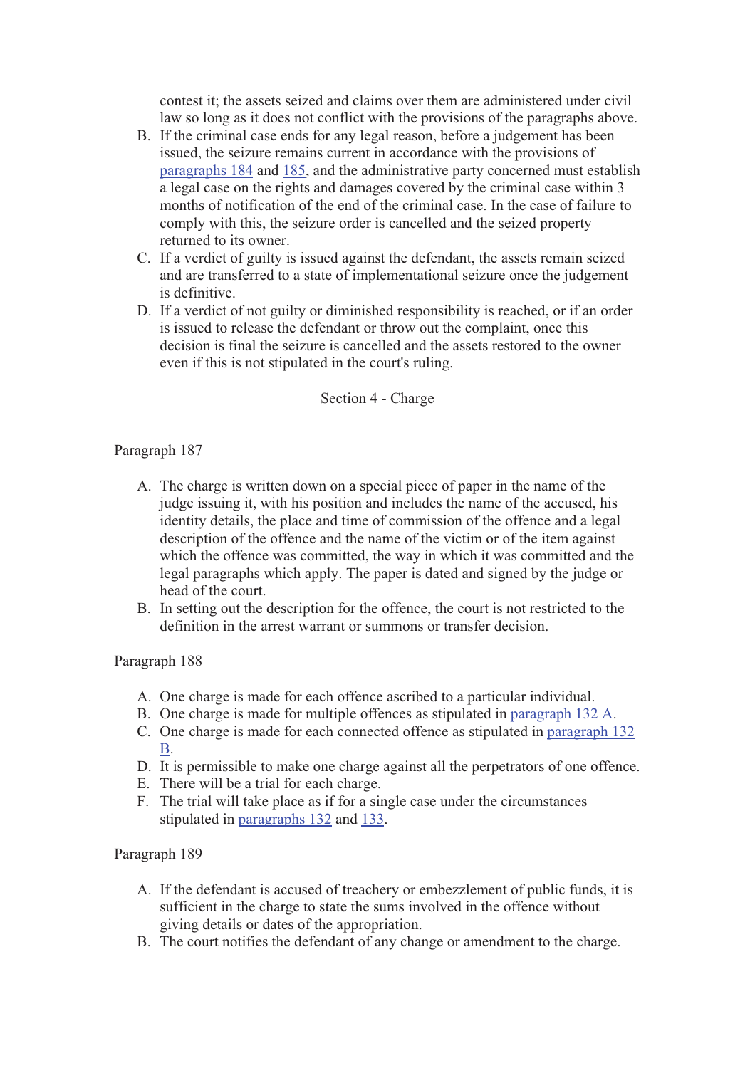contest it; the assets seized and claims over them are administered under civil law so long as it does not conflict with the provisions of the paragraphs above.

B. If the criminal case ends for any legal reason, before a judgement has been issued, the seizure remains current in accordance with the provisions of paragraphs 184 and 185, and the administrative party concerned must establish a legal case on the rights and damages covered by the criminal case within 3 months of notification of the end of the criminal case. In the case of failure to comply with this, the seizure order is cancelled and the seized property returned to its owner.
C. If a verdict of guilty is issued against the defendant, the assets remain seized and are transferred to a state of implementational seizure once the judgement is definitive.
D. If a verdict of not guilty or diminished responsibility is reached, or if an order is issued to release the defendant or throw out the complaint, once this decision is final the seizure is cancelled and the assets restored to the owner even if this is not stipulated in the court's ruling.

## Section 4 - Charge

### Paragraph 187

A. The charge is written down on a special piece of paper in the name of the judge issuing it, with his position and includes the name of the accused, his identity details, the place and time of commission of the offence and a legal description of the offence and the name of the victim or of the item against which the offence was committed, the way in which it was committed and the legal paragraphs which apply. The paper is dated and signed by the judge or head of the court.
B. In setting out the description for the offence, the court is not restricted to the definition in the arrest warrant or summons or transfer decision.

### Paragraph 188

A. One charge is made for each offence ascribed to a particular individual.
B. One charge is made for multiple offences as stipulated in paragraph 132 A.
C. One charge is made for each connected offence as stipulated in paragraph 132 B.
D. It is permissible to make one charge against all the perpetrators of one offence.
E. There will be a trial for each charge.
F. The trial will take place as if for a single case under the circumstances stipulated in paragraphs 132 and 133.

### Paragraph 189

A. If the defendant is accused of treachery or embezzlement of public funds, it is sufficient in the charge to state the sums involved in the offence without giving details or dates of the appropriation.
B. The court notifies the defendant of any change or amendment to the charge.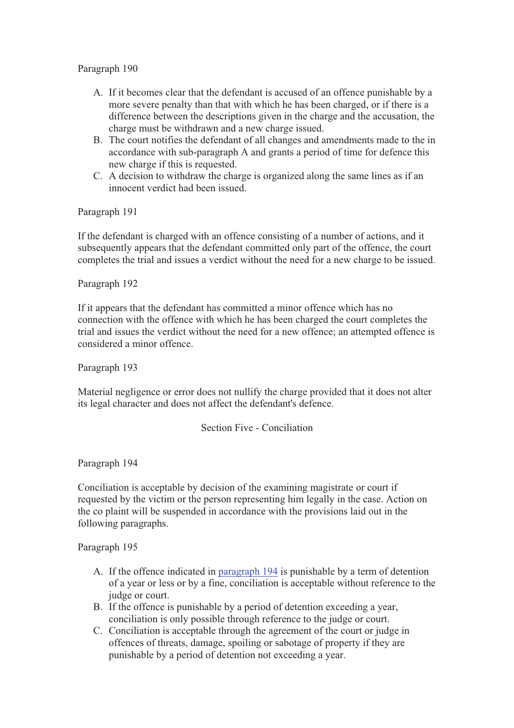Paragraph 190

A. If it becomes clear that the defendant is accused of an offence punishable by a more severe penalty than that with which he has been charged, or if there is a difference between the descriptions given in the charge and the accusation, the charge must be withdrawn and a new charge issued.
B. The court notifies the defendant of all changes and amendments made to the in accordance with sub-paragraph A and grants a period of time for defence this new charge if this is requested.
C. A decision to withdraw the charge is organized along the same lines as if an innocent verdict had been issued.

Paragraph 191

If the defendant is charged with an offence consisting of a number of actions, and it subsequently appears that the defendant committed only part of the offence, the court completes the trial and issues a verdict without the need for a new charge to be issued.

Paragraph 192

If it appears that the defendant has committed a minor offence which has no connection with the offence with which he has been charged the court completes the trial and issues the verdict without the need for a new offence; an attempted offence is considered a minor offence.

Paragraph 193

Material negligence or error does not nullify the charge provided that it does not alter its legal character and does not affect the defendant's defence.

## Section Five - Conciliation

Paragraph 194

Conciliation is acceptable by decision of the examining magistrate or court if requested by the victim or the person representing him legally in the case. Action on the co plaint will be suspended in accordance with the provisions laid out in the following paragraphs.

Paragraph 195

A. If the offence indicated in paragraph 194 is punishable by a term of detention of a year or less or by a fine, conciliation is acceptable without reference to the judge or court.
B. If the offence is punishable by a period of detention exceeding a year, conciliation is only possible through reference to the judge or court.
C. Conciliation is acceptable through the agreement of the court or judge in offences of threats, damage, spoiling or sabotage of property if they are punishable by a period of detention not exceeding a year.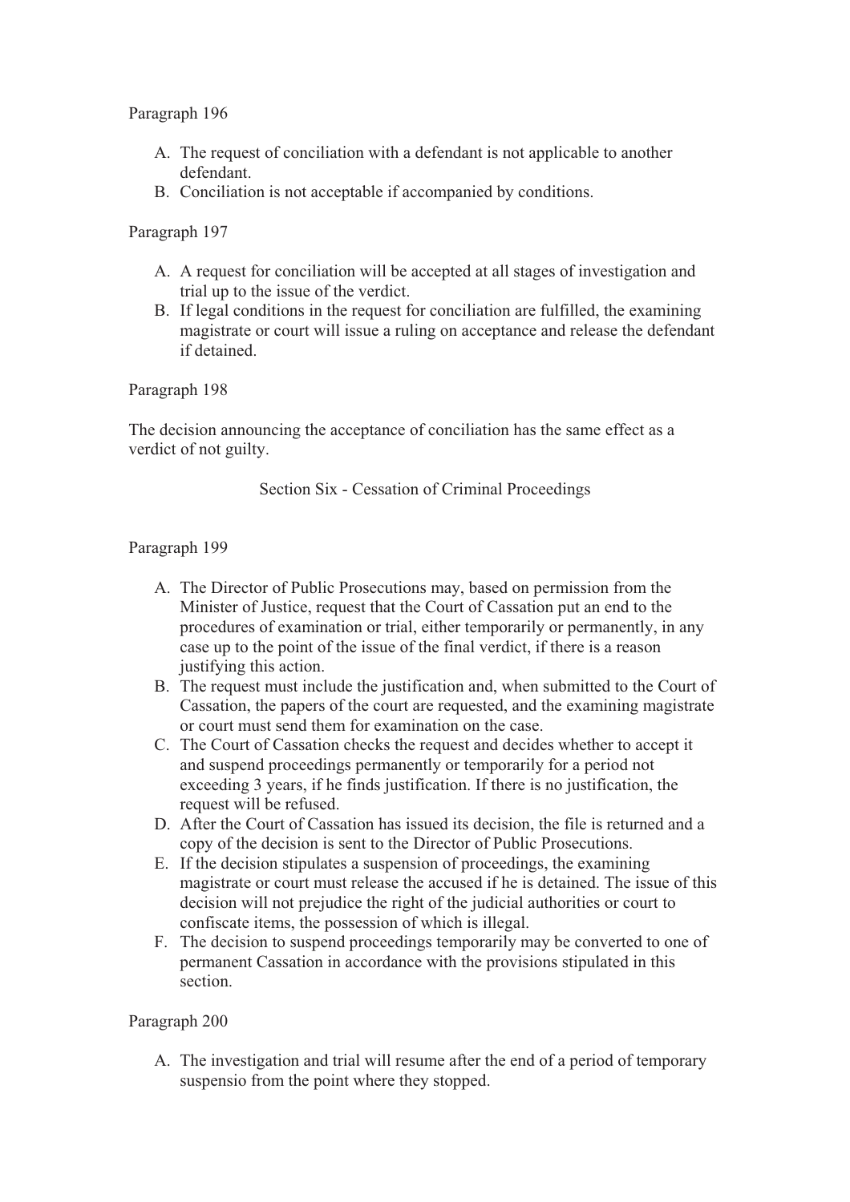Paragraph 196

A. The request of conciliation with a defendant is not applicable to another defendant.
B. Conciliation is not acceptable if accompanied by conditions.

Paragraph 197

A. A request for conciliation will be accepted at all stages of investigation and trial up to the issue of the verdict.
B. If legal conditions in the request for conciliation are fulfilled, the examining magistrate or court will issue a ruling on acceptance and release the defendant if detained.

Paragraph 198

The decision announcing the acceptance of conciliation has the same effect as a verdict of not guilty.

## Section Six - Cessation of Criminal Proceedings

Paragraph 199

A. The Director of Public Prosecutions may, based on permission from the Minister of Justice, request that the Court of Cassation put an end to the procedures of examination or trial, either temporarily or permanently, in any case up to the point of the issue of the final verdict, if there is a reason justifying this action.
B. The request must include the justification and, when submitted to the Court of Cassation, the papers of the court are requested, and the examining magistrate or court must send them for examination on the case.
C. The Court of Cassation checks the request and decides whether to accept it and suspend proceedings permanently or temporarily for a period not exceeding 3 years, if he finds justification. If there is no justification, the request will be refused.
D. After the Court of Cassation has issued its decision, the file is returned and a copy of the decision is sent to the Director of Public Prosecutions.
E. If the decision stipulates a suspension of proceedings, the examining magistrate or court must release the accused if he is detained. The issue of this decision will not prejudice the right of the judicial authorities or court to confiscate items, the possession of which is illegal.
F. The decision to suspend proceedings temporarily may be converted to one of permanent Cassation in accordance with the provisions stipulated in this section.

Paragraph 200

A. The investigation and trial will resume after the end of a period of temporary suspensio from the point where they stopped.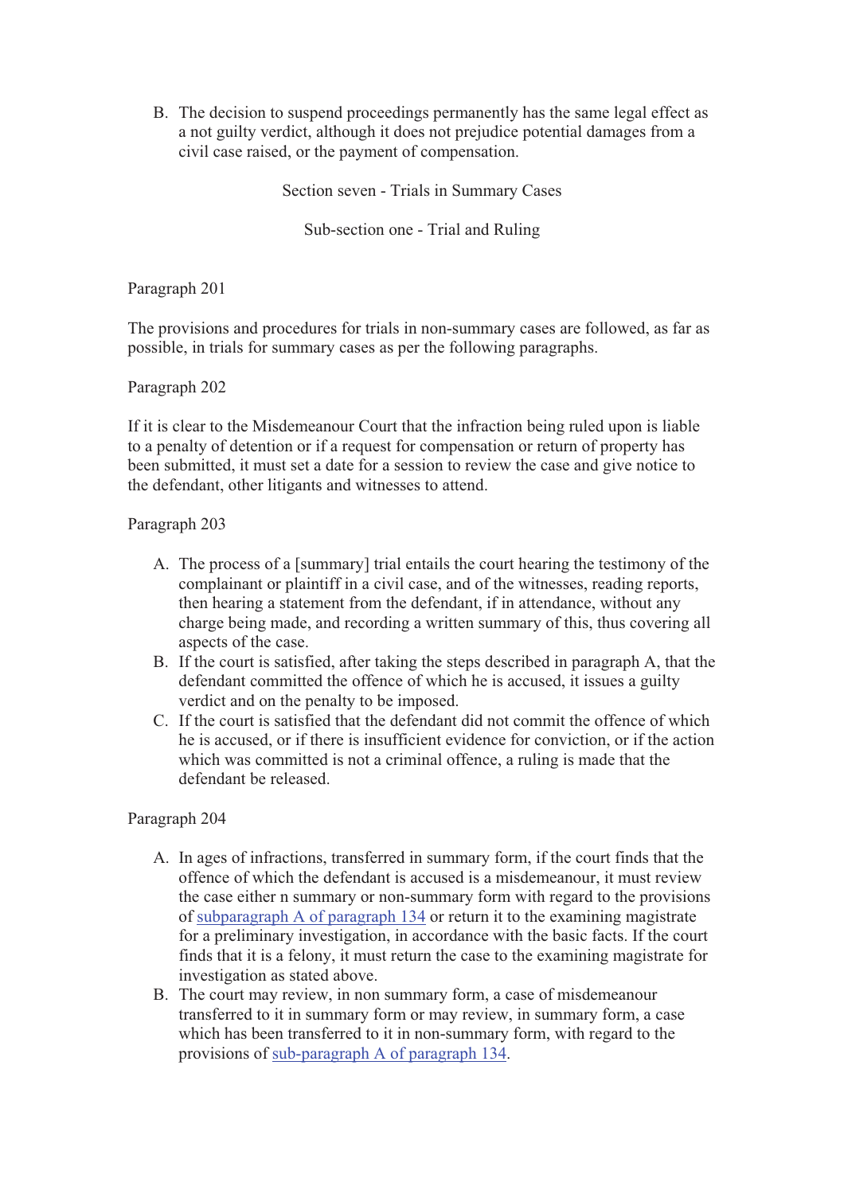B. The decision to suspend proceedings permanently has the same legal effect as a not guilty verdict, although it does not prejudice potential damages from a civil case raised, or the payment of compensation.

## Section seven - Trials in Summary Cases

### Sub-section one - Trial and Ruling

Paragraph 201

The provisions and procedures for trials in non-summary cases are followed, as far as possible, in trials for summary cases as per the following paragraphs.

Paragraph 202

If it is clear to the Misdemeanour Court that the infraction being ruled upon is liable to a penalty of detention or if a request for compensation or return of property has been submitted, it must set a date for a session to review the case and give notice to the defendant, other litigants and witnesses to attend.

Paragraph 203

A. The process of a [summary] trial entails the court hearing the testimony of the complainant or plaintiff in a civil case, and of the witnesses, reading reports, then hearing a statement from the defendant, if in attendance, without any charge being made, and recording a written summary of this, thus covering all aspects of the case.
B. If the court is satisfied, after taking the steps described in paragraph A, that the defendant committed the offence of which he is accused, it issues a guilty verdict and on the penalty to be imposed.
C. If the court is satisfied that the defendant did not commit the offence of which he is accused, or if there is insufficient evidence for conviction, or if the action which was committed is not a criminal offence, a ruling is made that the defendant be released.

Paragraph 204

A. In ages of infractions, transferred in summary form, if the court finds that the offence of which the defendant is accused is a misdemeanour, it must review the case either n summary or non-summary form with regard to the provisions of subparagraph A of paragraph 134 or return it to the examining magistrate for a preliminary investigation, in accordance with the basic facts. If the court finds that it is a felony, it must return the case to the examining magistrate for investigation as stated above.
B. The court may review, in non summary form, a case of misdemeanour transferred to it in summary form or may review, in summary form, a case which has been transferred to it in non-summary form, with regard to the provisions of sub-paragraph A of paragraph 134.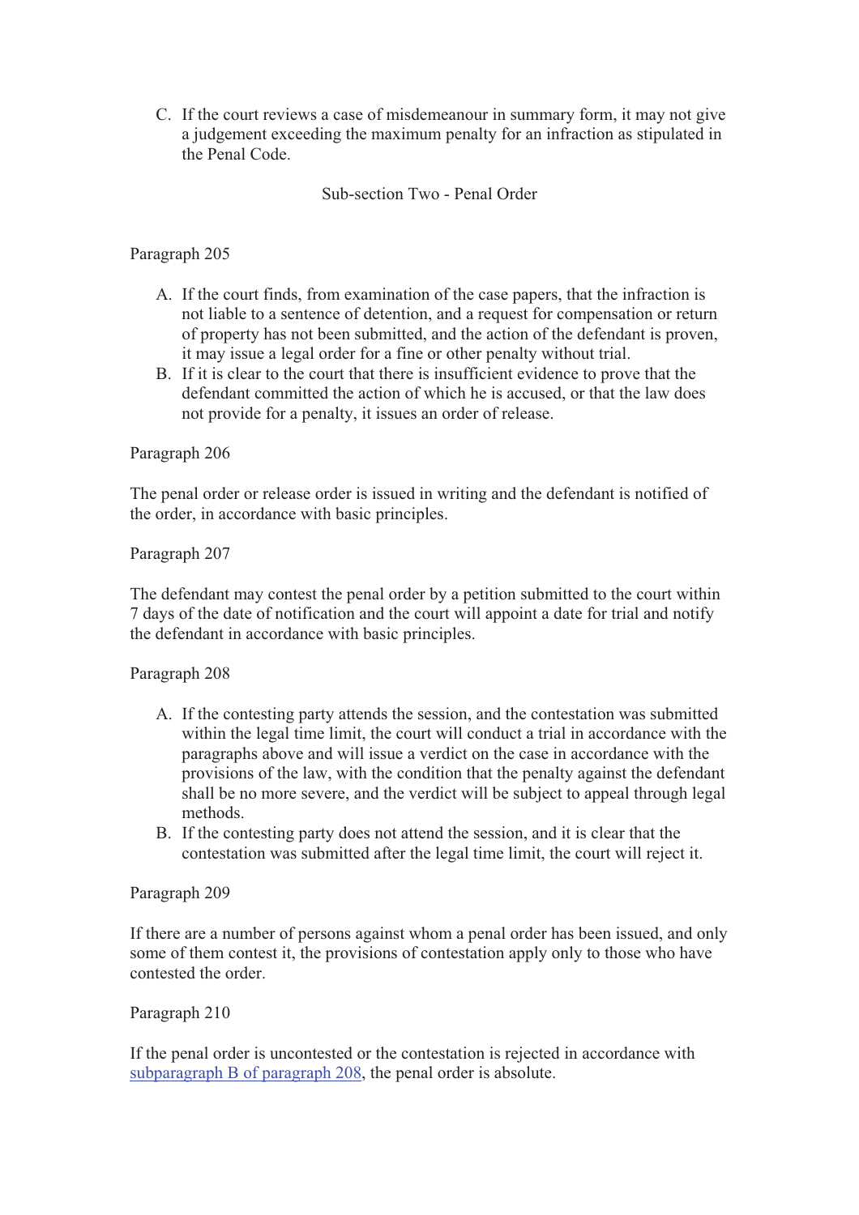C. If the court reviews a case of misdemeanour in summary form, it may not give a judgement exceeding the maximum penalty for an infraction as stipulated in the Penal Code.

### Sub-section Two - Penal Order

Paragraph 205

A. If the court finds, from examination of the case papers, that the infraction is not liable to a sentence of detention, and a request for compensation or return of property has not been submitted, and the action of the defendant is proven, it may issue a legal order for a fine or other penalty without trial.
B. If it is clear to the court that there is insufficient evidence to prove that the defendant committed the action of which he is accused, or that the law does not provide for a penalty, it issues an order of release.

Paragraph 206

The penal order or release order is issued in writing and the defendant is notified of the order, in accordance with basic principles.

Paragraph 207

The defendant may contest the penal order by a petition submitted to the court within 7 days of the date of notification and the court will appoint a date for trial and notify the defendant in accordance with basic principles.

Paragraph 208

A. If the contesting party attends the session, and the contestation was submitted within the legal time limit, the court will conduct a trial in accordance with the paragraphs above and will issue a verdict on the case in accordance with the provisions of the law, with the condition that the penalty against the defendant shall be no more severe, and the verdict will be subject to appeal through legal methods.
B. If the contesting party does not attend the session, and it is clear that the contestation was submitted after the legal time limit, the court will reject it.

Paragraph 209

If there are a number of persons against whom a penal order has been issued, and only some of them contest it, the provisions of contestation apply only to those who have contested the order.

Paragraph 210

If the penal order is uncontested or the contestation is rejected in accordance with subparagraph B of paragraph 208, the penal order is absolute.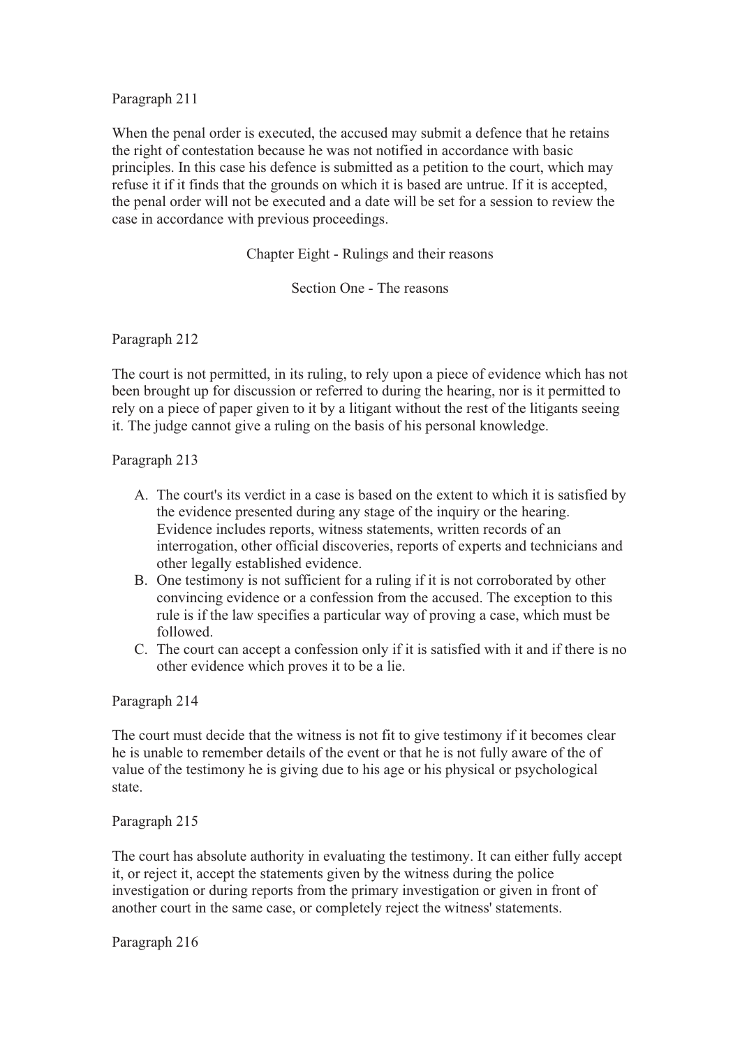Paragraph 211

When the penal order is executed, the accused may submit a defence that he retains the right of contestation because he was not notified in accordance with basic principles. In this case his defence is submitted as a petition to the court, which may refuse it if it finds that the grounds on which it is based are untrue. If it is accepted, the penal order will not be executed and a date will be set for a session to review the case in accordance with previous proceedings.

## Chapter Eight - Rulings and their reasons

### Section One - The reasons

Paragraph 212

The court is not permitted, in its ruling, to rely upon a piece of evidence which has not been brought up for discussion or referred to during the hearing, nor is it permitted to rely on a piece of paper given to it by a litigant without the rest of the litigants seeing it. The judge cannot give a ruling on the basis of his personal knowledge.

Paragraph 213

A. The court's its verdict in a case is based on the extent to which it is satisfied by the evidence presented during any stage of the inquiry or the hearing. Evidence includes reports, witness statements, written records of an interrogation, other official discoveries, reports of experts and technicians and other legally established evidence.
B. One testimony is not sufficient for a ruling if it is not corroborated by other convincing evidence or a confession from the accused. The exception to this rule is if the law specifies a particular way of proving a case, which must be followed.
C. The court can accept a confession only if it is satisfied with it and if there is no other evidence which proves it to be a lie.

Paragraph 214

The court must decide that the witness is not fit to give testimony if it becomes clear he is unable to remember details of the event or that he is not fully aware of the of value of the testimony he is giving due to his age or his physical or psychological state.

Paragraph 215

The court has absolute authority in evaluating the testimony. It can either fully accept it, or reject it, accept the statements given by the witness during the police investigation or during reports from the primary investigation or given in front of another court in the same case, or completely reject the witness' statements.

Paragraph 216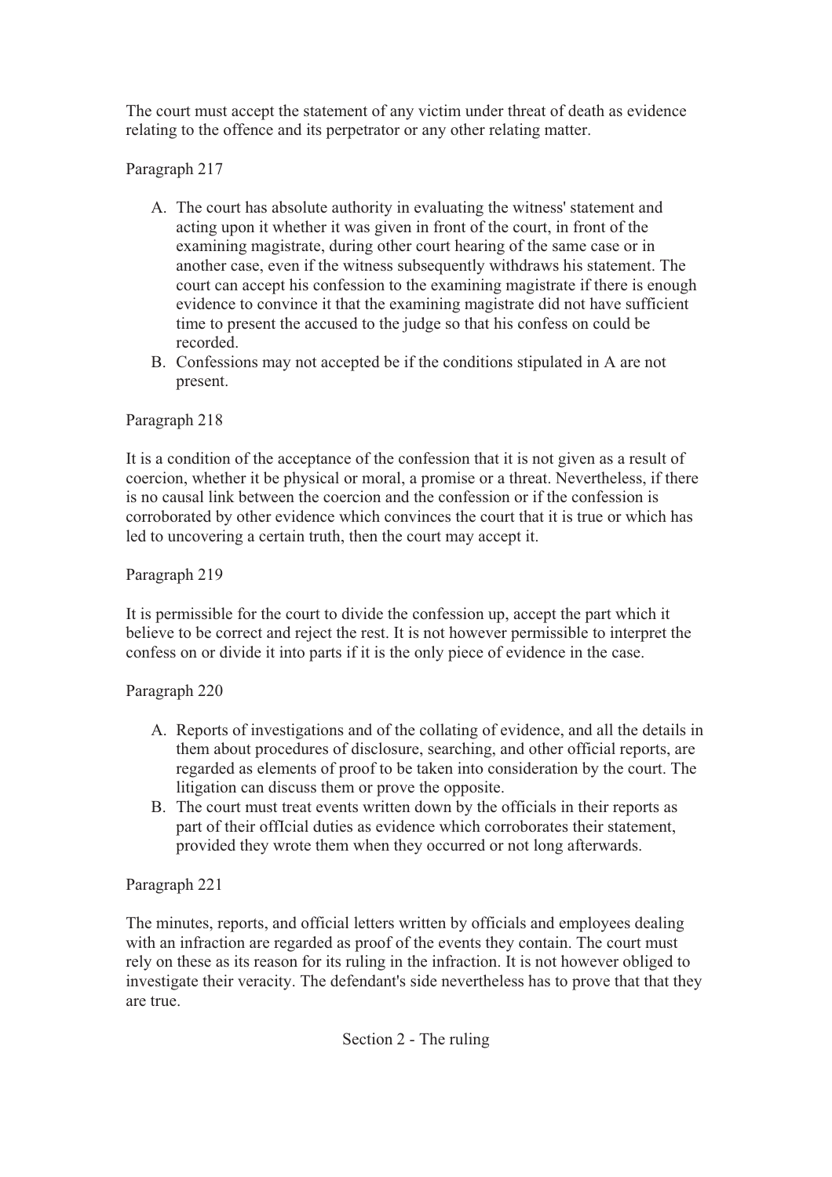The court must accept the statement of any victim under threat of death as evidence relating to the offence and its perpetrator or any other relating matter.

Paragraph 217

A. The court has absolute authority in evaluating the witness' statement and acting upon it whether it was given in front of the court, in front of the examining magistrate, during other court hearing of the same case or in another case, even if the witness subsequently withdraws his statement. The court can accept his confession to the examining magistrate if there is enough evidence to convince it that the examining magistrate did not have sufficient time to present the accused to the judge so that his confess on could be recorded.
B. Confessions may not accepted be if the conditions stipulated in A are not present.

Paragraph 218

It is a condition of the acceptance of the confession that it is not given as a result of coercion, whether it be physical or moral, a promise or a threat. Nevertheless, if there is no causal link between the coercion and the confession or if the confession is corroborated by other evidence which convinces the court that it is true or which has led to uncovering a certain truth, then the court may accept it.

Paragraph 219

It is permissible for the court to divide the confession up, accept the part which it believe to be correct and reject the rest. It is not however permissible to interpret the confess on or divide it into parts if it is the only piece of evidence in the case.

Paragraph 220

A. Reports of investigations and of the collating of evidence, and all the details in them about procedures of disclosure, searching, and other official reports, are regarded as elements of proof to be taken into consideration by the court. The litigation can discuss them or prove the opposite.
B. The court must treat events written down by the officials in their reports as part of their offIcial duties as evidence which corroborates their statement, provided they wrote them when they occurred or not long afterwards.

Paragraph 221

The minutes, reports, and official letters written by officials and employees dealing with an infraction are regarded as proof of the events they contain. The court must rely on these as its reason for its ruling in the infraction. It is not however obliged to investigate their veracity. The defendant's side nevertheless has to prove that that they are true.

Section 2 - The ruling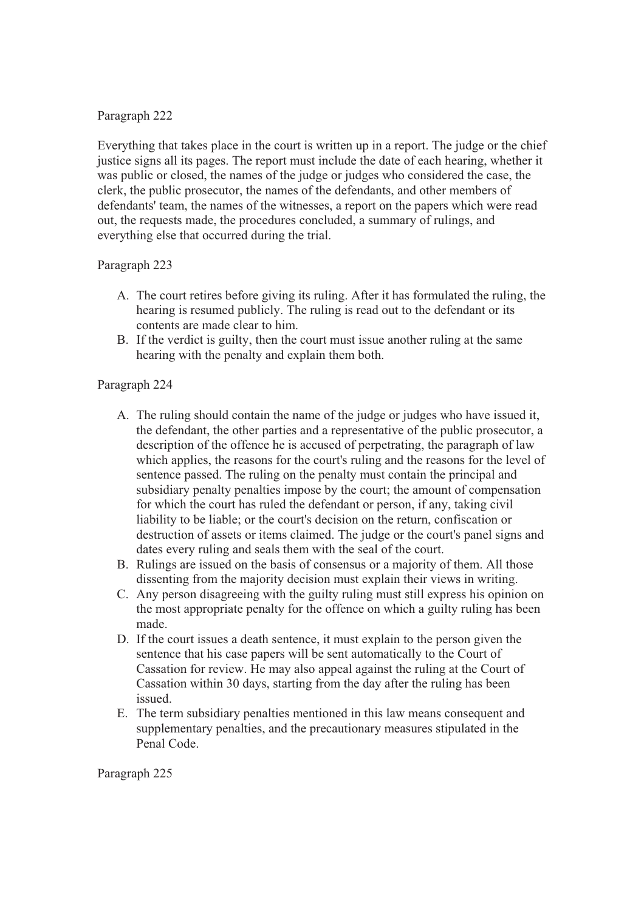Paragraph 222

Everything that takes place in the court is written up in a report. The judge or the chief justice signs all its pages. The report must include the date of each hearing, whether it was public or closed, the names of the judge or judges who considered the case, the clerk, the public prosecutor, the names of the defendants, and other members of defendants' team, the names of the witnesses, a report on the papers which were read out, the requests made, the procedures concluded, a summary of rulings, and everything else that occurred during the trial.

Paragraph 223

A. The court retires before giving its ruling. After it has formulated the ruling, the hearing is resumed publicly. The ruling is read out to the defendant or its contents are made clear to him.
B. If the verdict is guilty, then the court must issue another ruling at the same hearing with the penalty and explain them both.

Paragraph 224

A. The ruling should contain the name of the judge or judges who have issued it, the defendant, the other parties and a representative of the public prosecutor, a description of the offence he is accused of perpetrating, the paragraph of law which applies, the reasons for the court's ruling and the reasons for the level of sentence passed. The ruling on the penalty must contain the principal and subsidiary penalty penalties impose by the court; the amount of compensation for which the court has ruled the defendant or person, if any, taking civil liability to be liable; or the court's decision on the return, confiscation or destruction of assets or items claimed. The judge or the court's panel signs and dates every ruling and seals them with the seal of the court.
B. Rulings are issued on the basis of consensus or a majority of them. All those dissenting from the majority decision must explain their views in writing.
C. Any person disagreeing with the guilty ruling must still express his opinion on the most appropriate penalty for the offence on which a guilty ruling has been made.
D. If the court issues a death sentence, it must explain to the person given the sentence that his case papers will be sent automatically to the Court of Cassation for review. He may also appeal against the ruling at the Court of Cassation within 30 days, starting from the day after the ruling has been issued.
E. The term subsidiary penalties mentioned in this law means consequent and supplementary penalties, and the precautionary measures stipulated in the Penal Code.

Paragraph 225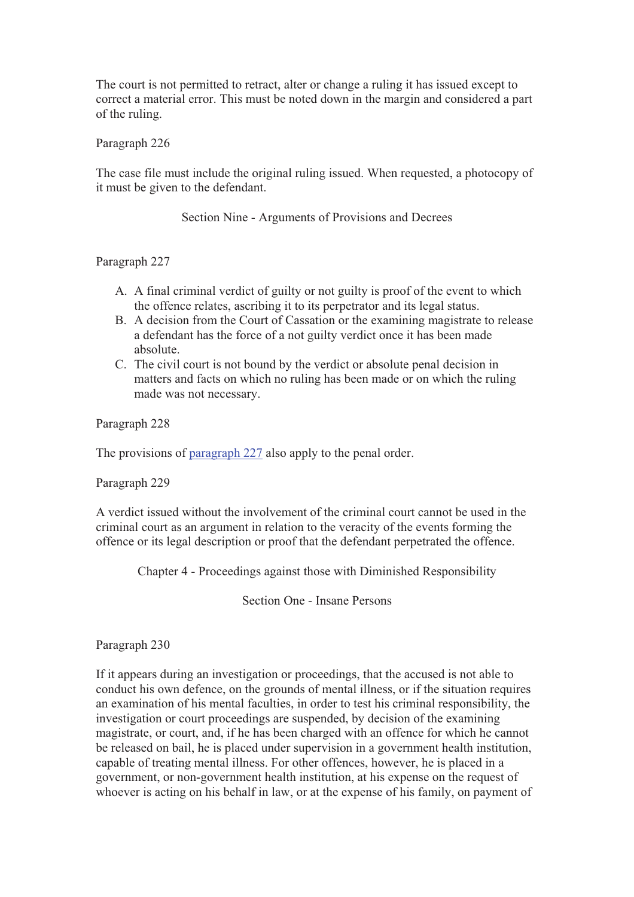The court is not permitted to retract, alter or change a ruling it has issued except to correct a material error. This must be noted down in the margin and considered a part of the ruling.

Paragraph 226

The case file must include the original ruling issued. When requested, a photocopy of it must be given to the defendant.

### Section Nine - Arguments of Provisions and Decrees

Paragraph 227

A. A final criminal verdict of guilty or not guilty is proof of the event to which the offence relates, ascribing it to its perpetrator and its legal status.
B. A decision from the Court of Cassation or the examining magistrate to release a defendant has the force of a not guilty verdict once it has been made absolute.
C. The civil court is not bound by the verdict or absolute penal decision in matters and facts on which no ruling has been made or on which the ruling made was not necessary.

Paragraph 228

The provisions of paragraph 227 also apply to the penal order.

Paragraph 229

A verdict issued without the involvement of the criminal court cannot be used in the criminal court as an argument in relation to the veracity of the events forming the offence or its legal description or proof that the defendant perpetrated the offence.

## Chapter 4 - Proceedings against those with Diminished Responsibility

### Section One - Insane Persons

Paragraph 230

If it appears during an investigation or proceedings, that the accused is not able to conduct his own defence, on the grounds of mental illness, or if the situation requires an examination of his mental faculties, in order to test his criminal responsibility, the investigation or court proceedings are suspended, by decision of the examining magistrate, or court, and, if he has been charged with an offence for which he cannot be released on bail, he is placed under supervision in a government health institution, capable of treating mental illness. For other offences, however, he is placed in a government, or non-government health institution, at his expense on the request of whoever is acting on his behalf in law, or at the expense of his family, on payment of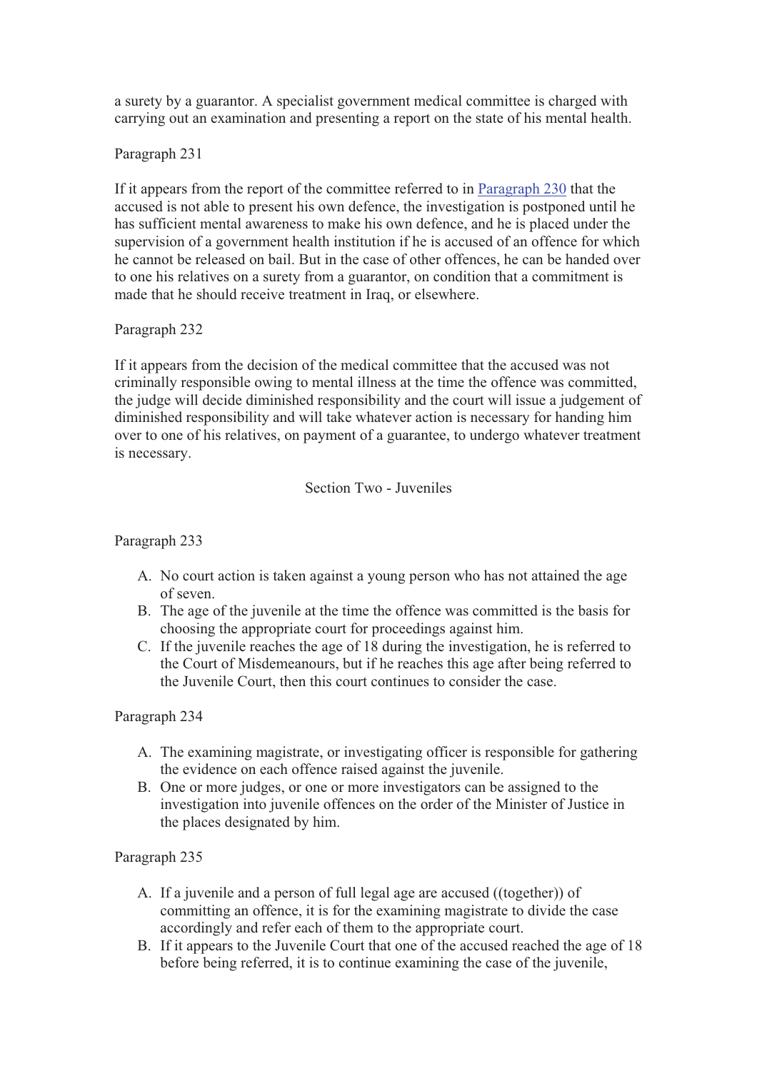a surety by a guarantor. A specialist government medical committee is charged with carrying out an examination and presenting a report on the state of his mental health.

Paragraph 231

If it appears from the report of the committee referred to in Paragraph 230 that the accused is not able to present his own defence, the investigation is postponed until he has sufficient mental awareness to make his own defence, and he is placed under the supervision of a government health institution if he is accused of an offence for which he cannot be released on bail. But in the case of other offences, he can be handed over to one his relatives on a surety from a guarantor, on condition that a commitment is made that he should receive treatment in Iraq, or elsewhere.

Paragraph 232

If it appears from the decision of the medical committee that the accused was not criminally responsible owing to mental illness at the time the offence was committed, the judge will decide diminished responsibility and the court will issue a judgement of diminished responsibility and will take whatever action is necessary for handing him over to one of his relatives, on payment of a guarantee, to undergo whatever treatment is necessary.

## Section Two - Juveniles

Paragraph 233

A. No court action is taken against a young person who has not attained the age of seven.
B. The age of the juvenile at the time the offence was committed is the basis for choosing the appropriate court for proceedings against him.
C. If the juvenile reaches the age of 18 during the investigation, he is referred to the Court of Misdemeanours, but if he reaches this age after being referred to the Juvenile Court, then this court continues to consider the case.

Paragraph 234

A. The examining magistrate, or investigating officer is responsible for gathering the evidence on each offence raised against the juvenile.
B. One or more judges, or one or more investigators can be assigned to the investigation into juvenile offences on the order of the Minister of Justice in the places designated by him.

Paragraph 235

A. If a juvenile and a person of full legal age are accused ((together)) of committing an offence, it is for the examining magistrate to divide the case accordingly and refer each of them to the appropriate court.
B. If it appears to the Juvenile Court that one of the accused reached the age of 18 before being referred, it is to continue examining the case of the juvenile,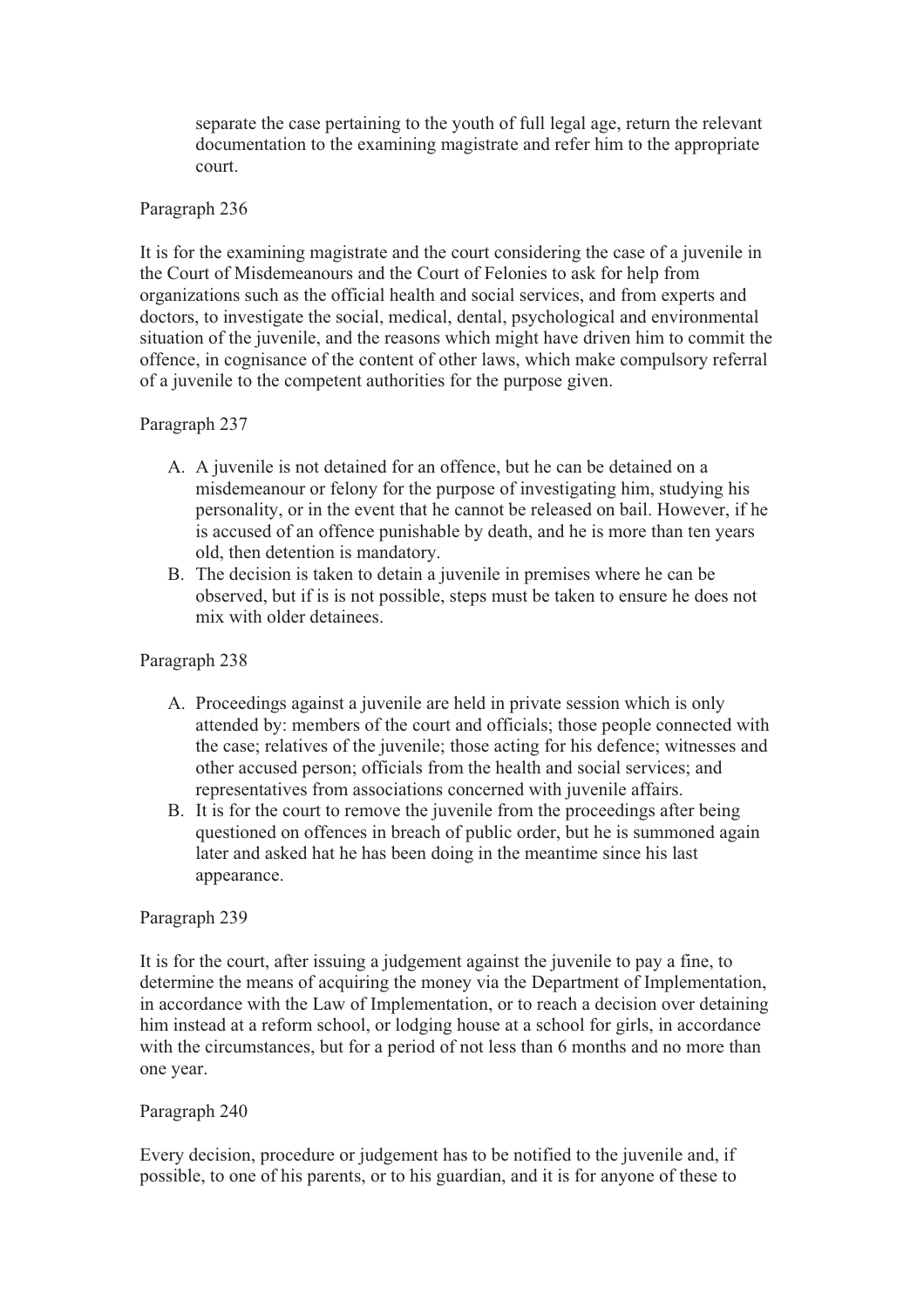separate the case pertaining to the youth of full legal age, return the relevant documentation to the examining magistrate and refer him to the appropriate court.

Paragraph 236

It is for the examining magistrate and the court considering the case of a juvenile in the Court of Misdemeanours and the Court of Felonies to ask for help from organizations such as the official health and social services, and from experts and doctors, to investigate the social, medical, dental, psychological and environmental situation of the juvenile, and the reasons which might have driven him to commit the offence, in cognisance of the content of other laws, which make compulsory referral of a juvenile to the competent authorities for the purpose given.

Paragraph 237

A. A juvenile is not detained for an offence, but he can be detained on a misdemeanour or felony for the purpose of investigating him, studying his personality, or in the event that he cannot be released on bail. However, if he is accused of an offence punishable by death, and he is more than ten years old, then detention is mandatory.
B. The decision is taken to detain a juvenile in premises where he can be observed, but if is is not possible, steps must be taken to ensure he does not mix with older detainees.

Paragraph 238

A. Proceedings against a juvenile are held in private session which is only attended by: members of the court and officials; those people connected with the case; relatives of the juvenile; those acting for his defence; witnesses and other accused person; officials from the health and social services; and representatives from associations concerned with juvenile affairs.
B. It is for the court to remove the juvenile from the proceedings after being questioned on offences in breach of public order, but he is summoned again later and asked hat he has been doing in the meantime since his last appearance.

Paragraph 239

It is for the court, after issuing a judgement against the juvenile to pay a fine, to determine the means of acquiring the money via the Department of Implementation, in accordance with the Law of Implementation, or to reach a decision over detaining him instead at a reform school, or lodging house at a school for girls, in accordance with the circumstances, but for a period of not less than 6 months and no more than one year.

Paragraph 240

Every decision, procedure or judgement has to be notified to the juvenile and, if possible, to one of his parents, or to his guardian, and it is for anyone of these to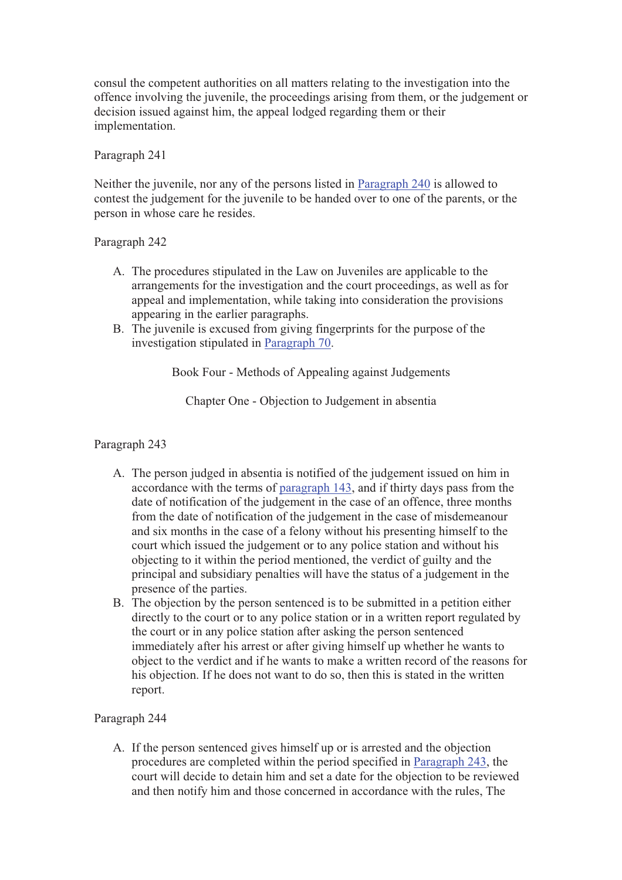consul the competent authorities on all matters relating to the investigation into the offence involving the juvenile, the proceedings arising from them, or the judgement or decision issued against him, the appeal lodged regarding them or their implementation.

Paragraph 241

Neither the juvenile, nor any of the persons listed in Paragraph 240 is allowed to contest the judgement for the juvenile to be handed over to one of the parents, or the person in whose care he resides.

Paragraph 242

A. The procedures stipulated in the Law on Juveniles are applicable to the arrangements for the investigation and the court proceedings, as well as for appeal and implementation, while taking into consideration the provisions appearing in the earlier paragraphs.
B. The juvenile is excused from giving fingerprints for the purpose of the investigation stipulated in Paragraph 70.

## Book Four - Methods of Appealing against Judgements

### Chapter One - Objection to Judgement in absentia

Paragraph 243

A. The person judged in absentia is notified of the judgement issued on him in accordance with the terms of paragraph 143, and if thirty days pass from the date of notification of the judgement in the case of an offence, three months from the date of notification of the judgement in the case of misdemeanour and six months in the case of a felony without his presenting himself to the court which issued the judgement or to any police station and without his objecting to it within the period mentioned, the verdict of guilty and the principal and subsidiary penalties will have the status of a judgement in the presence of the parties.
B. The objection by the person sentenced is to be submitted in a petition either directly to the court or to any police station or in a written report regulated by the court or in any police station after asking the person sentenced immediately after his arrest or after giving himself up whether he wants to object to the verdict and if he wants to make a written record of the reasons for his objection. If he does not want to do so, then this is stated in the written report.

Paragraph 244

A. If the person sentenced gives himself up or is arrested and the objection procedures are completed within the period specified in Paragraph 243, the court will decide to detain him and set a date for the objection to be reviewed and then notify him and those concerned in accordance with the rules, The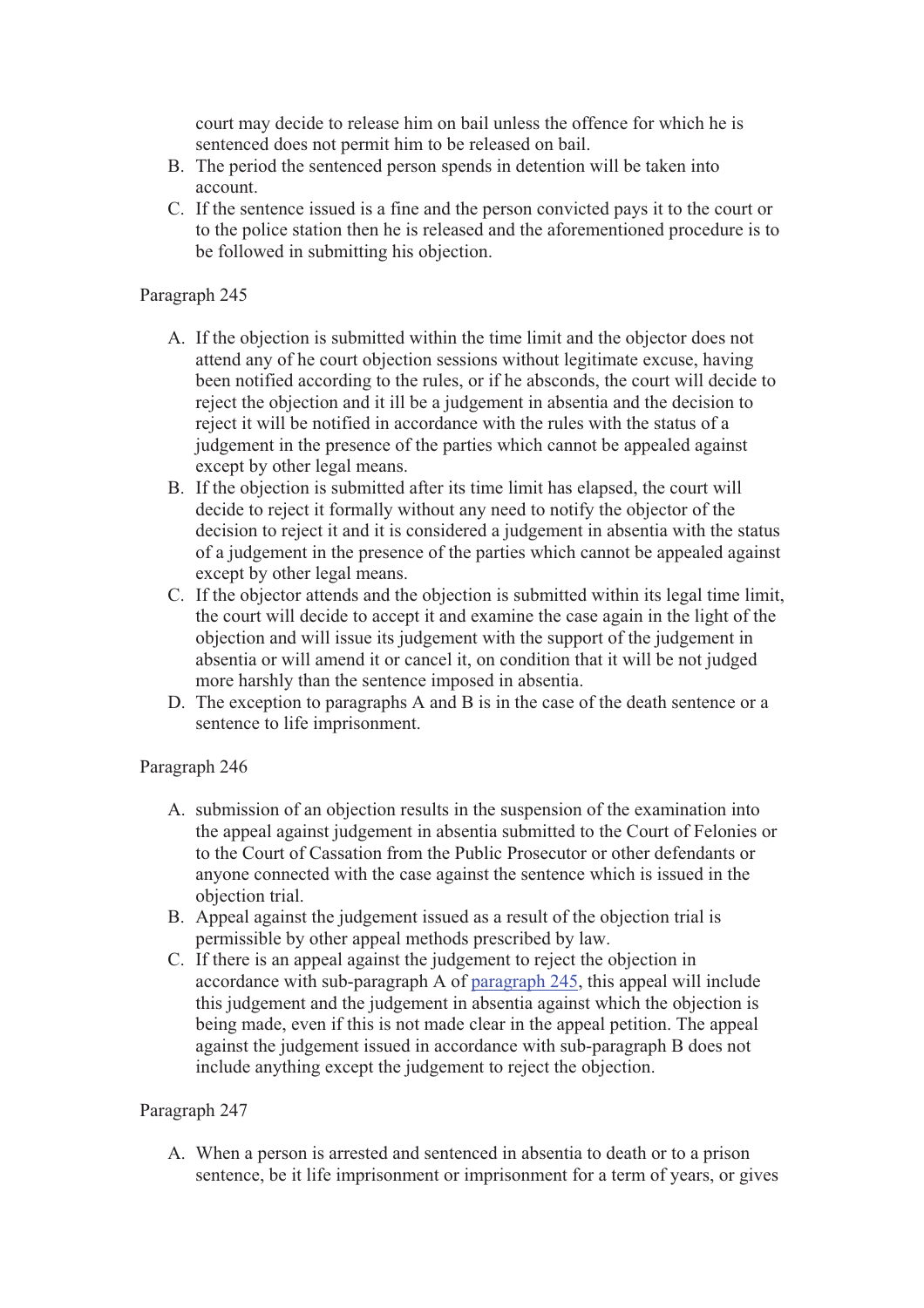court may decide to release him on bail unless the offence for which he is sentenced does not permit him to be released on bail.

B. The period the sentenced person spends in detention will be taken into account.
C. If the sentence issued is a fine and the person convicted pays it to the court or to the police station then he is released and the aforementioned procedure is to be followed in submitting his objection.

Paragraph 245

A. If the objection is submitted within the time limit and the objector does not attend any of he court objection sessions without legitimate excuse, having been notified according to the rules, or if he absconds, the court will decide to reject the objection and it ill be a judgement in absentia and the decision to reject it will be notified in accordance with the rules with the status of a judgement in the presence of the parties which cannot be appealed against except by other legal means.
B. If the objection is submitted after its time limit has elapsed, the court will decide to reject it formally without any need to notify the objector of the decision to reject it and it is considered a judgement in absentia with the status of a judgement in the presence of the parties which cannot be appealed against except by other legal means.
C. If the objector attends and the objection is submitted within its legal time limit, the court will decide to accept it and examine the case again in the light of the objection and will issue its judgement with the support of the judgement in absentia or will amend it or cancel it, on condition that it will be not judged more harshly than the sentence imposed in absentia.
D. The exception to paragraphs A and B is in the case of the death sentence or a sentence to life imprisonment.

Paragraph 246

A. submission of an objection results in the suspension of the examination into the appeal against judgement in absentia submitted to the Court of Felonies or to the Court of Cassation from the Public Prosecutor or other defendants or anyone connected with the case against the sentence which is issued in the objection trial.
B. Appeal against the judgement issued as a result of the objection trial is permissible by other appeal methods prescribed by law.
C. If there is an appeal against the judgement to reject the objection in accordance with sub-paragraph A of paragraph 245, this appeal will include this judgement and the judgement in absentia against which the objection is being made, even if this is not made clear in the appeal petition. The appeal against the judgement issued in accordance with sub-paragraph B does not include anything except the judgement to reject the objection.

Paragraph 247

A. When a person is arrested and sentenced in absentia to death or to a prison sentence, be it life imprisonment or imprisonment for a term of years, or gives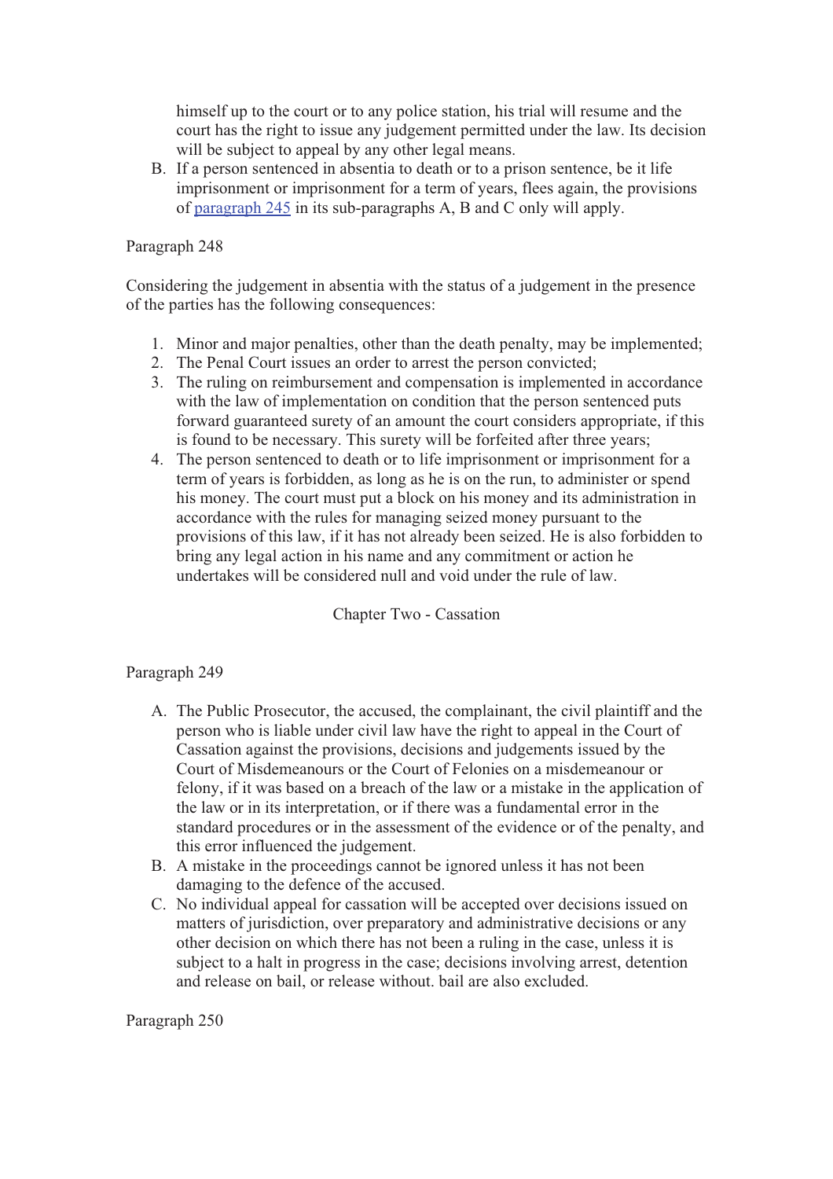himself up to the court or to any police station, his trial will resume and the court has the right to issue any judgement permitted under the law. Its decision will be subject to appeal by any other legal means.

B. If a person sentenced in absentia to death or to a prison sentence, be it life imprisonment or imprisonment for a term of years, flees again, the provisions of paragraph 245 in its sub-paragraphs A, B and C only will apply.

Paragraph 248

Considering the judgement in absentia with the status of a judgement in the presence of the parties has the following consequences:

1. Minor and major penalties, other than the death penalty, may be implemented;
2. The Penal Court issues an order to arrest the person convicted;
3. The ruling on reimbursement and compensation is implemented in accordance with the law of implementation on condition that the person sentenced puts forward guaranteed surety of an amount the court considers appropriate, if this is found to be necessary. This surety will be forfeited after three years;
4. The person sentenced to death or to life imprisonment or imprisonment for a term of years is forbidden, as long as he is on the run, to administer or spend his money. The court must put a block on his money and its administration in accordance with the rules for managing seized money pursuant to the provisions of this law, if it has not already been seized. He is also forbidden to bring any legal action in his name and any commitment or action he undertakes will be considered null and void under the rule of law.

## Chapter Two - Cassation

Paragraph 249

A. The Public Prosecutor, the accused, the complainant, the civil plaintiff and the person who is liable under civil law have the right to appeal in the Court of Cassation against the provisions, decisions and judgements issued by the Court of Misdemeanours or the Court of Felonies on a misdemeanour or felony, if it was based on a breach of the law or a mistake in the application of the law or in its interpretation, or if there was a fundamental error in the standard procedures or in the assessment of the evidence or of the penalty, and this error influenced the judgement.
B. A mistake in the proceedings cannot be ignored unless it has not been damaging to the defence of the accused.
C. No individual appeal for cassation will be accepted over decisions issued on matters of jurisdiction, over preparatory and administrative decisions or any other decision on which there has not been a ruling in the case, unless it is subject to a halt in progress in the case; decisions involving arrest, detention and release on bail, or release without. bail are also excluded.

Paragraph 250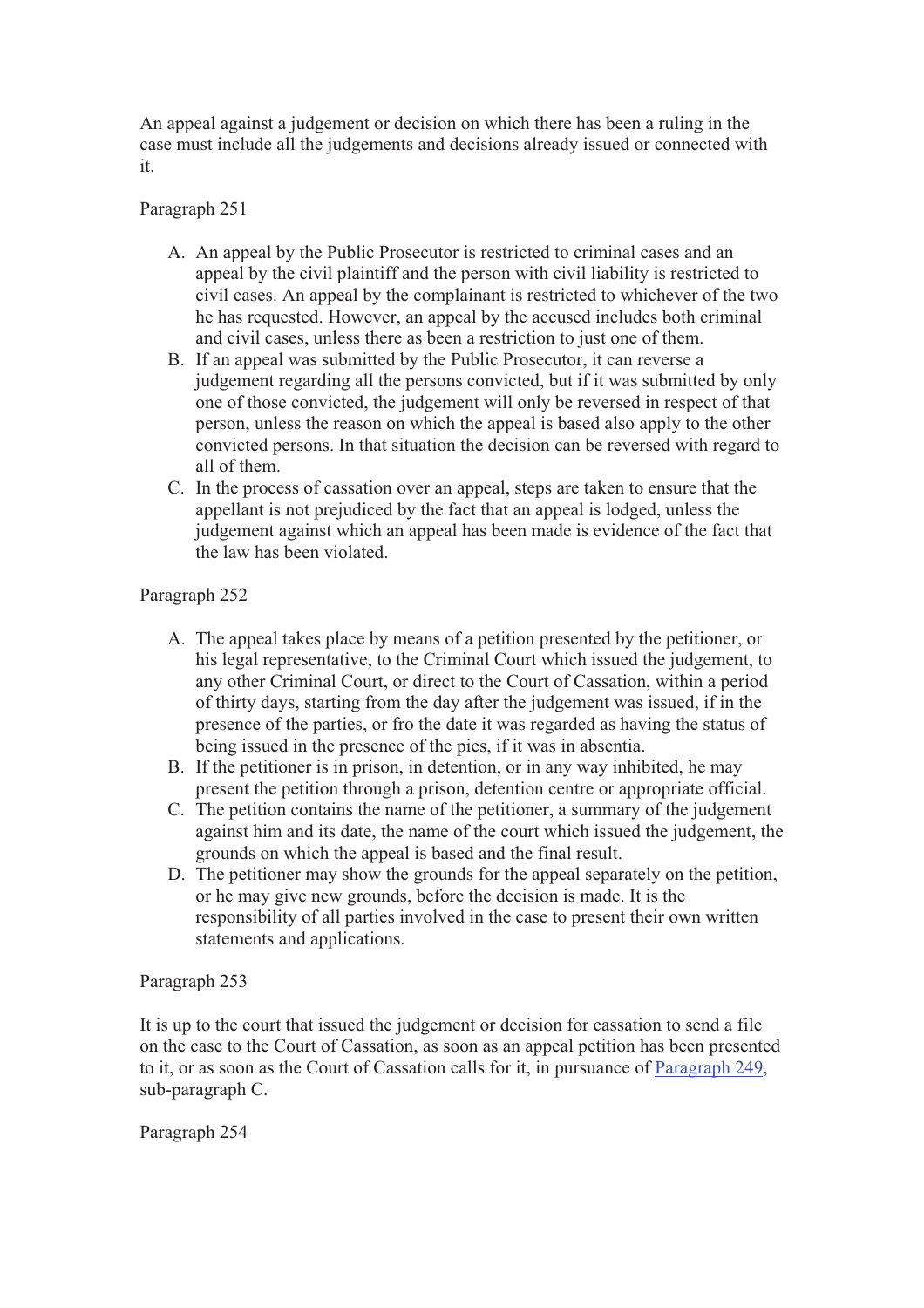An appeal against a judgement or decision on which there has been a ruling in the case must include all the judgements and decisions already issued or connected with it.

Paragraph 251

A. An appeal by the Public Prosecutor is restricted to criminal cases and an appeal by the civil plaintiff and the person with civil liability is restricted to civil cases. An appeal by the complainant is restricted to whichever of the two he has requested. However, an appeal by the accused includes both criminal and civil cases, unless there as been a restriction to just one of them.
B. If an appeal was submitted by the Public Prosecutor, it can reverse a judgement regarding all the persons convicted, but if it was submitted by only one of those convicted, the judgement will only be reversed in respect of that person, unless the reason on which the appeal is based also apply to the other convicted persons. In that situation the decision can be reversed with regard to all of them.
C. In the process of cassation over an appeal, steps are taken to ensure that the appellant is not prejudiced by the fact that an appeal is lodged, unless the judgement against which an appeal has been made is evidence of the fact that the law has been violated.

Paragraph 252

A. The appeal takes place by means of a petition presented by the petitioner, or his legal representative, to the Criminal Court which issued the judgement, to any other Criminal Court, or direct to the Court of Cassation, within a period of thirty days, starting from the day after the judgement was issued, if in the presence of the parties, or fro the date it was regarded as having the status of being issued in the presence of the pies, if it was in absentia.
B. If the petitioner is in prison, in detention, or in any way inhibited, he may present the petition through a prison, detention centre or appropriate official.
C. The petition contains the name of the petitioner, a summary of the judgement against him and its date, the name of the court which issued the judgement, the grounds on which the appeal is based and the final result.
D. The petitioner may show the grounds for the appeal separately on the petition, or he may give new grounds, before the decision is made. It is the responsibility of all parties involved in the case to present their own written statements and applications.

Paragraph 253

It is up to the court that issued the judgement or decision for cassation to send a file on the case to the Court of Cassation, as soon as an appeal petition has been presented to it, or as soon as the Court of Cassation calls for it, in pursuance of [Paragraph 249](#), sub-paragraph C.

Paragraph 254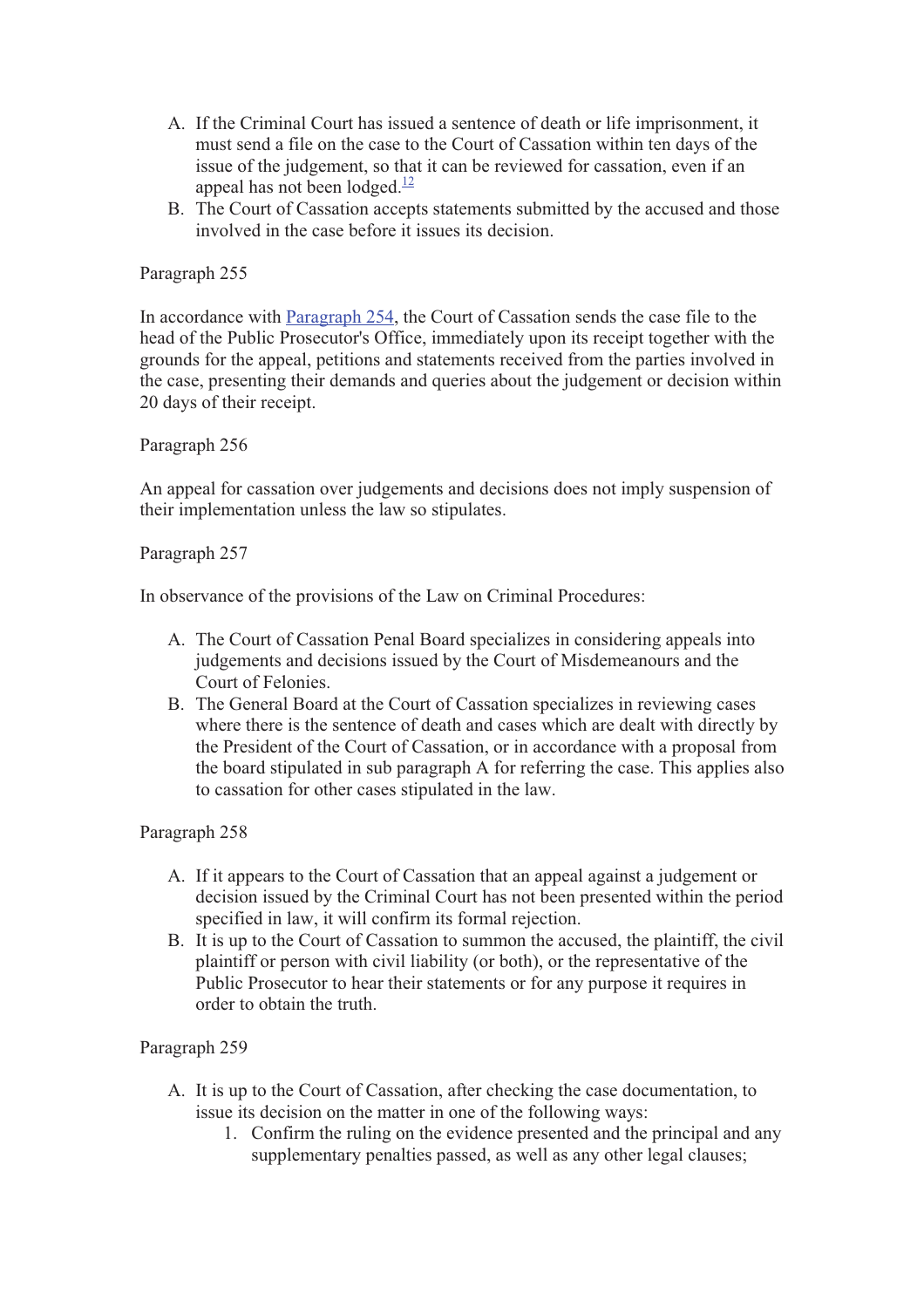A. If the Criminal Court has issued a sentence of death or life imprisonment, it must send a file on the case to the Court of Cassation within ten days of the issue of the judgement, so that it can be reviewed for cassation, even if an appeal has not been lodged.[12]
B. The Court of Cassation accepts statements submitted by the accused and those involved in the case before it issues its decision.

Paragraph 255

In accordance with Paragraph 254, the Court of Cassation sends the case file to the head of the Public Prosecutor's Office, immediately upon its receipt together with the grounds for the appeal, petitions and statements received from the parties involved in the case, presenting their demands and queries about the judgement or decision within 20 days of their receipt.

Paragraph 256

An appeal for cassation over judgements and decisions does not imply suspension of their implementation unless the law so stipulates.

Paragraph 257

In observance of the provisions of the Law on Criminal Procedures:

A. The Court of Cassation Penal Board specializes in considering appeals into judgements and decisions issued by the Court of Misdemeanours and the Court of Felonies.
B. The General Board at the Court of Cassation specializes in reviewing cases where there is the sentence of death and cases which are dealt with directly by the President of the Court of Cassation, or in accordance with a proposal from the board stipulated in sub paragraph A for referring the case. This applies also to cassation for other cases stipulated in the law.

Paragraph 258

A. If it appears to the Court of Cassation that an appeal against a judgement or decision issued by the Criminal Court has not been presented within the period specified in law, it will confirm its formal rejection.
B. It is up to the Court of Cassation to summon the accused, the plaintiff, the civil plaintiff or person with civil liability (or both), or the representative of the Public Prosecutor to hear their statements or for any purpose it requires in order to obtain the truth.

Paragraph 259

A. It is up to the Court of Cassation, after checking the case documentation, to issue its decision on the matter in one of the following ways:
    1. Confirm the ruling on the evidence presented and the principal and any supplementary penalties passed, as well as any other legal clauses;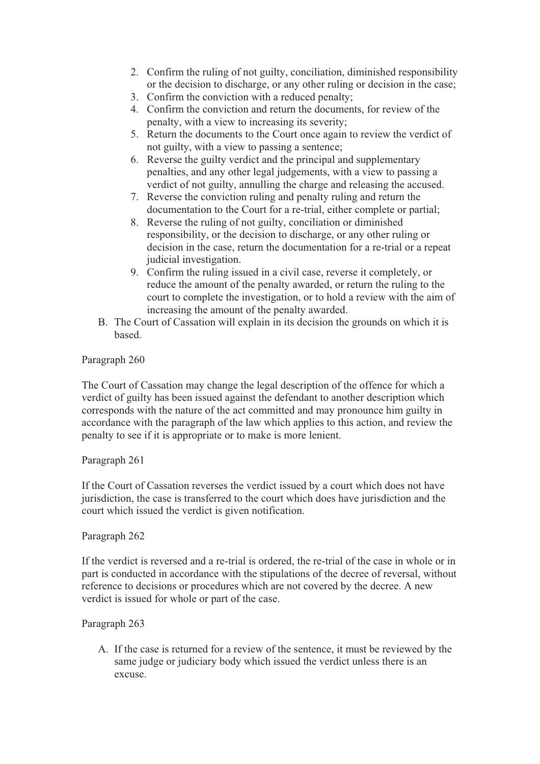2. Confirm the ruling of not guilty, conciliation, diminished responsibility or the decision to discharge, or any other ruling or decision in the case;
3. Confirm the conviction with a reduced penalty;
4. Confirm the conviction and return the documents, for review of the penalty, with a view to increasing its severity;
5. Return the documents to the Court once again to review the verdict of not guilty, with a view to passing a sentence;
6. Reverse the guilty verdict and the principal and supplementary penalties, and any other legal judgements, with a view to passing a verdict of not guilty, annulling the charge and releasing the accused.
7. Reverse the conviction ruling and penalty ruling and return the documentation to the Court for a re-trial, either complete or partial;
8. Reverse the ruling of not guilty, conciliation or diminished responsibility, or the decision to discharge, or any other ruling or decision in the case, return the documentation for a re-trial or a repeat judicial investigation.
9. Confirm the ruling issued in a civil case, reverse it completely, or reduce the amount of the penalty awarded, or return the ruling to the court to complete the investigation, or to hold a review with the aim of increasing the amount of the penalty awarded.

B. The Court of Cassation will explain in its decision the grounds on which it is based.

Paragraph 260

The Court of Cassation may change the legal description of the offence for which a verdict of guilty has been issued against the defendant to another description which corresponds with the nature of the act committed and may pronounce him guilty in accordance with the paragraph of the law which applies to this action, and review the penalty to see if it is appropriate or to make is more lenient.

Paragraph 261

If the Court of Cassation reverses the verdict issued by a court which does not have jurisdiction, the case is transferred to the court which does have jurisdiction and the court which issued the verdict is given notification.

Paragraph 262

If the verdict is reversed and a re-trial is ordered, the re-trial of the case in whole or in part is conducted in accordance with the stipulations of the decree of reversal, without reference to decisions or procedures which are not covered by the decree. A new verdict is issued for whole or part of the case.

Paragraph 263

A. If the case is returned for a review of the sentence, it must be reviewed by the same judge or judiciary body which issued the verdict unless there is an excuse.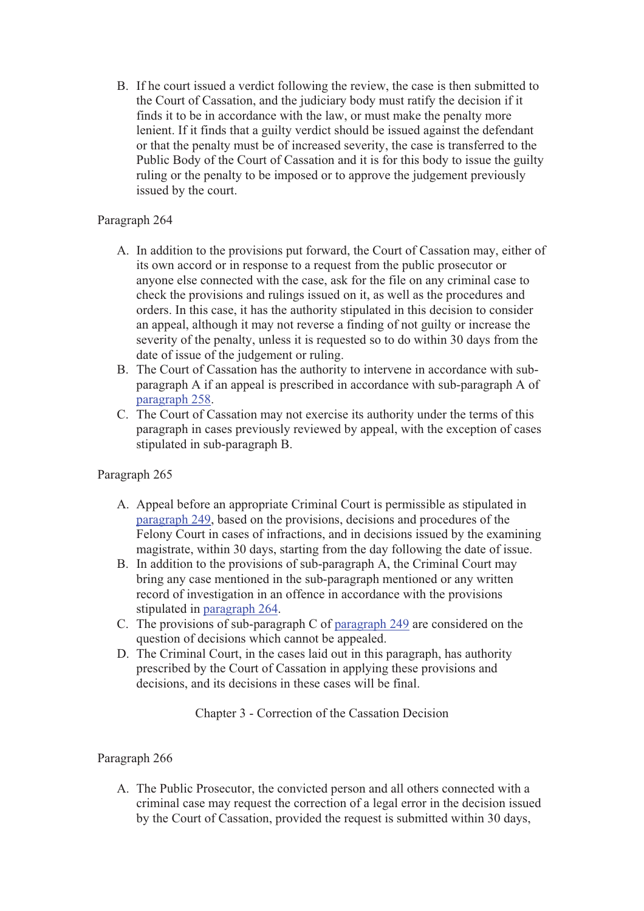B. If he court issued a verdict following the review, the case is then submitted to the Court of Cassation, and the judiciary body must ratify the decision if it finds it to be in accordance with the law, or must make the penalty more lenient. If it finds that a guilty verdict should be issued against the defendant or that the penalty must be of increased severity, the case is transferred to the Public Body of the Court of Cassation and it is for this body to issue the guilty ruling or the penalty to be imposed or to approve the judgement previously issued by the court.

Paragraph 264

A. In addition to the provisions put forward, the Court of Cassation may, either of its own accord or in response to a request from the public prosecutor or anyone else connected with the case, ask for the file on any criminal case to check the provisions and rulings issued on it, as well as the procedures and orders. In this case, it has the authority stipulated in this decision to consider an appeal, although it may not reverse a finding of not guilty or increase the severity of the penalty, unless it is requested so to do within 30 days from the date of issue of the judgement or ruling.
B. The Court of Cassation has the authority to intervene in accordance with sub-paragraph A if an appeal is prescribed in accordance with sub-paragraph A of paragraph 258.
C. The Court of Cassation may not exercise its authority under the terms of this paragraph in cases previously reviewed by appeal, with the exception of cases stipulated in sub-paragraph B.

Paragraph 265

A. Appeal before an appropriate Criminal Court is permissible as stipulated in paragraph 249, based on the provisions, decisions and procedures of the Felony Court in cases of infractions, and in decisions issued by the examining magistrate, within 30 days, starting from the day following the date of issue.
B. In addition to the provisions of sub-paragraph A, the Criminal Court may bring any case mentioned in the sub-paragraph mentioned or any written record of investigation in an offence in accordance with the provisions stipulated in paragraph 264.
C. The provisions of sub-paragraph C of paragraph 249 are considered on the question of decisions which cannot be appealed.
D. The Criminal Court, in the cases laid out in this paragraph, has authority prescribed by the Court of Cassation in applying these provisions and decisions, and its decisions in these cases will be final.

## Chapter 3 - Correction of the Cassation Decision

Paragraph 266

A. The Public Prosecutor, the convicted person and all others connected with a criminal case may request the correction of a legal error in the decision issued by the Court of Cassation, provided the request is submitted within 30 days,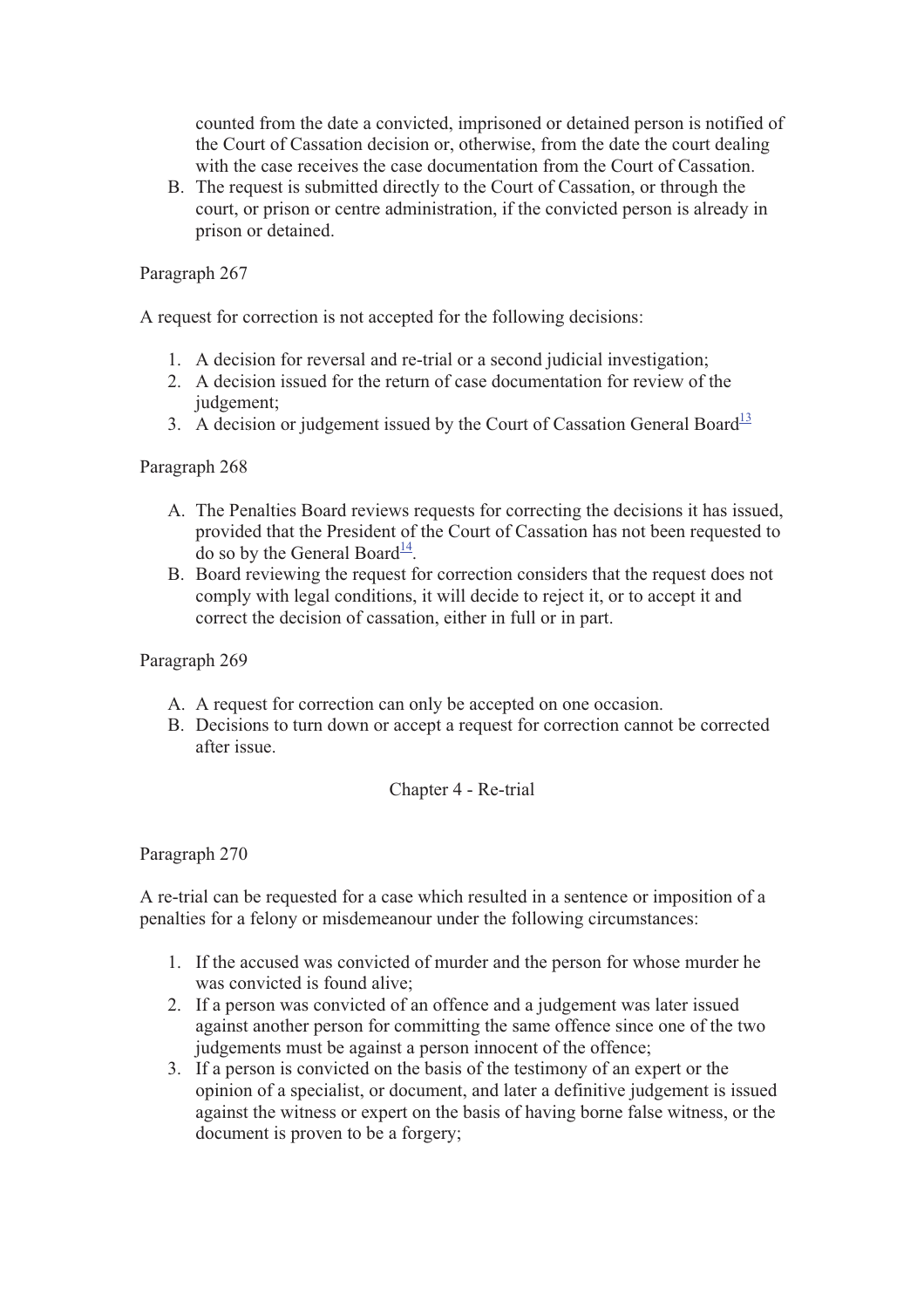counted from the date a convicted, imprisoned or detained person is notified of the Court of Cassation decision or, otherwise, from the date the court dealing with the case receives the case documentation from the Court of Cassation.

B. The request is submitted directly to the Court of Cassation, or through the court, or prison or centre administration, if the convicted person is already in prison or detained.

Paragraph 267

A request for correction is not accepted for the following decisions:

1. A decision for reversal and re-trial or a second judicial investigation;
2. A decision issued for the return of case documentation for review of the judgement;
3. A decision or judgement issued by the Court of Cassation General Board[13]

Paragraph 268

A. The Penalties Board reviews requests for correcting the decisions it has issued, provided that the President of the Court of Cassation has not been requested to do so by the General Board[14].
B. Board reviewing the request for correction considers that the request does not comply with legal conditions, it will decide to reject it, or to accept it and correct the decision of cassation, either in full or in part.

Paragraph 269

A. A request for correction can only be accepted on one occasion.
B. Decisions to turn down or accept a request for correction cannot be corrected after issue.

## Chapter 4 - Re-trial

Paragraph 270

A re-trial can be requested for a case which resulted in a sentence or imposition of a penalties for a felony or misdemeanour under the following circumstances:

1. If the accused was convicted of murder and the person for whose murder he was convicted is found alive;
2. If a person was convicted of an offence and a judgement was later issued against another person for committing the same offence since one of the two judgements must be against a person innocent of the offence;
3. If a person is convicted on the basis of the testimony of an expert or the opinion of a specialist, or document, and later a definitive judgement is issued against the witness or expert on the basis of having borne false witness, or the document is proven to be a forgery;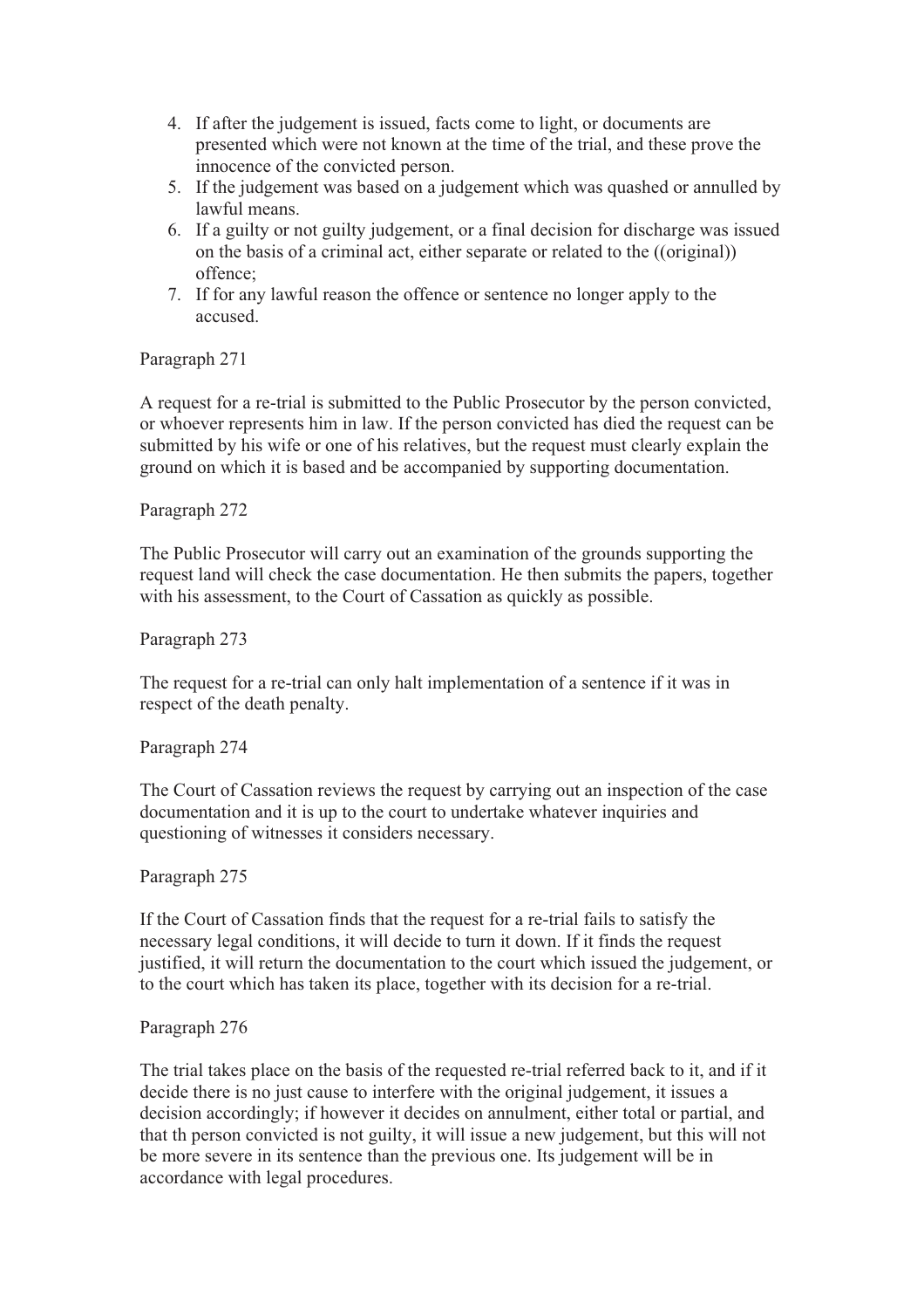4. If after the judgement is issued, facts come to light, or documents are presented which were not known at the time of the trial, and these prove the innocence of the convicted person.
5. If the judgement was based on a judgement which was quashed or annulled by lawful means.
6. If a guilty or not guilty judgement, or a final decision for discharge was issued on the basis of a criminal act, either separate or related to the ((original)) offence;
7. If for any lawful reason the offence or sentence no longer apply to the accused.

Paragraph 271

A request for a re-trial is submitted to the Public Prosecutor by the person convicted, or whoever represents him in law. If the person convicted has died the request can be submitted by his wife or one of his relatives, but the request must clearly explain the ground on which it is based and be accompanied by supporting documentation.

Paragraph 272

The Public Prosecutor will carry out an examination of the grounds supporting the request land will check the case documentation. He then submits the papers, together with his assessment, to the Court of Cassation as quickly as possible.

Paragraph 273

The request for a re-trial can only halt implementation of a sentence if it was in respect of the death penalty.

Paragraph 274

The Court of Cassation reviews the request by carrying out an inspection of the case documentation and it is up to the court to undertake whatever inquiries and questioning of witnesses it considers necessary.

Paragraph 275

If the Court of Cassation finds that the request for a re-trial fails to satisfy the necessary legal conditions, it will decide to turn it down. If it finds the request justified, it will return the documentation to the court which issued the judgement, or to the court which has taken its place, together with its decision for a re-trial.

Paragraph 276

The trial takes place on the basis of the requested re-trial referred back to it, and if it decide there is no just cause to interfere with the original judgement, it issues a decision accordingly; if however it decides on annulment, either total or partial, and that th person convicted is not guilty, it will issue a new judgement, but this will not be more severe in its sentence than the previous one. Its judgement will be in accordance with legal procedures.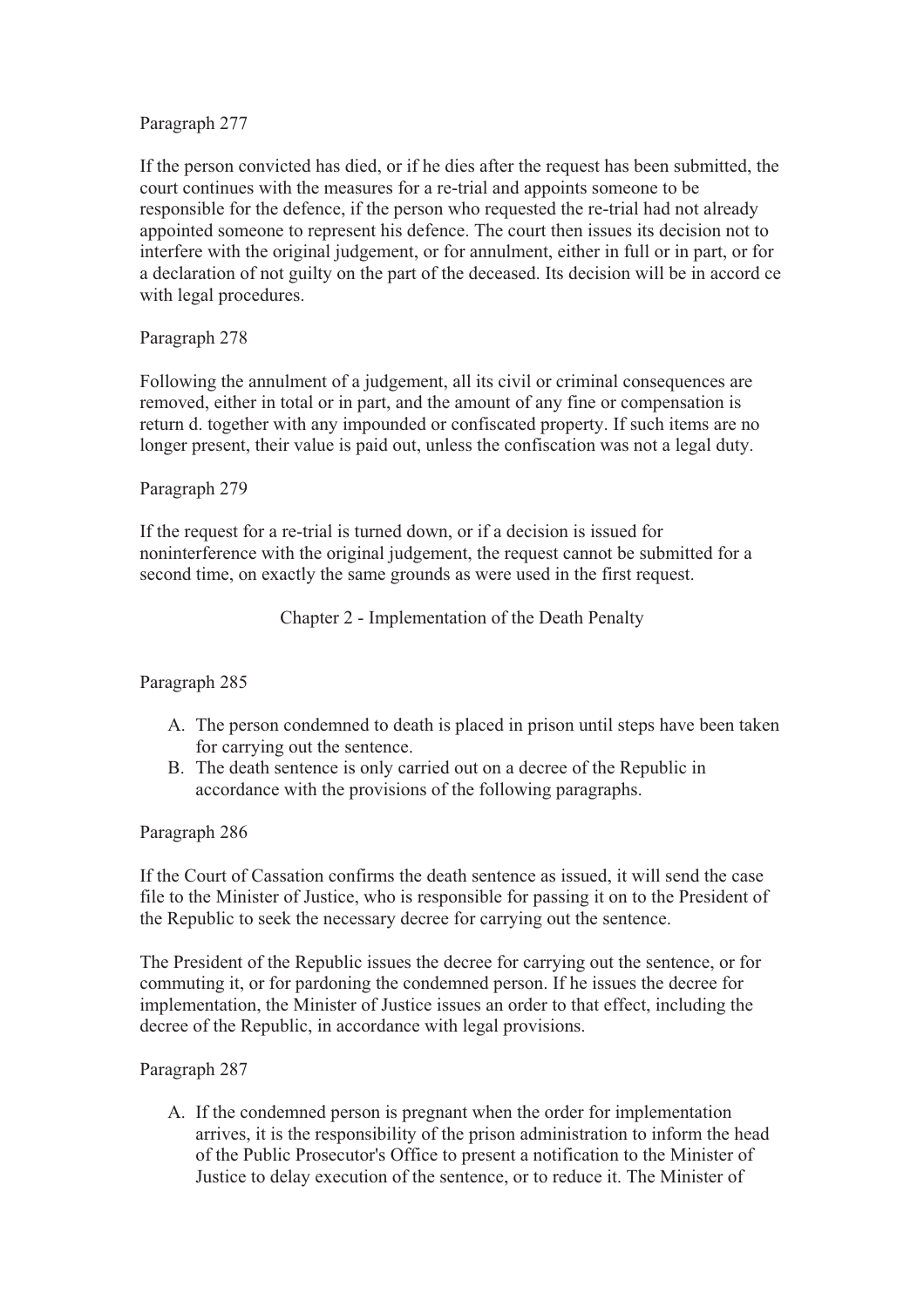Paragraph 277

If the person convicted has died, or if he dies after the request has been submitted, the court continues with the measures for a re-trial and appoints someone to be responsible for the defence, if the person who requested the re-trial had not already appointed someone to represent his defence. The court then issues its decision not to interfere with the original judgement, or for annulment, either in full or in part, or for a declaration of not guilty on the part of the deceased. Its decision will be in accord ce with legal procedures.

Paragraph 278

Following the annulment of a judgement, all its civil or criminal consequences are removed, either in total or in part, and the amount of any fine or compensation is return d. together with any impounded or confiscated property. If such items are no longer present, their value is paid out, unless the confiscation was not a legal duty.

Paragraph 279

If the request for a re-trial is turned down, or if a decision is issued for noninterference with the original judgement, the request cannot be submitted for a second time, on exactly the same grounds as were used in the first request.

## Chapter 2 - Implementation of the Death Penalty

Paragraph 285

A. The person condemned to death is placed in prison until steps have been taken for carrying out the sentence.
B. The death sentence is only carried out on a decree of the Republic in accordance with the provisions of the following paragraphs.

Paragraph 286

If the Court of Cassation confirms the death sentence as issued, it will send the case file to the Minister of Justice, who is responsible for passing it on to the President of the Republic to seek the necessary decree for carrying out the sentence.

The President of the Republic issues the decree for carrying out the sentence, or for commuting it, or for pardoning the condemned person. If he issues the decree for implementation, the Minister of Justice issues an order to that effect, including the decree of the Republic, in accordance with legal provisions.

Paragraph 287

A. If the condemned person is pregnant when the order for implementation arrives, it is the responsibility of the prison administration to inform the head of the Public Prosecutor's Office to present a notification to the Minister of Justice to delay execution of the sentence, or to reduce it. The Minister of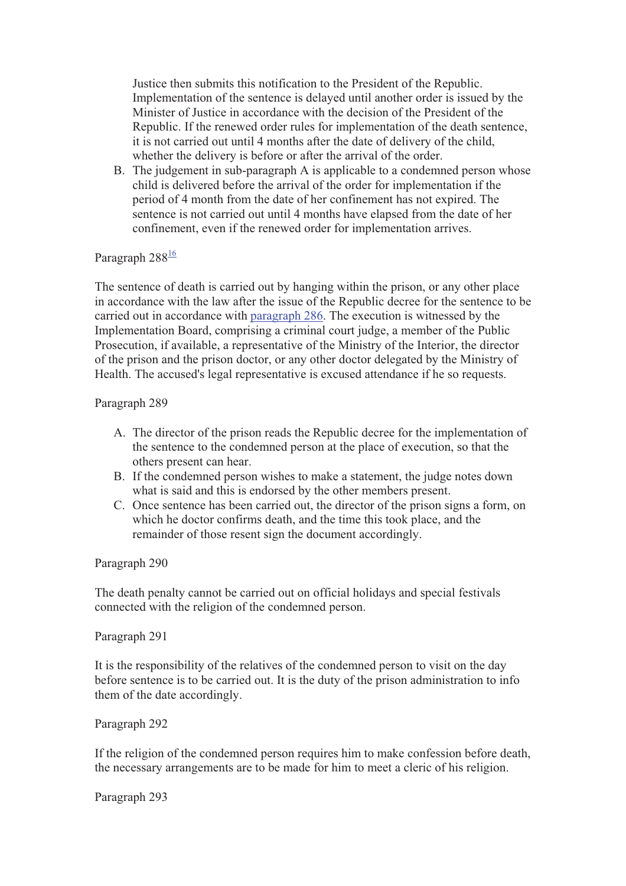Justice then submits this notification to the President of the Republic. Implementation of the sentence is delayed until another order is issued by the Minister of Justice in accordance with the decision of the President of the Republic. If the renewed order rules for implementation of the death sentence, it is not carried out until 4 months after the date of delivery of the child, whether the delivery is before or after the arrival of the order.

B. The judgement in sub-paragraph A is applicable to a condemned person whose child is delivered before the arrival of the order for implementation if the period of 4 month from the date of her confinement has not expired. The sentence is not carried out until 4 months have elapsed from the date of her confinement, even if the renewed order for implementation arrives.

Paragraph 288[16]

The sentence of death is carried out by hanging within the prison, or any other place in accordance with the law after the issue of the Republic decree for the sentence to be carried out in accordance with paragraph 286. The execution is witnessed by the Implementation Board, comprising a criminal court judge, a member of the Public Prosecution, if available, a representative of the Ministry of the Interior, the director of the prison and the prison doctor, or any other doctor delegated by the Ministry of Health. The accused's legal representative is excused attendance if he so requests.

Paragraph 289

A. The director of the prison reads the Republic decree for the implementation of the sentence to the condemned person at the place of execution, so that the others present can hear.
B. If the condemned person wishes to make a statement, the judge notes down what is said and this is endorsed by the other members present.
C. Once sentence has been carried out, the director of the prison signs a form, on which he doctor confirms death, and the time this took place, and the remainder of those resent sign the document accordingly.

Paragraph 290

The death penalty cannot be carried out on official holidays and special festivals connected with the religion of the condemned person.

Paragraph 291

It is the responsibility of the relatives of the condemned person to visit on the day before sentence is to be carried out. It is the duty of the prison administration to info them of the date accordingly.

Paragraph 292

If the religion of the condemned person requires him to make confession before death, the necessary arrangements are to be made for him to meet a cleric of his religion.

Paragraph 293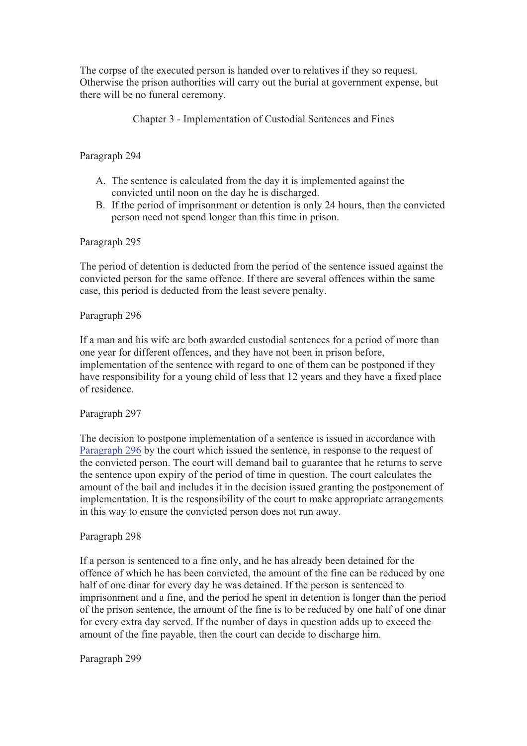The corpse of the executed person is handed over to relatives if they so request. Otherwise the prison authorities will carry out the burial at government expense, but there will be no funeral ceremony.

## Chapter 3 - Implementation of Custodial Sentences and Fines

Paragraph 294

A. The sentence is calculated from the day it is implemented against the convicted until noon on the day he is discharged.
B. If the period of imprisonment or detention is only 24 hours, then the convicted person need not spend longer than this time in prison.

Paragraph 295

The period of detention is deducted from the period of the sentence issued against the convicted person for the same offence. If there are several offences within the same case, this period is deducted from the least severe penalty.

Paragraph 296

If a man and his wife are both awarded custodial sentences for a period of more than one year for different offences, and they have not been in prison before, implementation of the sentence with regard to one of them can be postponed if they have responsibility for a young child of less that 12 years and they have a fixed place of residence.

Paragraph 297

The decision to postpone implementation of a sentence is issued in accordance with Paragraph 296 by the court which issued the sentence, in response to the request of the convicted person. The court will demand bail to guarantee that he returns to serve the sentence upon expiry of the period of time in question. The court calculates the amount of the bail and includes it in the decision issued granting the postponement of implementation. It is the responsibility of the court to make appropriate arrangements in this way to ensure the convicted person does not run away.

Paragraph 298

If a person is sentenced to a fine only, and he has already been detained for the offence of which he has been convicted, the amount of the fine can be reduced by one half of one dinar for every day he was detained. If the person is sentenced to imprisonment and a fine, and the period he spent in detention is longer than the period of the prison sentence, the amount of the fine is to be reduced by one half of one dinar for every extra day served. If the number of days in question adds up to exceed the amount of the fine payable, then the court can decide to discharge him.

Paragraph 299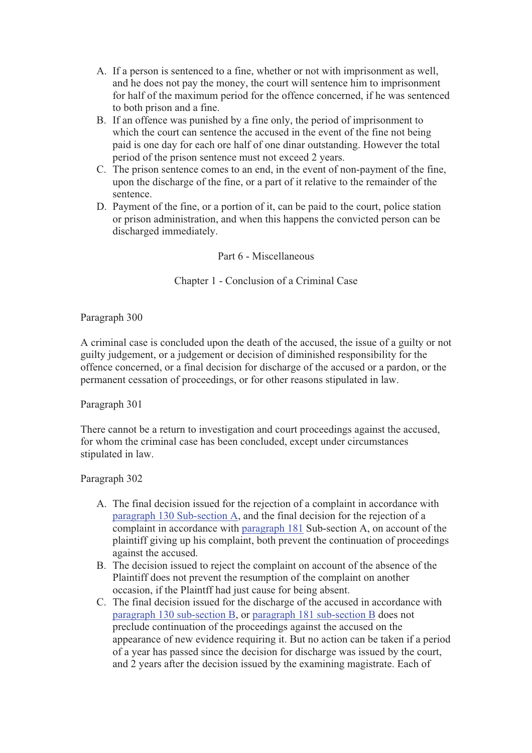A. If a person is sentenced to a fine, whether or not with imprisonment as well, and he does not pay the money, the court will sentence him to imprisonment for half of the maximum period for the offence concerned, if he was sentenced to both prison and a fine.
B. If an offence was punished by a fine only, the period of imprisonment to which the court can sentence the accused in the event of the fine not being paid is one day for each ore half of one dinar outstanding. However the total period of the prison sentence must not exceed 2 years.
C. The prison sentence comes to an end, in the event of non-payment of the fine, upon the discharge of the fine, or a part of it relative to the remainder of the sentence.
D. Payment of the fine, or a portion of it, can be paid to the court, police station or prison administration, and when this happens the convicted person can be discharged immediately.

## Part 6 - Miscellaneous

### Chapter 1 - Conclusion of a Criminal Case

Paragraph 300

A criminal case is concluded upon the death of the accused, the issue of a guilty or not guilty judgement, or a judgement or decision of diminished responsibility for the offence concerned, or a final decision for discharge of the accused or a pardon, or the permanent cessation of proceedings, or for other reasons stipulated in law.

Paragraph 301

There cannot be a return to investigation and court proceedings against the accused, for whom the criminal case has been concluded, except under circumstances stipulated in law.

Paragraph 302

A. The final decision issued for the rejection of a complaint in accordance with paragraph 130 Sub-section A, and the final decision for the rejection of a complaint in accordance with paragraph 181 Sub-section A, on account of the plaintiff giving up his complaint, both prevent the continuation of proceedings against the accused.
B. The decision issued to reject the complaint on account of the absence of the Plaintiff does not prevent the resumption of the complaint on another occasion, if the Plaintff had just cause for being absent.
C. The final decision issued for the discharge of the accused in accordance with paragraph 130 sub-section B, or paragraph 181 sub-section B does not preclude continuation of the proceedings against the accused on the appearance of new evidence requiring it. But no action can be taken if a period of a year has passed since the decision for discharge was issued by the court, and 2 years after the decision issued by the examining magistrate. Each of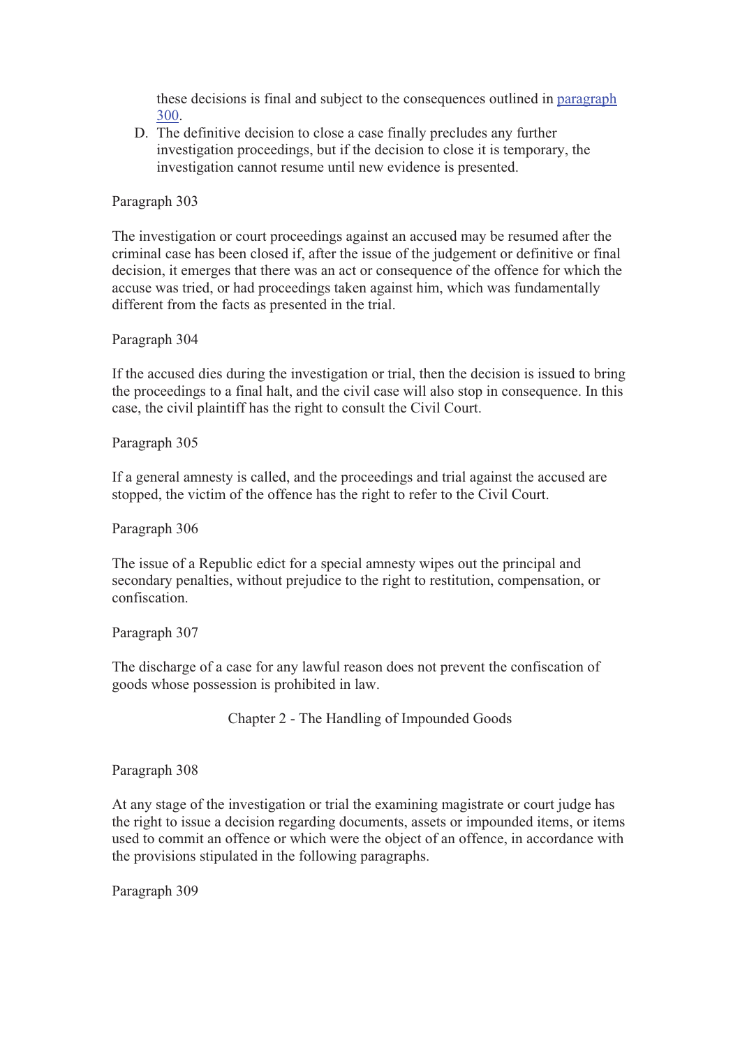these decisions is final and subject to the consequences outlined in [paragraph 300](#).

D. The definitive decision to close a case finally precludes any further investigation proceedings, but if the decision to close it is temporary, the investigation cannot resume until new evidence is presented.

Paragraph 303

The investigation or court proceedings against an accused may be resumed after the criminal case has been closed if, after the issue of the judgement or definitive or final decision, it emerges that there was an act or consequence of the offence for which the accuse was tried, or had proceedings taken against him, which was fundamentally different from the facts as presented in the trial.

Paragraph 304

If the accused dies during the investigation or trial, then the decision is issued to bring the proceedings to a final halt, and the civil case will also stop in consequence. In this case, the civil plaintiff has the right to consult the Civil Court.

Paragraph 305

If a general amnesty is called, and the proceedings and trial against the accused are stopped, the victim of the offence has the right to refer to the Civil Court.

Paragraph 306

The issue of a Republic edict for a special amnesty wipes out the principal and secondary penalties, without prejudice to the right to restitution, compensation, or confiscation.

Paragraph 307

The discharge of a case for any lawful reason does not prevent the confiscation of goods whose possession is prohibited in law.

## Chapter 2 - The Handling of Impounded Goods

Paragraph 308

At any stage of the investigation or trial the examining magistrate or court judge has the right to issue a decision regarding documents, assets or impounded items, or items used to commit an offence or which were the object of an offence, in accordance with the provisions stipulated in the following paragraphs.

Paragraph 309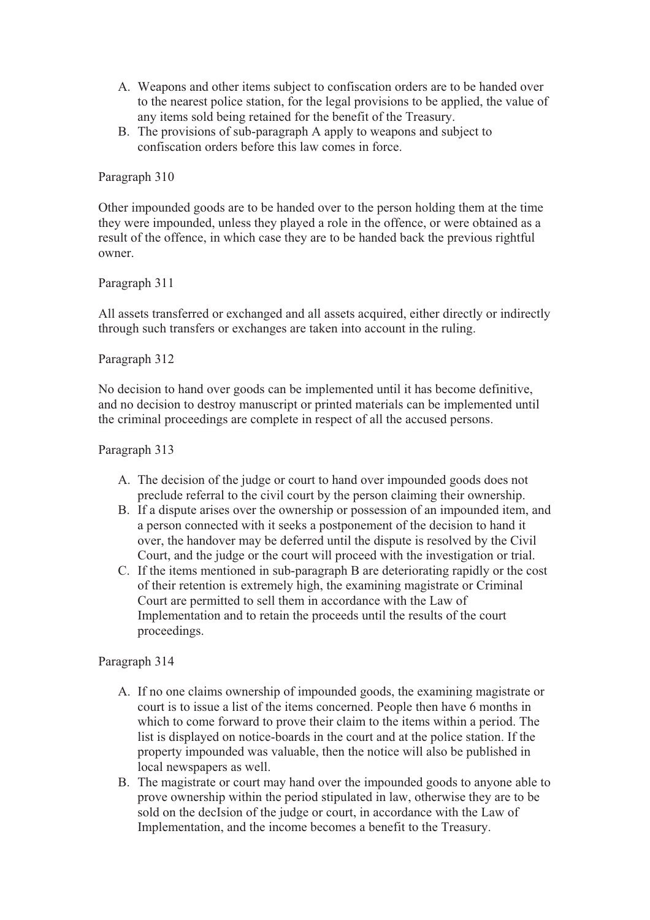A. Weapons and other items subject to confiscation orders are to be handed over to the nearest police station, for the legal provisions to be applied, the value of any items sold being retained for the benefit of the Treasury.
B. The provisions of sub-paragraph A apply to weapons and subject to confiscation orders before this law comes in force.

Paragraph 310

Other impounded goods are to be handed over to the person holding them at the time they were impounded, unless they played a role in the offence, or were obtained as a result of the offence, in which case they are to be handed back the previous rightful owner.

Paragraph 311

All assets transferred or exchanged and all assets acquired, either directly or indirectly through such transfers or exchanges are taken into account in the ruling.

Paragraph 312

No decision to hand over goods can be implemented until it has become definitive, and no decision to destroy manuscript or printed materials can be implemented until the criminal proceedings are complete in respect of all the accused persons.

Paragraph 313

A. The decision of the judge or court to hand over impounded goods does not preclude referral to the civil court by the person claiming their ownership.
B. If a dispute arises over the ownership or possession of an impounded item, and a person connected with it seeks a postponement of the decision to hand it over, the handover may be deferred until the dispute is resolved by the Civil Court, and the judge or the court will proceed with the investigation or trial.
C. If the items mentioned in sub-paragraph B are deteriorating rapidly or the cost of their retention is extremely high, the examining magistrate or Criminal Court are permitted to sell them in accordance with the Law of Implementation and to retain the proceeds until the results of the court proceedings.

Paragraph 314

A. If no one claims ownership of impounded goods, the examining magistrate or court is to issue a list of the items concerned. People then have 6 months in which to come forward to prove their claim to the items within a period. The list is displayed on notice-boards in the court and at the police station. If the property impounded was valuable, then the notice will also be published in local newspapers as well.
B. The magistrate or court may hand over the impounded goods to anyone able to prove ownership within the period stipulated in law, otherwise they are to be sold on the decIsion of the judge or court, in accordance with the Law of Implementation, and the income becomes a benefit to the Treasury.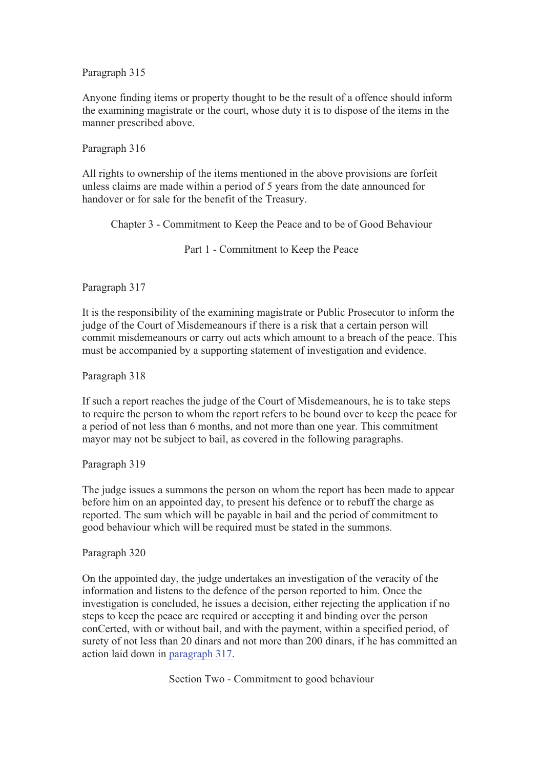Paragraph 315

Anyone finding items or property thought to be the result of a offence should inform the examining magistrate or the court, whose duty it is to dispose of the items in the manner prescribed above.

Paragraph 316

All rights to ownership of the items mentioned in the above provisions are forfeit unless claims are made within a period of 5 years from the date announced for handover or for sale for the benefit of the Treasury.

## Chapter 3 - Commitment to Keep the Peace and to be of Good Behaviour

### Part 1 - Commitment to Keep the Peace

Paragraph 317

It is the responsibility of the examining magistrate or Public Prosecutor to inform the judge of the Court of Misdemeanours if there is a risk that a certain person will commit misdemeanours or carry out acts which amount to a breach of the peace. This must be accompanied by a supporting statement of investigation and evidence.

Paragraph 318

If such a report reaches the judge of the Court of Misdemeanours, he is to take steps to require the person to whom the report refers to be bound over to keep the peace for a period of not less than 6 months, and not more than one year. This commitment mayor may not be subject to bail, as covered in the following paragraphs.

Paragraph 319

The judge issues a summons the person on whom the report has been made to appear before him on an appointed day, to present his defence or to rebuff the charge as reported. The sum which will be payable in bail and the period of commitment to good behaviour which will be required must be stated in the summons.

Paragraph 320

On the appointed day, the judge undertakes an investigation of the veracity of the information and listens to the defence of the person reported to him. Once the investigation is concluded, he issues a decision, either rejecting the application if no steps to keep the peace are required or accepting it and binding over the person conCerted, with or without bail, and with the payment, within a specified period, of surety of not less than 20 dinars and not more than 200 dinars, if he has committed an action laid down in paragraph 317.

### Section Two - Commitment to good behaviour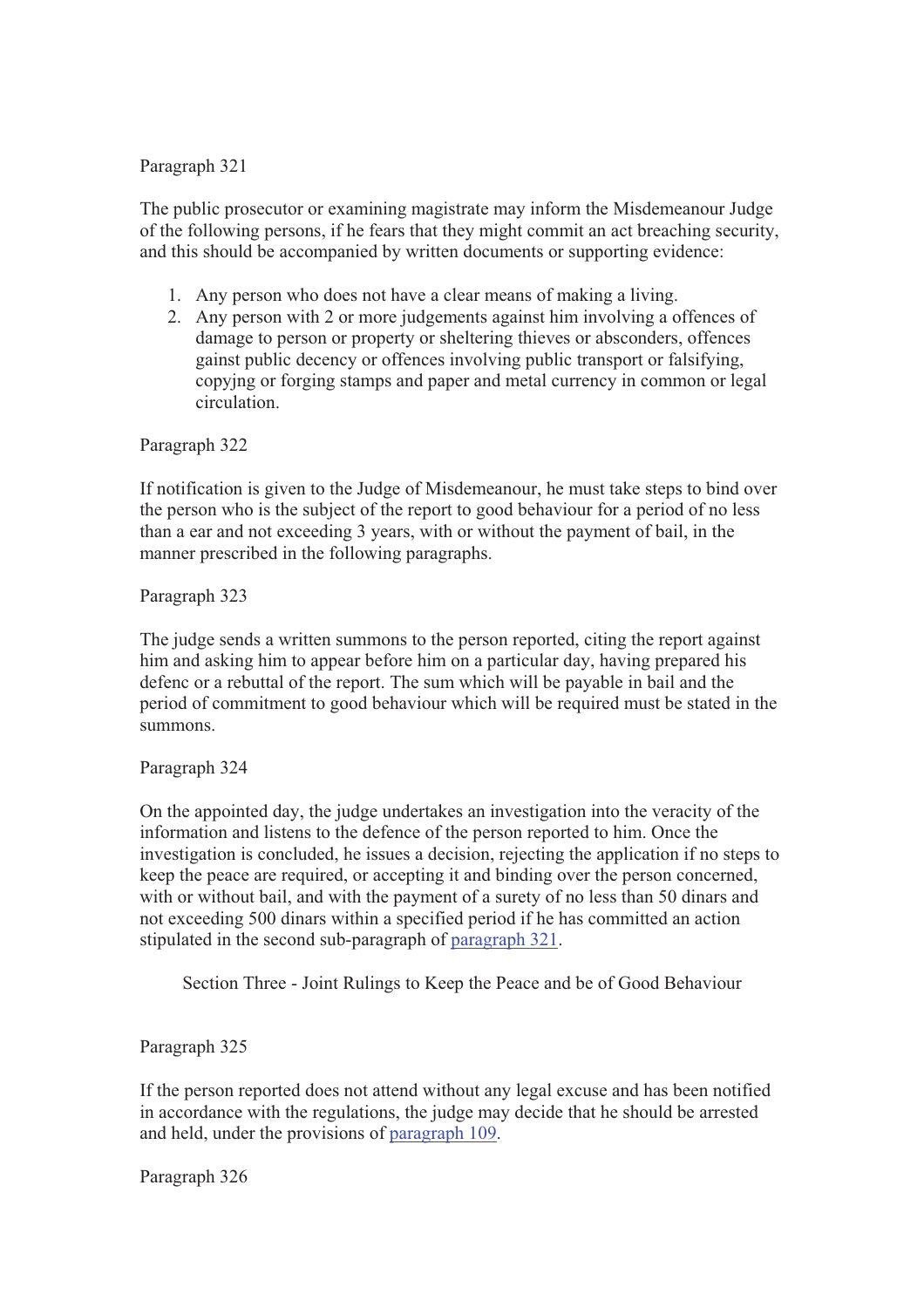Paragraph 321

The public prosecutor or examining magistrate may inform the Misdemeanour Judge of the following persons, if he fears that they might commit an act breaching security, and this should be accompanied by written documents or supporting evidence:

1. Any person who does not have a clear means of making a living.
2. Any person with 2 or more judgements against him involving a offences of damage to person or property or sheltering thieves or absconders, offences gainst public decency or offences involving public transport or falsifying, copyjng or forging stamps and paper and metal currency in common or legal circulation.

Paragraph 322

If notification is given to the Judge of Misdemeanour, he must take steps to bind over the person who is the subject of the report to good behaviour for a period of no less than a ear and not exceeding 3 years, with or without the payment of bail, in the manner prescribed in the following paragraphs.

Paragraph 323

The judge sends a written summons to the person reported, citing the report against him and asking him to appear before him on a particular day, having prepared his defenc or a rebuttal of the report. The sum which will be payable in bail and the period of commitment to good behaviour which will be required must be stated in the summons.

Paragraph 324

On the appointed day, the judge undertakes an investigation into the veracity of the information and listens to the defence of the person reported to him. Once the investigation is concluded, he issues a decision, rejecting the application if no steps to keep the peace are required, or accepting it and binding over the person concerned, with or without bail, and with the payment of a surety of no less than 50 dinars and not exceeding 500 dinars within a specified period if he has committed an action stipulated in the second sub-paragraph of paragraph 321.

Section Three - Joint Rulings to Keep the Peace and be of Good Behaviour

Paragraph 325

If the person reported does not attend without any legal excuse and has been notified in accordance with the regulations, the judge may decide that he should be arrested and held, under the provisions of paragraph 109.

Paragraph 326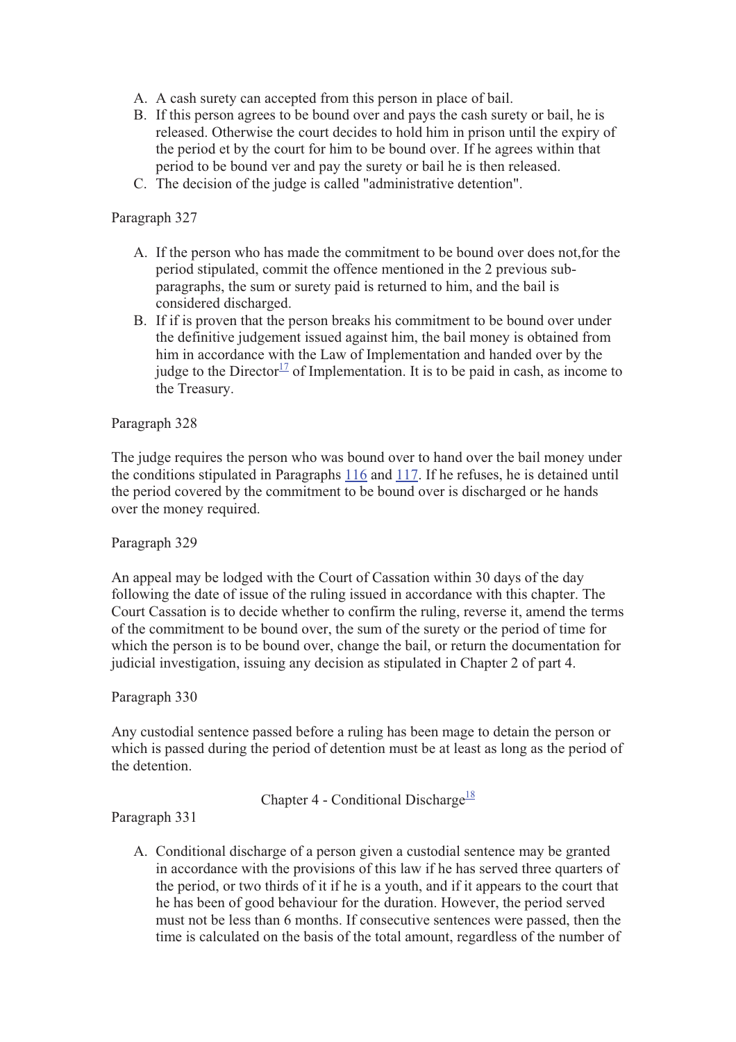A. A cash surety can accepted from this person in place of bail.
B. If this person agrees to be bound over and pays the cash surety or bail, he is released. Otherwise the court decides to hold him in prison until the expiry of the period et by the court for him to be bound over. If he agrees within that period to be bound ver and pay the surety or bail he is then released.
C. The decision of the judge is called "administrative detention".

Paragraph 327

A. If the person who has made the commitment to be bound over does not,for the period stipulated, commit the offence mentioned in the 2 previous sub-paragraphs, the sum or surety paid is returned to him, and the bail is considered discharged.
B. If if is proven that the person breaks his commitment to be bound over under the definitive judgement issued against him, the bail money is obtained from him in accordance with the Law of Implementation and handed over by the judge to the Director[17] of Implementation. It is to be paid in cash, as income to the Treasury.

Paragraph 328

The judge requires the person who was bound over to hand over the bail money under the conditions stipulated in Paragraphs 116 and 117. If he refuses, he is detained until the period covered by the commitment to be bound over is discharged or he hands over the money required.

Paragraph 329

An appeal may be lodged with the Court of Cassation within 30 days of the day following the date of issue of the ruling issued in accordance with this chapter. The Court Cassation is to decide whether to confirm the ruling, reverse it, amend the terms of the commitment to be bound over, the sum of the surety or the period of time for which the person is to be bound over, change the bail, or return the documentation for judicial investigation, issuing any decision as stipulated in Chapter 2 of part 4.

Paragraph 330

Any custodial sentence passed before a ruling has been mage to detain the person or which is passed during the period of detention must be at least as long as the period of the detention.

## Chapter 4 - Conditional Discharge[18]

Paragraph 331

A. Conditional discharge of a person given a custodial sentence may be granted in accordance with the provisions of this law if he has served three quarters of the period, or two thirds of it if he is a youth, and if it appears to the court that he has been of good behaviour for the duration. However, the period served must not be less than 6 months. If consecutive sentences were passed, then the time is calculated on the basis of the total amount, regardless of the number of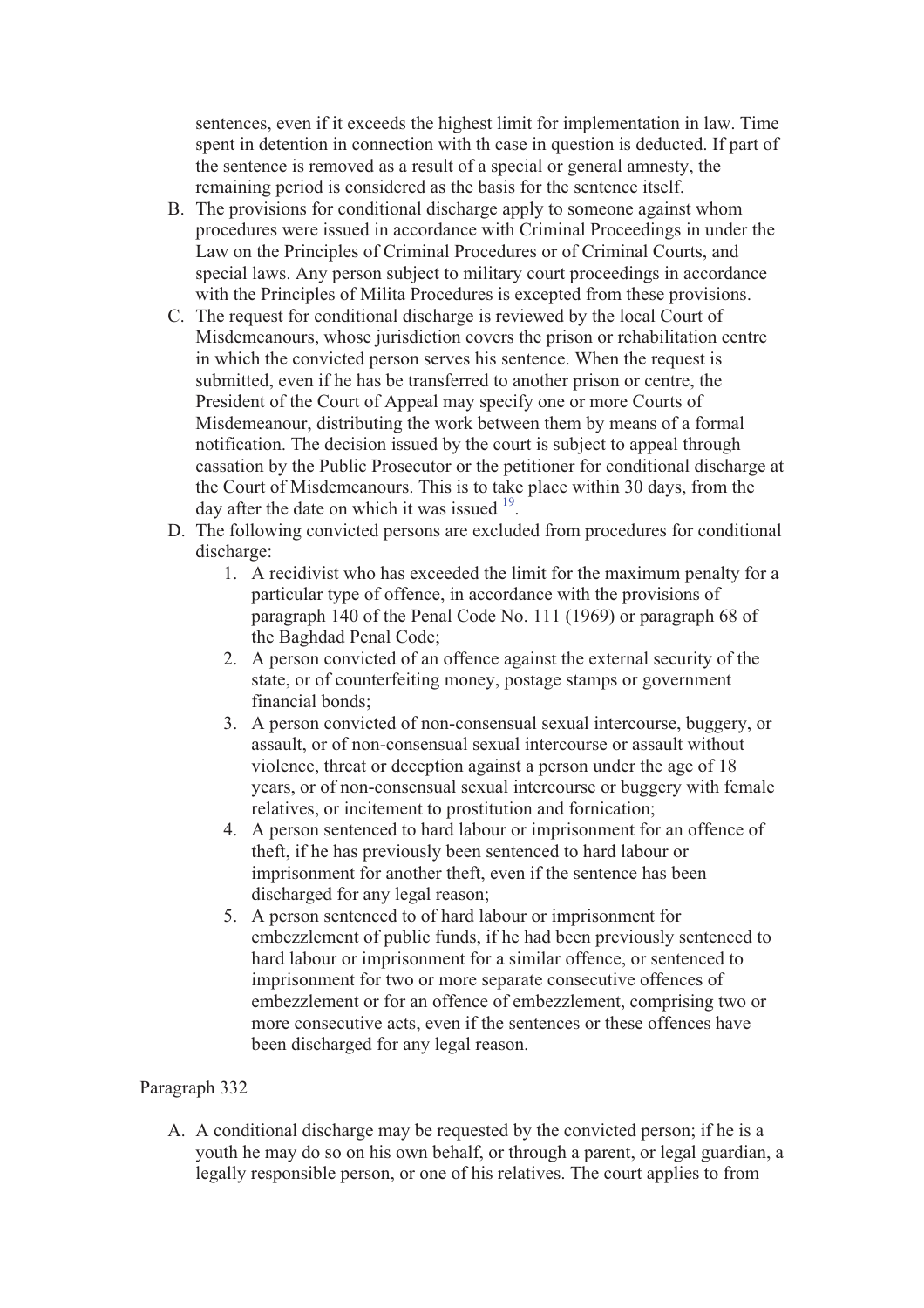sentences, even if it exceeds the highest limit for implementation in law. Time spent in detention in connection with th case in question is deducted. If part of the sentence is removed as a result of a special or general amnesty, the remaining period is considered as the basis for the sentence itself.

B. The provisions for conditional discharge apply to someone against whom procedures were issued in accordance with Criminal Proceedings in under the Law on the Principles of Criminal Procedures or of Criminal Courts, and special laws. Any person subject to military court proceedings in accordance with the Principles of Milita Procedures is excepted from these provisions.
C. The request for conditional discharge is reviewed by the local Court of Misdemeanours, whose jurisdiction covers the prison or rehabilitation centre in which the convicted person serves his sentence. When the request is submitted, even if he has be transferred to another prison or centre, the President of the Court of Appeal may specify one or more Courts of Misdemeanour, distributing the work between them by means of a formal notification. The decision issued by the court is subject to appeal through cassation by the Public Prosecutor or the petitioner for conditional discharge at the Court of Misdemeanours. This is to take place within 30 days, from the day after the date on which it was issued [19].
D. The following convicted persons are excluded from procedures for conditional discharge:
    1. A recidivist who has exceeded the limit for the maximum penalty for a particular type of offence, in accordance with the provisions of paragraph 140 of the Penal Code No. 111 (1969) or paragraph 68 of the Baghdad Penal Code;
    2. A person convicted of an offence against the external security of the state, or of counterfeiting money, postage stamps or government financial bonds;
    3. A person convicted of non-consensual sexual intercourse, buggery, or assault, or of non-consensual sexual intercourse or assault without violence, threat or deception against a person under the age of 18 years, or of non-consensual sexual intercourse or buggery with female relatives, or incitement to prostitution and fornication;
    4. A person sentenced to hard labour or imprisonment for an offence of theft, if he has previously been sentenced to hard labour or imprisonment for another theft, even if the sentence has been discharged for any legal reason;
    5. A person sentenced to of hard labour or imprisonment for embezzlement of public funds, if he had been previously sentenced to hard labour or imprisonment for a similar offence, or sentenced to imprisonment for two or more separate consecutive offences of embezzlement or for an offence of embezzlement, comprising two or more consecutive acts, even if the sentences or these offences have been discharged for any legal reason.

Paragraph 332

A. A conditional discharge may be requested by the convicted person; if he is a youth he may do so on his own behalf, or through a parent, or legal guardian, a legally responsible person, or one of his relatives. The court applies to from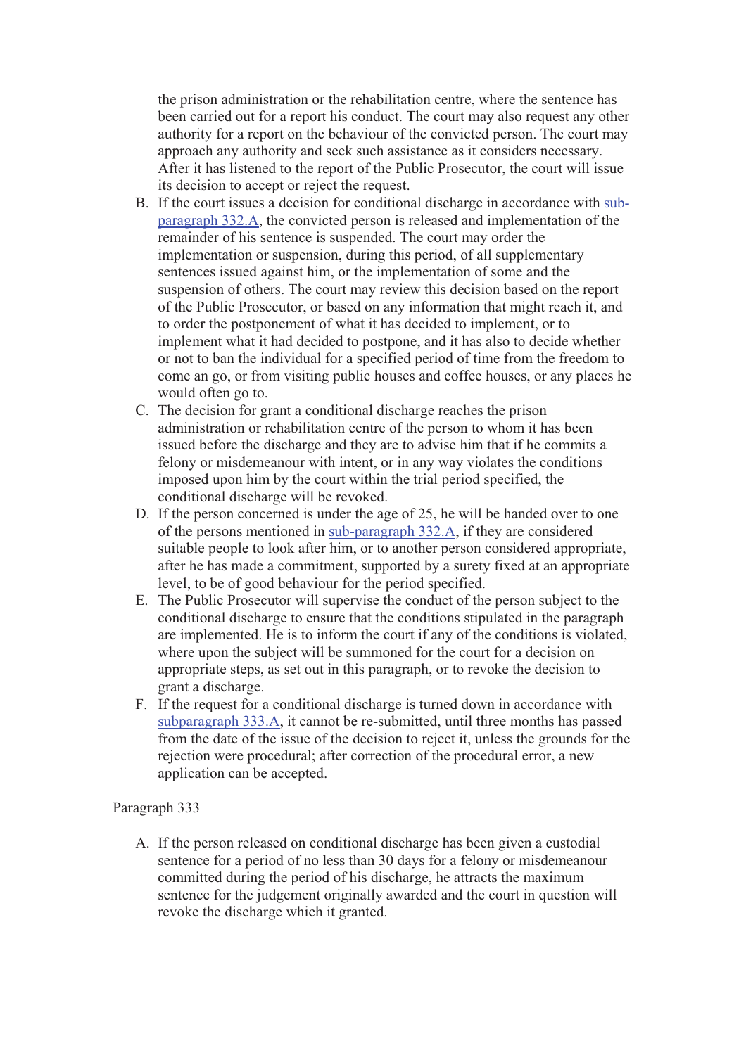the prison administration or the rehabilitation centre, where the sentence has been carried out for a report his conduct. The court may also request any other authority for a report on the behaviour of the convicted person. The court may approach any authority and seek such assistance as it considers necessary. After it has listened to the report of the Public Prosecutor, the court will issue its decision to accept or reject the request.

B. If the court issues a decision for conditional discharge in accordance with sub-paragraph 332.A, the convicted person is released and implementation of the remainder of his sentence is suspended. The court may order the implementation or suspension, during this period, of all supplementary sentences issued against him, or the implementation of some and the suspension of others. The court may review this decision based on the report of the Public Prosecutor, or based on any information that might reach it, and to order the postponement of what it has decided to implement, or to implement what it had decided to postpone, and it has also to decide whether or not to ban the individual for a specified period of time from the freedom to come an go, or from visiting public houses and coffee houses, or any places he would often go to.
C. The decision for grant a conditional discharge reaches the prison administration or rehabilitation centre of the person to whom it has been issued before the discharge and they are to advise him that if he commits a felony or misdemeanour with intent, or in any way violates the conditions imposed upon him by the court within the trial period specified, the conditional discharge will be revoked.
D. If the person concerned is under the age of 25, he will be handed over to one of the persons mentioned in sub-paragraph 332.A, if they are considered suitable people to look after him, or to another person considered appropriate, after he has made a commitment, supported by a surety fixed at an appropriate level, to be of good behaviour for the period specified.
E. The Public Prosecutor will supervise the conduct of the person subject to the conditional discharge to ensure that the conditions stipulated in the paragraph are implemented. He is to inform the court if any of the conditions is violated, where upon the subject will be summoned for the court for a decision on appropriate steps, as set out in this paragraph, or to revoke the decision to grant a discharge.
F. If the request for a conditional discharge is turned down in accordance with subparagraph 333.A, it cannot be re-submitted, until three months has passed from the date of the issue of the decision to reject it, unless the grounds for the rejection were procedural; after correction of the procedural error, a new application can be accepted.

Paragraph 333

A. If the person released on conditional discharge has been given a custodial sentence for a period of no less than 30 days for a felony or misdemeanour committed during the period of his discharge, he attracts the maximum sentence for the judgement originally awarded and the court in question will revoke the discharge which it granted.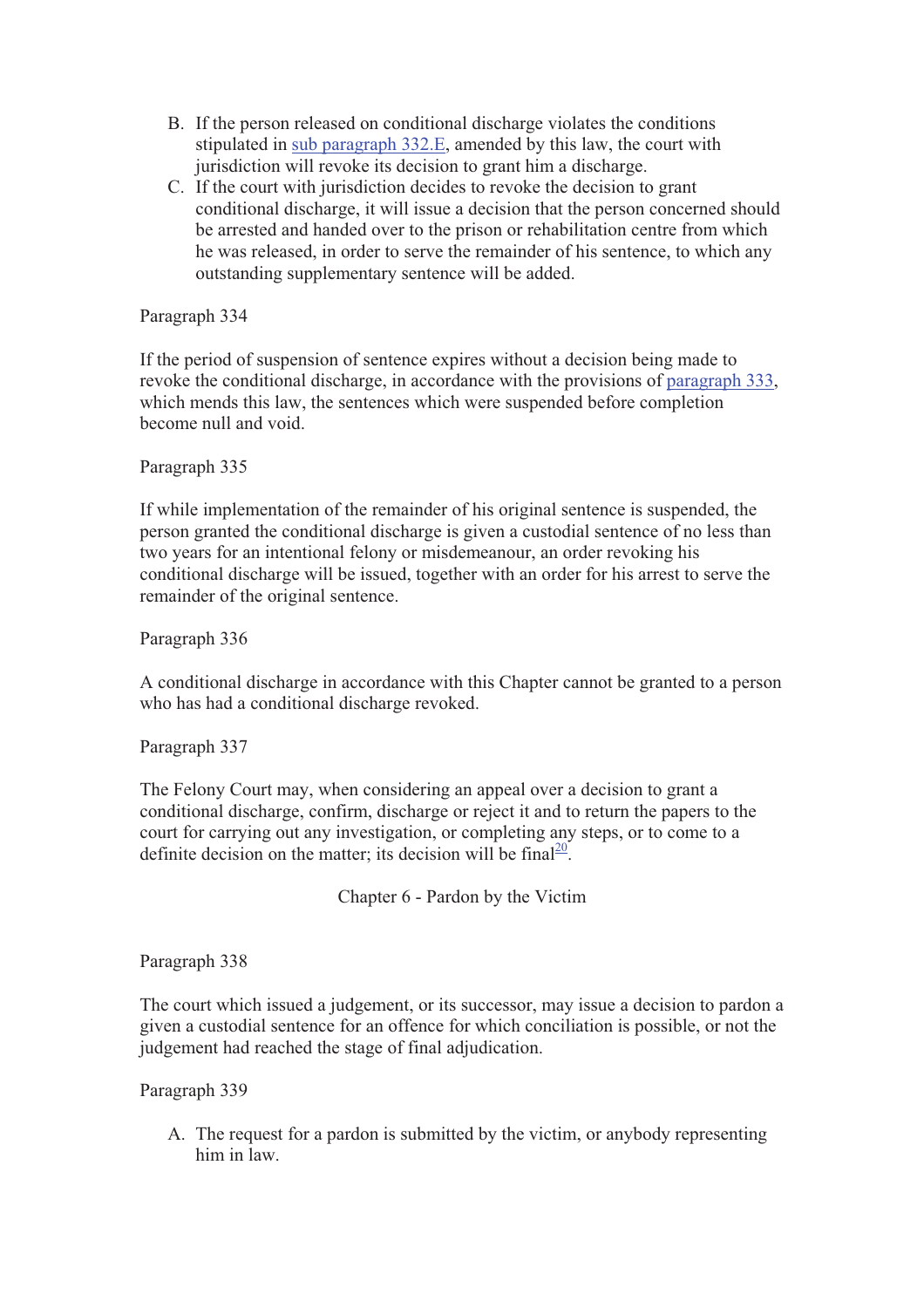B. If the person released on conditional discharge violates the conditions stipulated in sub paragraph 332.E, amended by this law, the court with jurisdiction will revoke its decision to grant him a discharge.
C. If the court with jurisdiction decides to revoke the decision to grant conditional discharge, it will issue a decision that the person concerned should be arrested and handed over to the prison or rehabilitation centre from which he was released, in order to serve the remainder of his sentence, to which any outstanding supplementary sentence will be added.

Paragraph 334

If the period of suspension of sentence expires without a decision being made to revoke the conditional discharge, in accordance with the provisions of paragraph 333, which mends this law, the sentences which were suspended before completion become null and void.

Paragraph 335

If while implementation of the remainder of his original sentence is suspended, the person granted the conditional discharge is given a custodial sentence of no less than two years for an intentional felony or misdemeanour, an order revoking his conditional discharge will be issued, together with an order for his arrest to serve the remainder of the original sentence.

Paragraph 336

A conditional discharge in accordance with this Chapter cannot be granted to a person who has had a conditional discharge revoked.

Paragraph 337

The Felony Court may, when considering an appeal over a decision to grant a conditional discharge, confirm, discharge or reject it and to return the papers to the court for carrying out any investigation, or completing any steps, or to come to a definite decision on the matter; its decision will be final[20].

## Chapter 6 - Pardon by the Victim

Paragraph 338

The court which issued a judgement, or its successor, may issue a decision to pardon a given a custodial sentence for an offence for which conciliation is possible, or not the judgement had reached the stage of final adjudication.

Paragraph 339

A. The request for a pardon is submitted by the victim, or anybody representing him in law.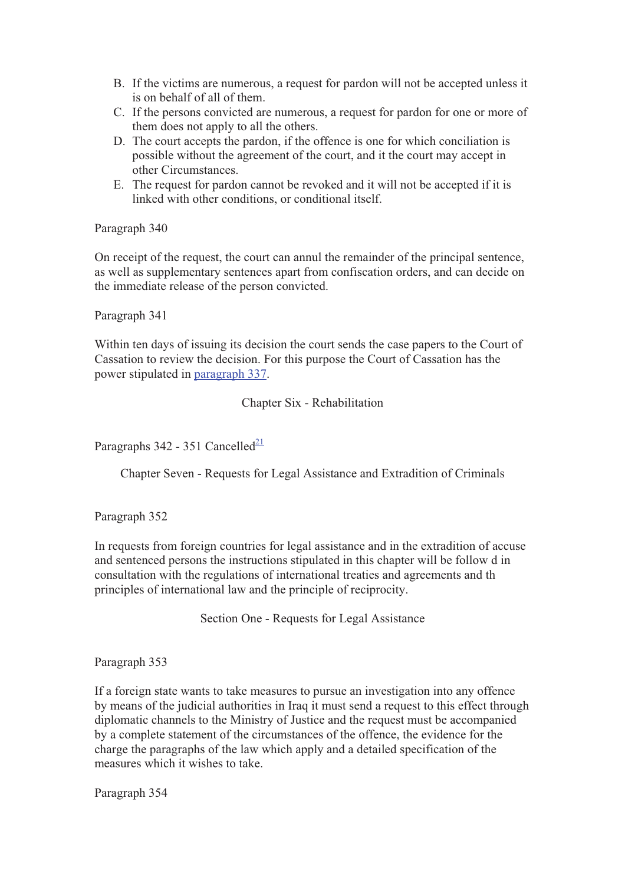B. If the victims are numerous, a request for pardon will not be accepted unless it is on behalf of all of them.
C. If the persons convicted are numerous, a request for pardon for one or more of them does not apply to all the others.
D. The court accepts the pardon, if the offence is one for which conciliation is possible without the agreement of the court, and it the court may accept in other Circumstances.
E. The request for pardon cannot be revoked and it will not be accepted if it is linked with other conditions, or conditional itself.

Paragraph 340

On receipt of the request, the court can annul the remainder of the principal sentence, as well as supplementary sentences apart from confiscation orders, and can decide on the immediate release of the person convicted.

Paragraph 341

Within ten days of issuing its decision the court sends the case papers to the Court of Cassation to review the decision. For this purpose the Court of Cassation has the power stipulated in paragraph 337.

## Chapter Six - Rehabilitation

Paragraphs 342 - 351 Cancelled[21]

## Chapter Seven - Requests for Legal Assistance and Extradition of Criminals

Paragraph 352

In requests from foreign countries for legal assistance and in the extradition of accuse and sentenced persons the instructions stipulated in this chapter will be follow d in consultation with the regulations of international treaties and agreements and th principles of international law and the principle of reciprocity.

### Section One - Requests for Legal Assistance

Paragraph 353

If a foreign state wants to take measures to pursue an investigation into any offence by means of the judicial authorities in Iraq it must send a request to this effect through diplomatic channels to the Ministry of Justice and the request must be accompanied by a complete statement of the circumstances of the offence, the evidence for the charge the paragraphs of the law which apply and a detailed specification of the measures which it wishes to take.

Paragraph 354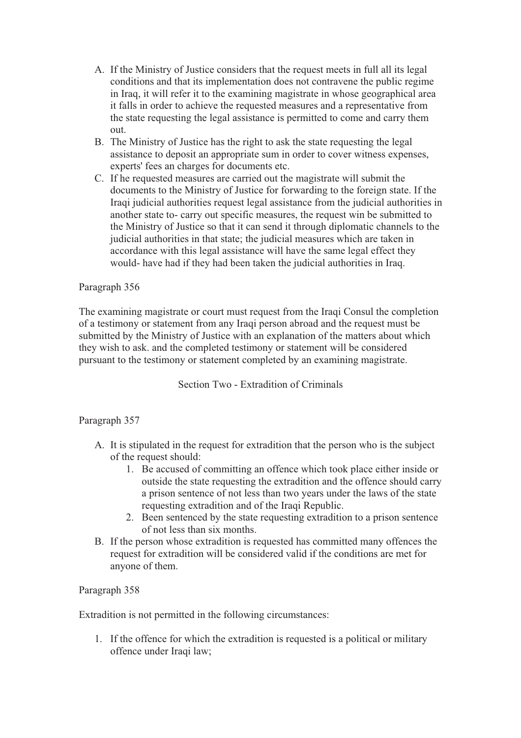A. If the Ministry of Justice considers that the request meets in full all its legal conditions and that its implementation does not contravene the public regime in Iraq, it will refer it to the examining magistrate in whose geographical area it falls in order to achieve the requested measures and a representative from the state requesting the legal assistance is permitted to come and carry them out.
B. The Ministry of Justice has the right to ask the state requesting the legal assistance to deposit an appropriate sum in order to cover witness expenses, experts' fees an charges for documents etc.
C. If he requested measures are carried out the magistrate will submit the documents to the Ministry of Justice for forwarding to the foreign state. If the Iraqi judicial authorities request legal assistance from the judicial authorities in another state to- carry out specific measures, the request win be submitted to the Ministry of Justice so that it can send it through diplomatic channels to the judicial authorities in that state; the judicial measures which are taken in accordance with this legal assistance will have the same legal effect they would- have had if they had been taken the judicial authorities in Iraq.

Paragraph 356

The examining magistrate or court must request from the Iraqi Consul the completion of a testimony or statement from any Iraqi person abroad and the request must be submitted by the Ministry of Justice with an explanation of the matters about which they wish to ask. and the completed testimony or statement will be considered pursuant to the testimony or statement completed by an examining magistrate.

## Section Two - Extradition of Criminals

Paragraph 357

A. It is stipulated in the request for extradition that the person who is the subject of the request should:
    1. Be accused of committing an offence which took place either inside or outside the state requesting the extradition and the offence should carry a prison sentence of not less than two years under the laws of the state requesting extradition and of the Iraqi Republic.
    2. Been sentenced by the state requesting extradition to a prison sentence of not less than six months.
B. If the person whose extradition is requested has committed many offences the request for extradition will be considered valid if the conditions are met for anyone of them.

Paragraph 358

Extradition is not permitted in the following circumstances:

1. If the offence for which the extradition is requested is a political or military offence under Iraqi law;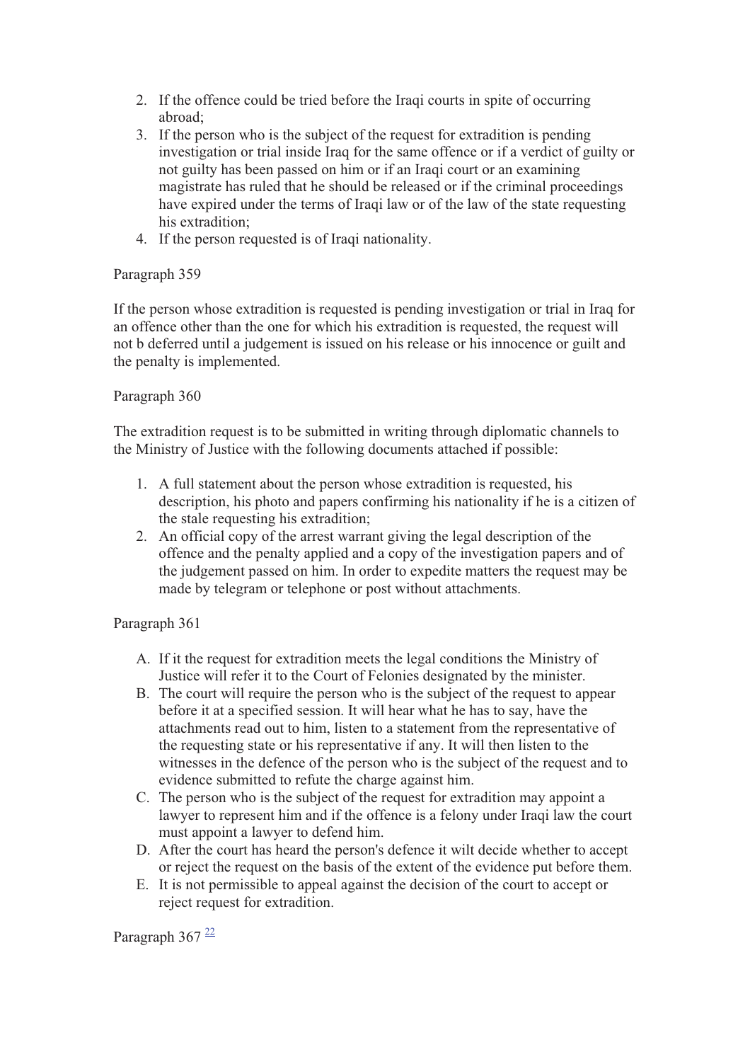2. If the offence could be tried before the Iraqi courts in spite of occurring abroad;
3. If the person who is the subject of the request for extradition is pending investigation or trial inside Iraq for the same offence or if a verdict of guilty or not guilty has been passed on him or if an Iraqi court or an examining magistrate has ruled that he should be released or if the criminal proceedings have expired under the terms of Iraqi law or of the law of the state requesting his extradition;
4. If the person requested is of Iraqi nationality.

Paragraph 359

If the person whose extradition is requested is pending investigation or trial in Iraq for an offence other than the one for which his extradition is requested, the request will not b deferred until a judgement is issued on his release or his innocence or guilt and the penalty is implemented.

Paragraph 360

The extradition request is to be submitted in writing through diplomatic channels to the Ministry of Justice with the following documents attached if possible:

1. A full statement about the person whose extradition is requested, his description, his photo and papers confirming his nationality if he is a citizen of the stale requesting his extradition;
2. An official copy of the arrest warrant giving the legal description of the offence and the penalty applied and a copy of the investigation papers and of the judgement passed on him. In order to expedite matters the request may be made by telegram or telephone or post without attachments.

Paragraph 361

A. If it the request for extradition meets the legal conditions the Ministry of Justice will refer it to the Court of Felonies designated by the minister.
B. The court will require the person who is the subject of the request to appear before it at a specified session. It will hear what he has to say, have the attachments read out to him, listen to a statement from the representative of the requesting state or his representative if any. It will then listen to the witnesses in the defence of the person who is the subject of the request and to evidence submitted to refute the charge against him.
C. The person who is the subject of the request for extradition may appoint a lawyer to represent him and if the offence is a felony under Iraqi law the court must appoint a lawyer to defend him.
D. After the court has heard the person's defence it wilt decide whether to accept or reject the request on the basis of the extent of the evidence put before them.
E. It is not permissible to appeal against the decision of the court to accept or reject request for extradition.

Paragraph 367 [22]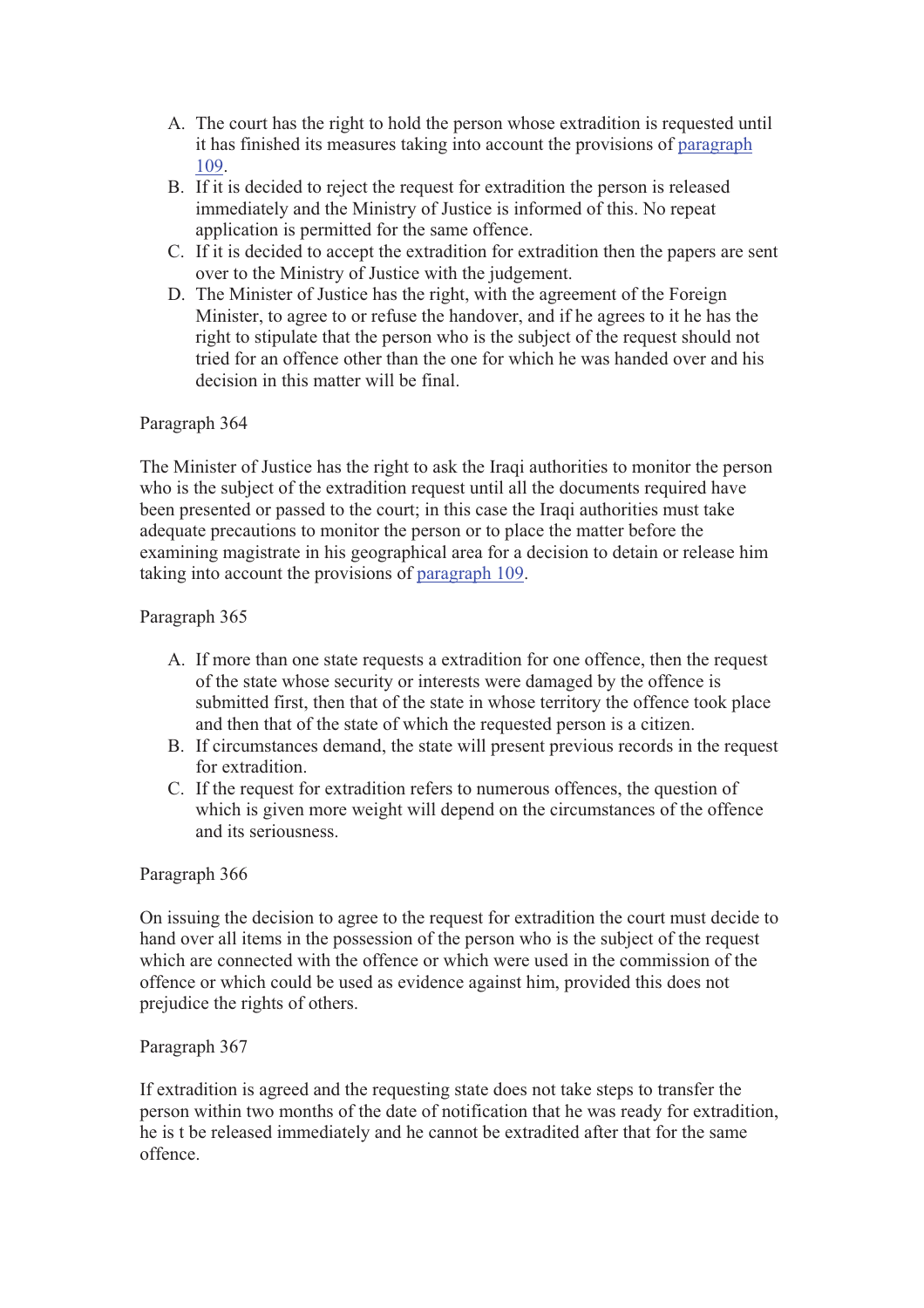A. The court has the right to hold the person whose extradition is requested until it has finished its measures taking into account the provisions of paragraph 109.
B. If it is decided to reject the request for extradition the person is released immediately and the Ministry of Justice is informed of this. No repeat application is permitted for the same offence.
C. If it is decided to accept the extradition for extradition then the papers are sent over to the Ministry of Justice with the judgement.
D. The Minister of Justice has the right, with the agreement of the Foreign Minister, to agree to or refuse the handover, and if he agrees to it he has the right to stipulate that the person who is the subject of the request should not tried for an offence other than the one for which he was handed over and his decision in this matter will be final.

Paragraph 364

The Minister of Justice has the right to ask the Iraqi authorities to monitor the person who is the subject of the extradition request until all the documents required have been presented or passed to the court; in this case the Iraqi authorities must take adequate precautions to monitor the person or to place the matter before the examining magistrate in his geographical area for a decision to detain or release him taking into account the provisions of paragraph 109.

Paragraph 365

A. If more than one state requests a extradition for one offence, then the request of the state whose security or interests were damaged by the offence is submitted first, then that of the state in whose territory the offence took place and then that of the state of which the requested person is a citizen.
B. If circumstances demand, the state will present previous records in the request for extradition.
C. If the request for extradition refers to numerous offences, the question of which is given more weight will depend on the circumstances of the offence and its seriousness.

Paragraph 366

On issuing the decision to agree to the request for extradition the court must decide to hand over all items in the possession of the person who is the subject of the request which are connected with the offence or which were used in the commission of the offence or which could be used as evidence against him, provided this does not prejudice the rights of others.

Paragraph 367

If extradition is agreed and the requesting state does not take steps to transfer the person within two months of the date of notification that he was ready for extradition, he is t be released immediately and he cannot be extradited after that for the same offence.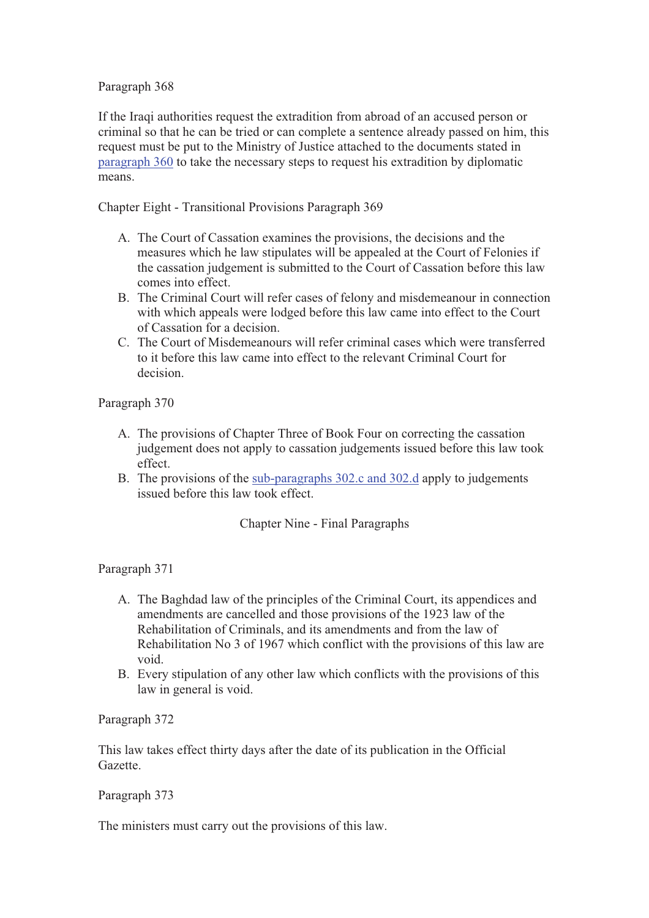Paragraph 368

If the Iraqi authorities request the extradition from abroad of an accused person or criminal so that he can be tried or can complete a sentence already passed on him, this request must be put to the Ministry of Justice attached to the documents stated in paragraph 360 to take the necessary steps to request his extradition by diplomatic means.

Chapter Eight - Transitional Provisions Paragraph 369

A. The Court of Cassation examines the provisions, the decisions and the measures which he law stipulates will be appealed at the Court of Felonies if the cassation judgement is submitted to the Court of Cassation before this law comes into effect.
B. The Criminal Court will refer cases of felony and misdemeanour in connection with which appeals were lodged before this law came into effect to the Court of Cassation for a decision.
C. The Court of Misdemeanours will refer criminal cases which were transferred to it before this law came into effect to the relevant Criminal Court for decision.

Paragraph 370

A. The provisions of Chapter Three of Book Four on correcting the cassation judgement does not apply to cassation judgements issued before this law took effect.
B. The provisions of the sub-paragraphs 302.c and 302.d apply to judgements issued before this law took effect.

## Chapter Nine - Final Paragraphs

Paragraph 371

A. The Baghdad law of the principles of the Criminal Court, its appendices and amendments are cancelled and those provisions of the 1923 law of the Rehabilitation of Criminals, and its amendments and from the law of Rehabilitation No 3 of 1967 which conflict with the provisions of this law are void.
B. Every stipulation of any other law which conflicts with the provisions of this law in general is void.

Paragraph 372

This law takes effect thirty days after the date of its publication in the Official Gazette.

Paragraph 373

The ministers must carry out the provisions of this law.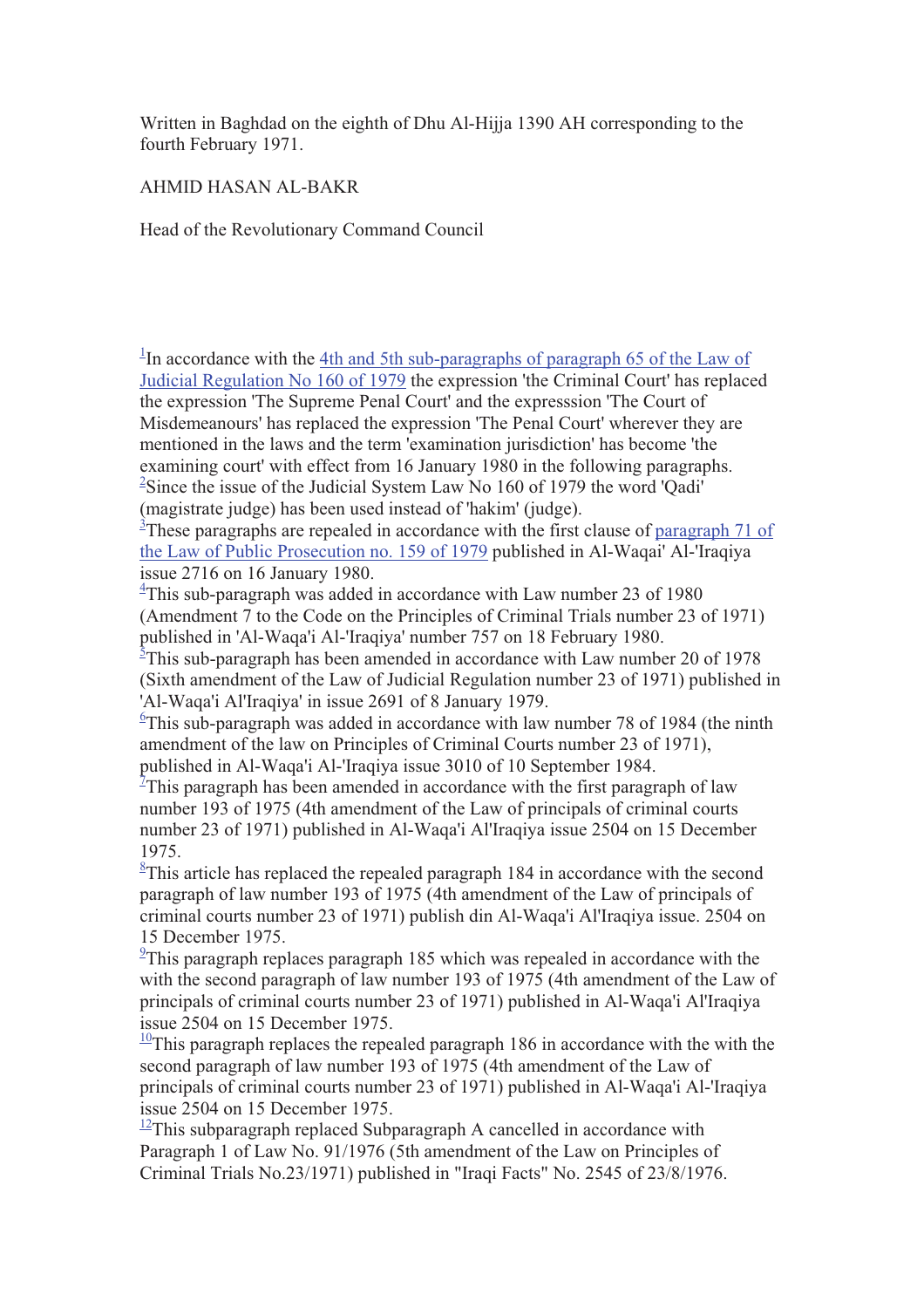Written in Baghdad on the eighth of Dhu Al-Hijja 1390 AH corresponding to the fourth February 1971.

AHMID HASAN AL-BAKR

Head of the Revolutionary Command Council

[1]In accordance with the 4th and 5th sub-paragraphs of paragraph 65 of the Law of Judicial Regulation No 160 of 1979 the expression 'the Criminal Court' has replaced the expression 'The Supreme Penal Court' and the expresssion 'The Court of Misdemeanours' has replaced the expression 'The Penal Court' wherever they are mentioned in the laws and the term 'examination jurisdiction' has become 'the examining court' with effect from 16 January 1980 in the following paragraphs.
[2]Since the issue of the Judicial System Law No 160 of 1979 the word 'Qadi' (magistrate judge) has been used instead of 'hakim' (judge).
[3]These paragraphs are repealed in accordance with the first clause of paragraph 71 of the Law of Public Prosecution no. 159 of 1979 published in Al-Waqai' Al-'Iraqiya issue 2716 on 16 January 1980.
[4]This sub-paragraph was added in accordance with Law number 23 of 1980 (Amendment 7 to the Code on the Principles of Criminal Trials number 23 of 1971) published in 'Al-Waqa'i Al-'Iraqiya' number 757 on 18 February 1980.
[5]This sub-paragraph has been amended in accordance with Law number 20 of 1978 (Sixth amendment of the Law of Judicial Regulation number 23 of 1971) published in 'Al-Waqa'i Al'Iraqiya' in issue 2691 of 8 January 1979.
[6]This sub-paragraph was added in accordance with law number 78 of 1984 (the ninth amendment of the law on Principles of Criminal Courts number 23 of 1971), published in Al-Waqa'i Al-'Iraqiya issue 3010 of 10 September 1984.
[7]This paragraph has been amended in accordance with the first paragraph of law number 193 of 1975 (4th amendment of the Law of principals of criminal courts number 23 of 1971) published in Al-Waqa'i Al'Iraqiya issue 2504 on 15 December 1975.
[8]This article has replaced the repealed paragraph 184 in accordance with the second paragraph of law number 193 of 1975 (4th amendment of the Law of principals of criminal courts number 23 of 1971) publish din Al-Waqa'i Al'Iraqiya issue. 2504 on 15 December 1975.
[9]This paragraph replaces paragraph 185 which was repealed in accordance with the with the second paragraph of law number 193 of 1975 (4th amendment of the Law of principals of criminal courts number 23 of 1971) published in Al-Waqa'i Al'Iraqiya issue 2504 on 15 December 1975.
[10]This paragraph replaces the repealed paragraph 186 in accordance with the with the second paragraph of law number 193 of 1975 (4th amendment of the Law of principals of criminal courts number 23 of 1971) published in Al-Waqa'i Al-'Iraqiya issue 2504 on 15 December 1975.
[12]This subparagraph replaced Subparagraph A cancelled in accordance with Paragraph 1 of Law No. 91/1976 (5th amendment of the Law on Principles of Criminal Trials No.23/1971) published in "Iraqi Facts" No. 2545 of 23/8/1976.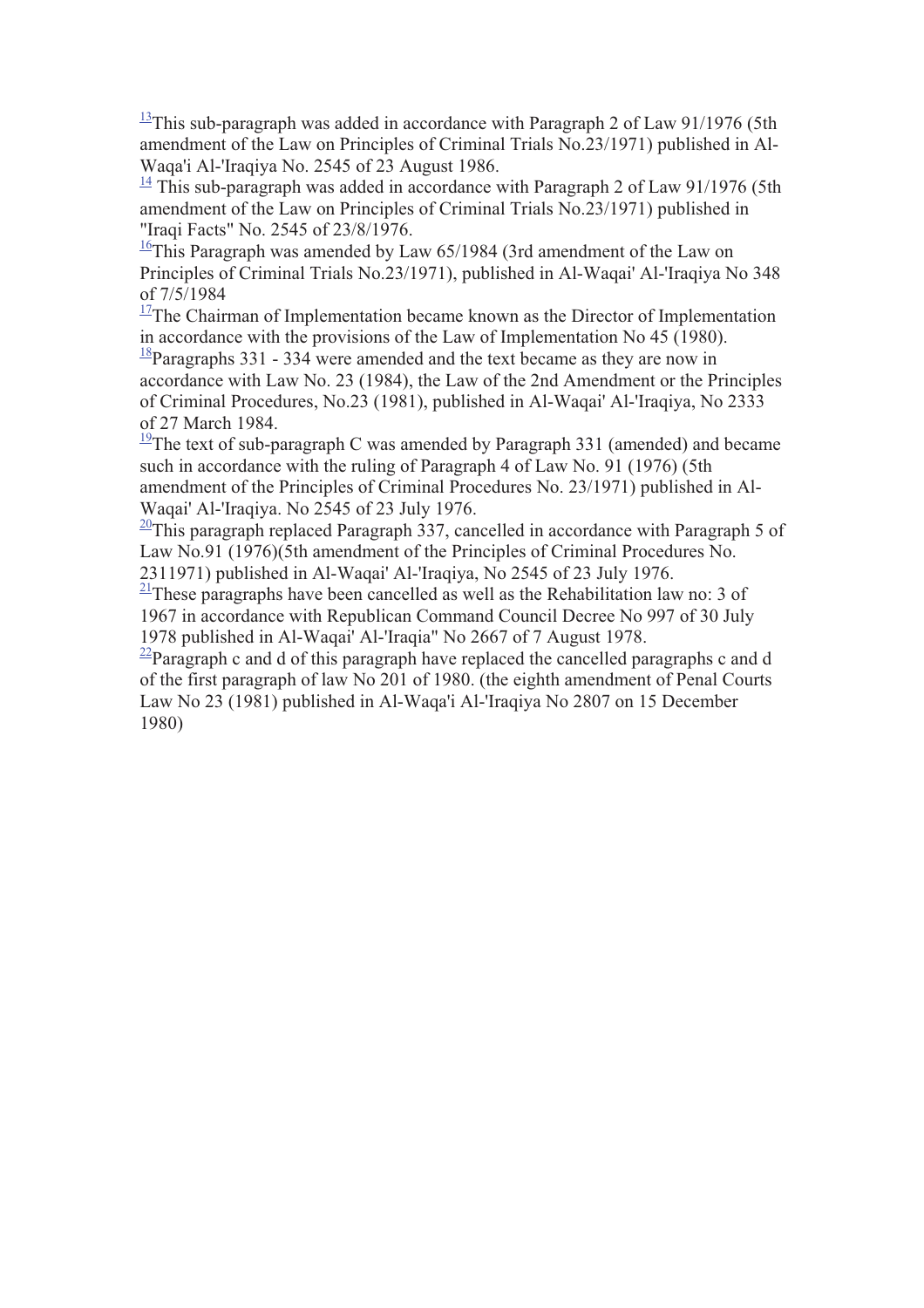[13]This sub-paragraph was added in accordance with Paragraph 2 of Law 91/1976 (5th amendment of the Law on Principles of Criminal Trials No.23/1971) published in Al-Waqa'i Al-'Iraqiya No. 2545 of 23 August 1986.

[14] This sub-paragraph was added in accordance with Paragraph 2 of Law 91/1976 (5th amendment of the Law on Principles of Criminal Trials No.23/1971) published in "Iraqi Facts" No. 2545 of 23/8/1976.

[16]This Paragraph was amended by Law 65/1984 (3rd amendment of the Law on Principles of Criminal Trials No.23/1971), published in Al-Waqai' Al-'Iraqiya No 348 of 7/5/1984

[17]The Chairman of Implementation became known as the Director of Implementation in accordance with the provisions of the Law of Implementation No 45 (1980).

[18]Paragraphs 331 - 334 were amended and the text became as they are now in accordance with Law No. 23 (1984), the Law of the 2nd Amendment or the Principles of Criminal Procedures, No.23 (1981), published in Al-Waqai' Al-'Iraqiya, No 2333 of 27 March 1984.

[19]The text of sub-paragraph C was amended by Paragraph 331 (amended) and became such in accordance with the ruling of Paragraph 4 of Law No. 91 (1976) (5th amendment of the Principles of Criminal Procedures No. 23/1971) published in Al-Waqai' Al-'Iraqiya. No 2545 of 23 July 1976.

[20]This paragraph replaced Paragraph 337, cancelled in accordance with Paragraph 5 of Law No.91 (1976)(5th amendment of the Principles of Criminal Procedures No. 2311971) published in Al-Waqai' Al-'Iraqiya, No 2545 of 23 July 1976.

[21]These paragraphs have been cancelled as well as the Rehabilitation law no: 3 of 1967 in accordance with Republican Command Council Decree No 997 of 30 July 1978 published in Al-Waqai' Al-'Iraqia" No 2667 of 7 August 1978.

[22]Paragraph c and d of this paragraph have replaced the cancelled paragraphs c and d of the first paragraph of law No 201 of 1980. (the eighth amendment of Penal Courts Law No 23 (1981) published in Al-Waqa'i Al-'Iraqiya No 2807 on 15 December 1980)